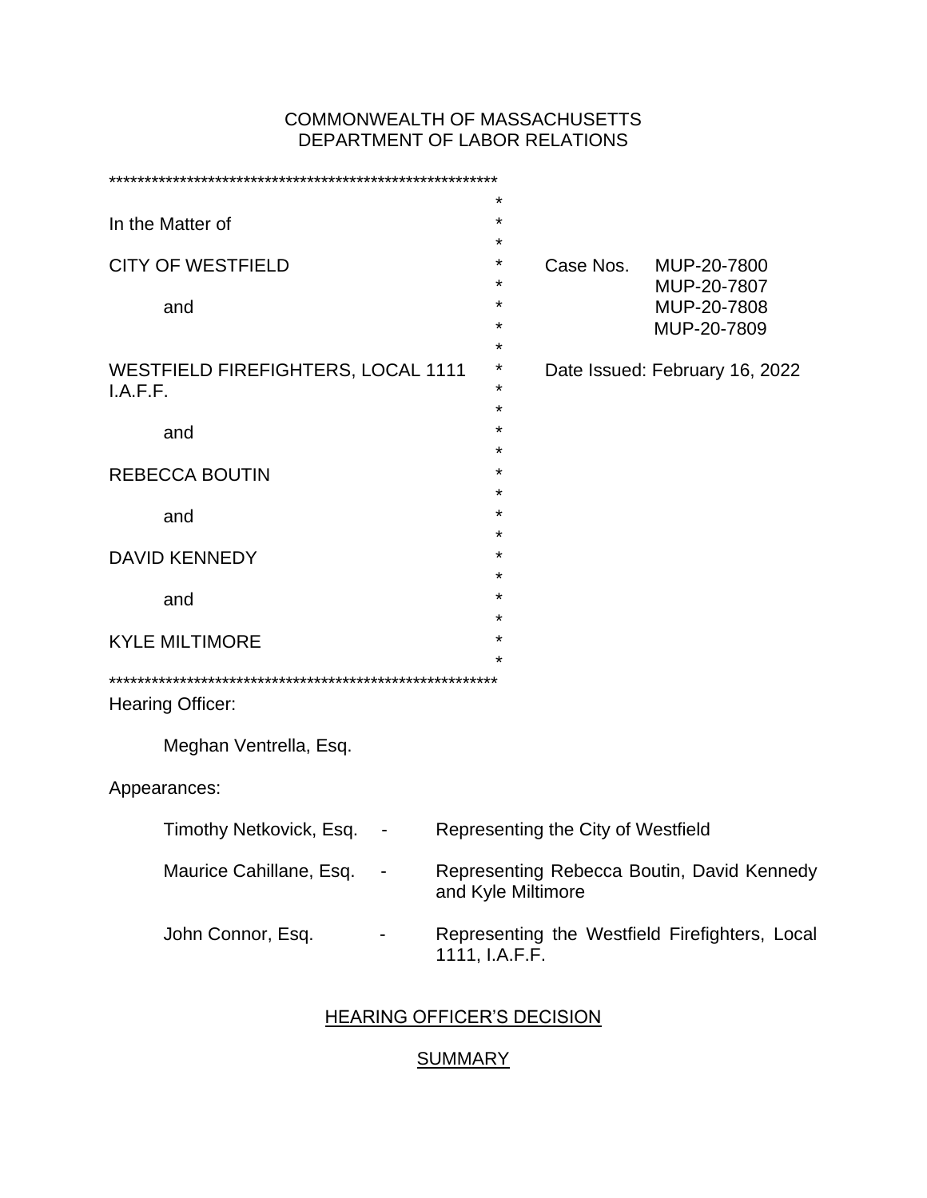COMMONWEALTH OF MASSACHUSETTS
DEPARTMENT OF LABOR RELATIONS

| | |
|---|---|
| In the Matter of | |
| CITY OF WESTFIELD | Case Nos. MUP-20-7800, MUP-20-7807, MUP-20-7808, MUP-20-7809 |
| and | |
| WESTFIELD FIREFIGHTERS, LOCAL 1111 I.A.F.F. | Date Issued: February 16, 2022 |
| and | |
| REBECCA BOUTIN | |
| and | |
| DAVID KENNEDY | |
| and | |
| KYLE MILTIMORE | |

Hearing Officer:

Meghan Ventrella, Esq.

Appearances:

| | | |
|---|---|---|
| Timothy Netkovick, Esq. | - | Representing the City of Westfield |
| Maurice Cahillane, Esq. | - | Representing Rebecca Boutin, David Kennedy and Kyle Miltimore |
| John Connor, Esq. | - | Representing the Westfield Firefighters, Local 1111, I.A.F.F. |

## HEARING OFFICER'S DECISION

## SUMMARY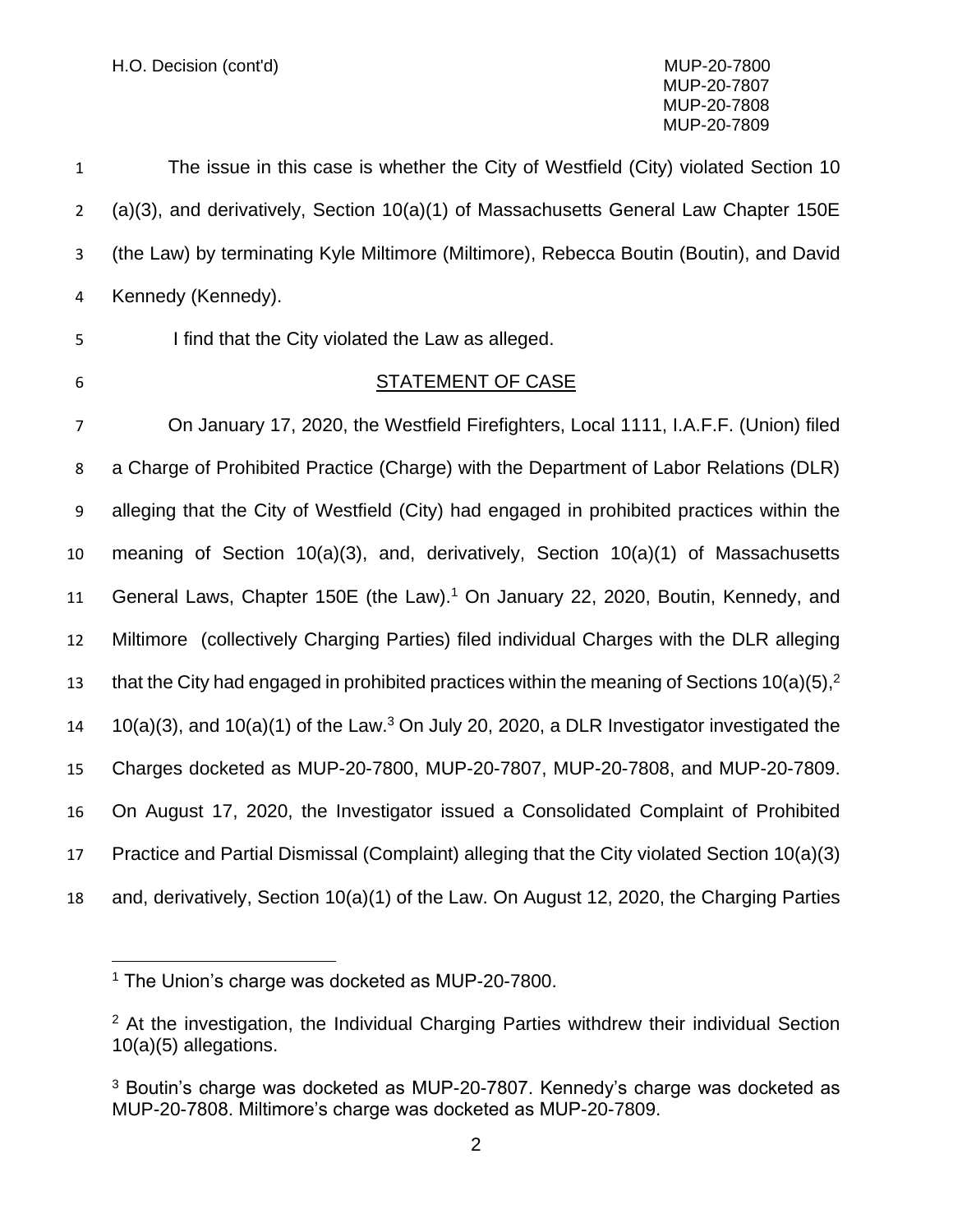The issue in this case is whether the City of Westfield (City) violated Section 10 (a)(3), and derivatively, Section 10(a)(1) of Massachusetts General Law Chapter 150E (the Law) by terminating Kyle Miltimore (Miltimore), Rebecca Boutin (Boutin), and David Kennedy (Kennedy).

I find that the City violated the Law as alleged.

## STATEMENT OF CASE

On January 17, 2020, the Westfield Firefighters, Local 1111, I.A.F.F. (Union) filed a Charge of Prohibited Practice (Charge) with the Department of Labor Relations (DLR) alleging that the City of Westfield (City) had engaged in prohibited practices within the meaning of Section 10(a)(3), and, derivatively, Section 10(a)(1) of Massachusetts General Laws, Chapter 150E (the Law).[1] On January 22, 2020, Boutin, Kennedy, and Miltimore (collectively Charging Parties) filed individual Charges with the DLR alleging that the City had engaged in prohibited practices within the meaning of Sections 10(a)(5),[2] 10(a)(3), and 10(a)(1) of the Law.[3] On July 20, 2020, a DLR Investigator investigated the Charges docketed as MUP-20-7800, MUP-20-7807, MUP-20-7808, and MUP-20-7809. On August 17, 2020, the Investigator issued a Consolidated Complaint of Prohibited Practice and Partial Dismissal (Complaint) alleging that the City violated Section 10(a)(3) and, derivatively, Section 10(a)(1) of the Law. On August 12, 2020, the Charging Parties

---

[1] The Union's charge was docketed as MUP-20-7800.

[2] At the investigation, the Individual Charging Parties withdrew their individual Section 10(a)(5) allegations.

[3] Boutin's charge was docketed as MUP-20-7807. Kennedy's charge was docketed as MUP-20-7808. Miltimore's charge was docketed as MUP-20-7809.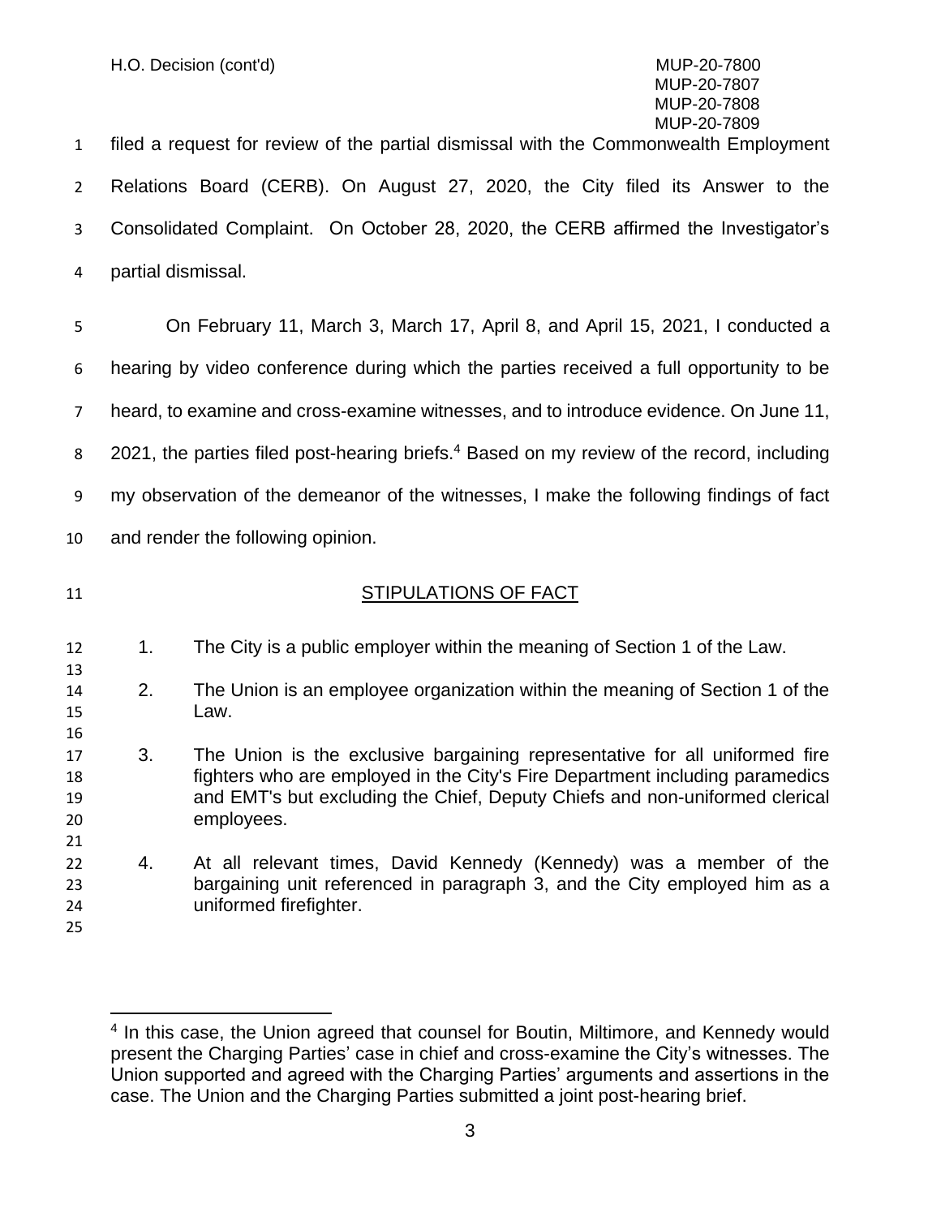filed a request for review of the partial dismissal with the Commonwealth Employment Relations Board (CERB). On August 27, 2020, the City filed its Answer to the Consolidated Complaint. On October 28, 2020, the CERB affirmed the Investigator's partial dismissal.

On February 11, March 3, March 17, April 8, and April 15, 2021, I conducted a hearing by video conference during which the parties received a full opportunity to be heard, to examine and cross-examine witnesses, and to introduce evidence. On June 11, 2021, the parties filed post-hearing briefs.[4] Based on my review of the record, including my observation of the demeanor of the witnesses, I make the following findings of fact and render the following opinion.

## STIPULATIONS OF FACT

1. The City is a public employer within the meaning of Section 1 of the Law.

2. The Union is an employee organization within the meaning of Section 1 of the Law.

3. The Union is the exclusive bargaining representative for all uniformed fire fighters who are employed in the City's Fire Department including paramedics and EMT's but excluding the Chief, Deputy Chiefs and non-uniformed clerical employees.

4. At all relevant times, David Kennedy (Kennedy) was a member of the bargaining unit referenced in paragraph 3, and the City employed him as a uniformed firefighter.

---

[4] In this case, the Union agreed that counsel for Boutin, Miltimore, and Kennedy would present the Charging Parties' case in chief and cross-examine the City's witnesses. The Union supported and agreed with the Charging Parties' arguments and assertions in the case. The Union and the Charging Parties submitted a joint post-hearing brief.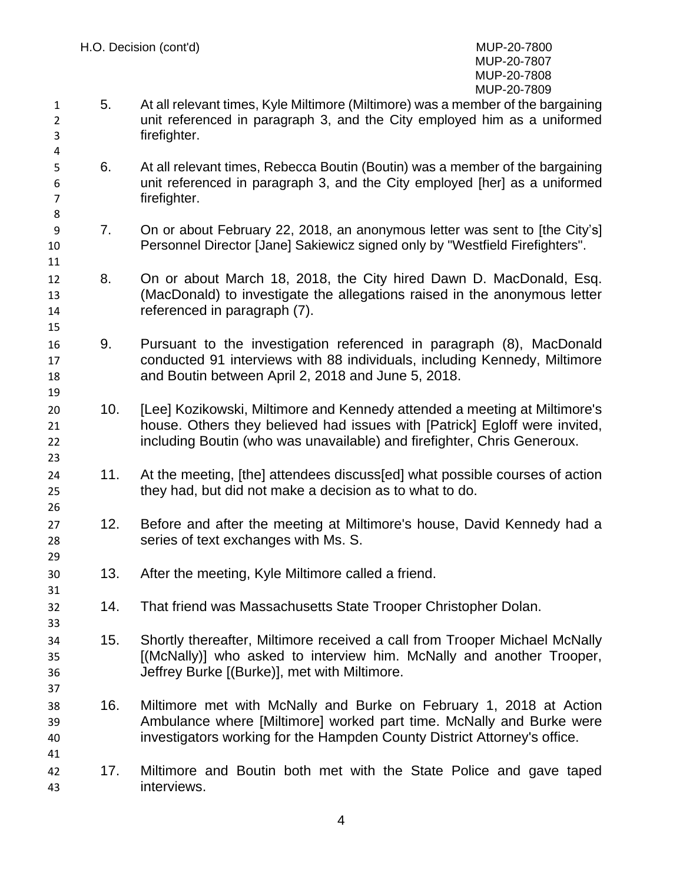5. At all relevant times, Kyle Miltimore (Miltimore) was a member of the bargaining unit referenced in paragraph 3, and the City employed him as a uniformed firefighter.

6. At all relevant times, Rebecca Boutin (Boutin) was a member of the bargaining unit referenced in paragraph 3, and the City employed [her] as a uniformed firefighter.

7. On or about February 22, 2018, an anonymous letter was sent to [the City's] Personnel Director [Jane] Sakiewicz signed only by "Westfield Firefighters".

8. On or about March 18, 2018, the City hired Dawn D. MacDonald, Esq. (MacDonald) to investigate the allegations raised in the anonymous letter referenced in paragraph (7).

9. Pursuant to the investigation referenced in paragraph (8), MacDonald conducted 91 interviews with 88 individuals, including Kennedy, Miltimore and Boutin between April 2, 2018 and June 5, 2018.

10. [Lee] Kozikowski, Miltimore and Kennedy attended a meeting at Miltimore's house. Others they believed had issues with [Patrick] Egloff were invited, including Boutin (who was unavailable) and firefighter, Chris Generoux.

11. At the meeting, [the] attendees discuss[ed] what possible courses of action they had, but did not make a decision as to what to do.

12. Before and after the meeting at Miltimore's house, David Kennedy had a series of text exchanges with Ms. S.

13. After the meeting, Kyle Miltimore called a friend.

14. That friend was Massachusetts State Trooper Christopher Dolan.

15. Shortly thereafter, Miltimore received a call from Trooper Michael McNally [(McNally)] who asked to interview him. McNally and another Trooper, Jeffrey Burke [(Burke)], met with Miltimore.

16. Miltimore met with McNally and Burke on February 1, 2018 at Action Ambulance where [Miltimore] worked part time. McNally and Burke were investigators working for the Hampden County District Attorney's office.

17. Miltimore and Boutin both met with the State Police and gave taped interviews.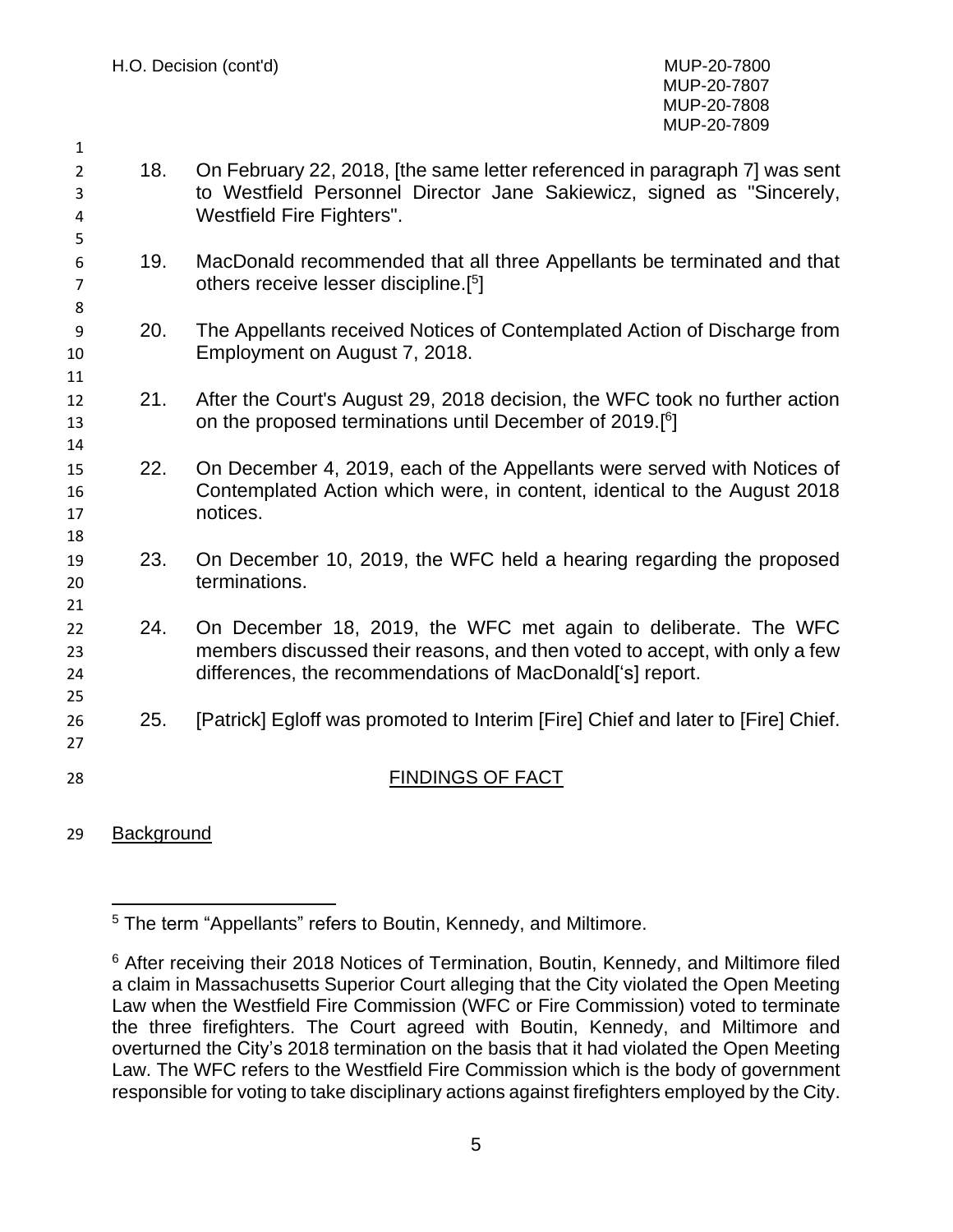18. On February 22, 2018, [the same letter referenced in paragraph 7] was sent to Westfield Personnel Director Jane Sakiewicz, signed as "Sincerely, Westfield Fire Fighters".

19. MacDonald recommended that all three Appellants be terminated and that others receive lesser discipline.[5]

20. The Appellants received Notices of Contemplated Action of Discharge from Employment on August 7, 2018.

21. After the Court's August 29, 2018 decision, the WFC took no further action on the proposed terminations until December of 2019.[6]

22. On December 4, 2019, each of the Appellants were served with Notices of Contemplated Action which were, in content, identical to the August 2018 notices.

23. On December 10, 2019, the WFC held a hearing regarding the proposed terminations.

24. On December 18, 2019, the WFC met again to deliberate. The WFC members discussed their reasons, and then voted to accept, with only a few differences, the recommendations of MacDonald['s] report.

25. [Patrick] Egloff was promoted to Interim [Fire] Chief and later to [Fire] Chief.

## FINDINGS OF FACT

Background

---

[5] The term "Appellants" refers to Boutin, Kennedy, and Miltimore.

[6] After receiving their 2018 Notices of Termination, Boutin, Kennedy, and Miltimore filed a claim in Massachusetts Superior Court alleging that the City violated the Open Meeting Law when the Westfield Fire Commission (WFC or Fire Commission) voted to terminate the three firefighters. The Court agreed with Boutin, Kennedy, and Miltimore and overturned the City's 2018 termination on the basis that it had violated the Open Meeting Law. The WFC refers to the Westfield Fire Commission which is the body of government responsible for voting to take disciplinary actions against firefighters employed by the City.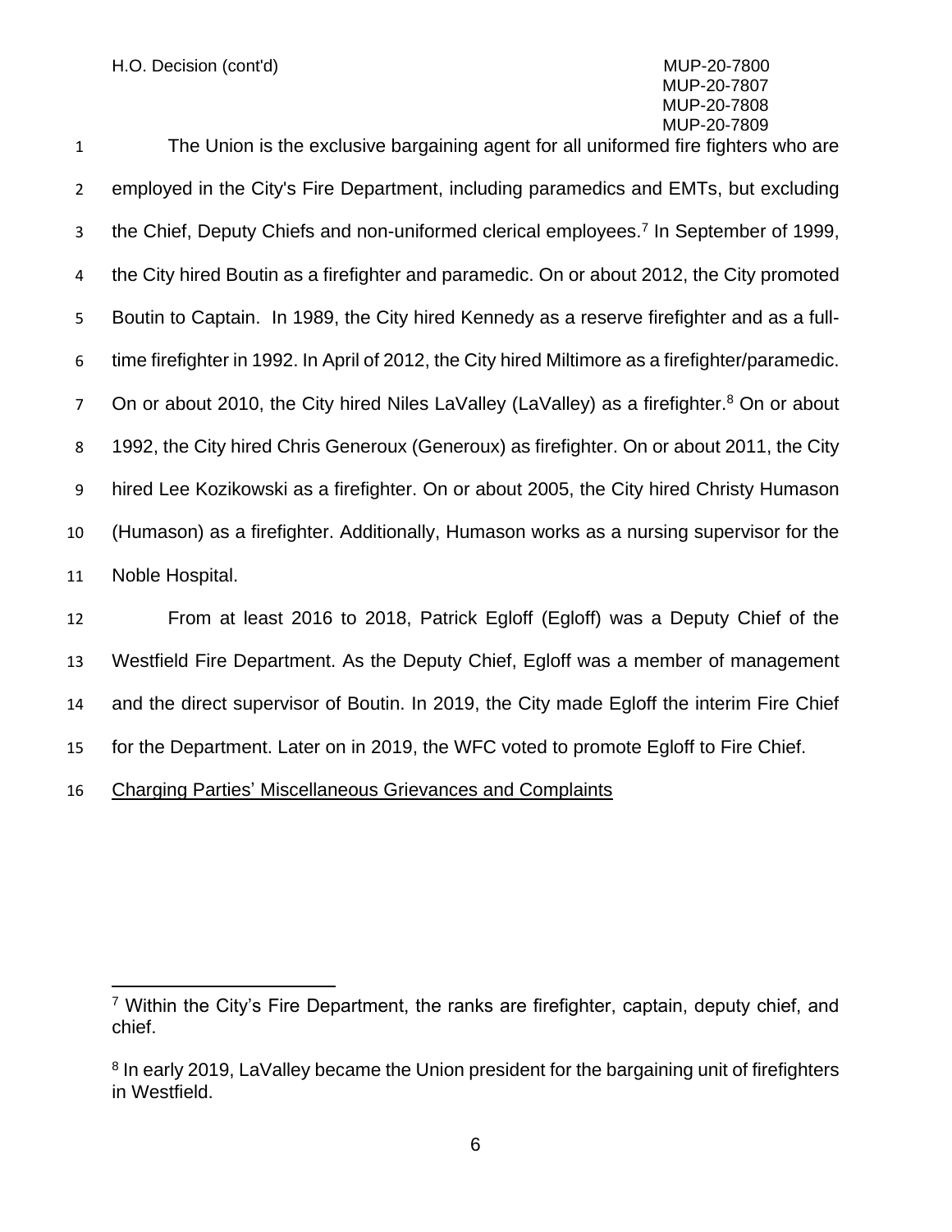The Union is the exclusive bargaining agent for all uniformed fire fighters who are employed in the City's Fire Department, including paramedics and EMTs, but excluding the Chief, Deputy Chiefs and non-uniformed clerical employees.[7] In September of 1999, the City hired Boutin as a firefighter and paramedic. On or about 2012, the City promoted Boutin to Captain. In 1989, the City hired Kennedy as a reserve firefighter and as a full-time firefighter in 1992. In April of 2012, the City hired Miltimore as a firefighter/paramedic. On or about 2010, the City hired Niles LaValley (LaValley) as a firefighter.[8] On or about 1992, the City hired Chris Generoux (Generoux) as firefighter. On or about 2011, the City hired Lee Kozikowski as a firefighter. On or about 2005, the City hired Christy Humason (Humason) as a firefighter. Additionally, Humason works as a nursing supervisor for the Noble Hospital.

From at least 2016 to 2018, Patrick Egloff (Egloff) was a Deputy Chief of the Westfield Fire Department. As the Deputy Chief, Egloff was a member of management and the direct supervisor of Boutin. In 2019, the City made Egloff the interim Fire Chief for the Department. Later on in 2019, the WFC voted to promote Egloff to Fire Chief.

Charging Parties' Miscellaneous Grievances and Complaints

---

[7] Within the City's Fire Department, the ranks are firefighter, captain, deputy chief, and chief.

[8] In early 2019, LaValley became the Union president for the bargaining unit of firefighters in Westfield.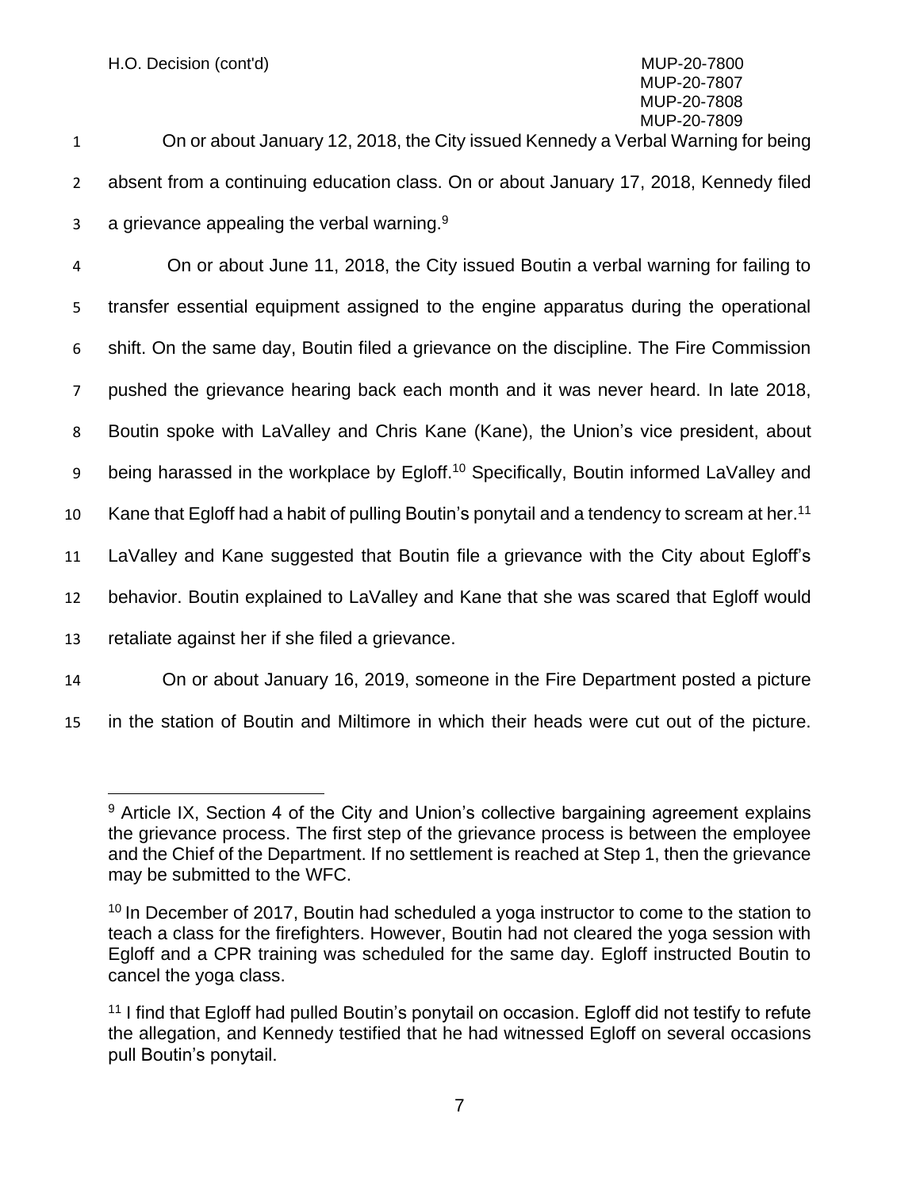On or about January 12, 2018, the City issued Kennedy a Verbal Warning for being absent from a continuing education class. On or about January 17, 2018, Kennedy filed a grievance appealing the verbal warning.[9]

On or about June 11, 2018, the City issued Boutin a verbal warning for failing to transfer essential equipment assigned to the engine apparatus during the operational shift. On the same day, Boutin filed a grievance on the discipline. The Fire Commission pushed the grievance hearing back each month and it was never heard. In late 2018, Boutin spoke with LaValley and Chris Kane (Kane), the Union's vice president, about being harassed in the workplace by Egloff.[10] Specifically, Boutin informed LaValley and Kane that Egloff had a habit of pulling Boutin's ponytail and a tendency to scream at her.[11] LaValley and Kane suggested that Boutin file a grievance with the City about Egloff's behavior. Boutin explained to LaValley and Kane that she was scared that Egloff would retaliate against her if she filed a grievance.

On or about January 16, 2019, someone in the Fire Department posted a picture in the station of Boutin and Miltimore in which their heads were cut out of the picture.

---

[9] Article IX, Section 4 of the City and Union's collective bargaining agreement explains the grievance process. The first step of the grievance process is between the employee and the Chief of the Department. If no settlement is reached at Step 1, then the grievance may be submitted to the WFC.

[10] In December of 2017, Boutin had scheduled a yoga instructor to come to the station to teach a class for the firefighters. However, Boutin had not cleared the yoga session with Egloff and a CPR training was scheduled for the same day. Egloff instructed Boutin to cancel the yoga class.

[11] I find that Egloff had pulled Boutin's ponytail on occasion. Egloff did not testify to refute the allegation, and Kennedy testified that he had witnessed Egloff on several occasions pull Boutin's ponytail.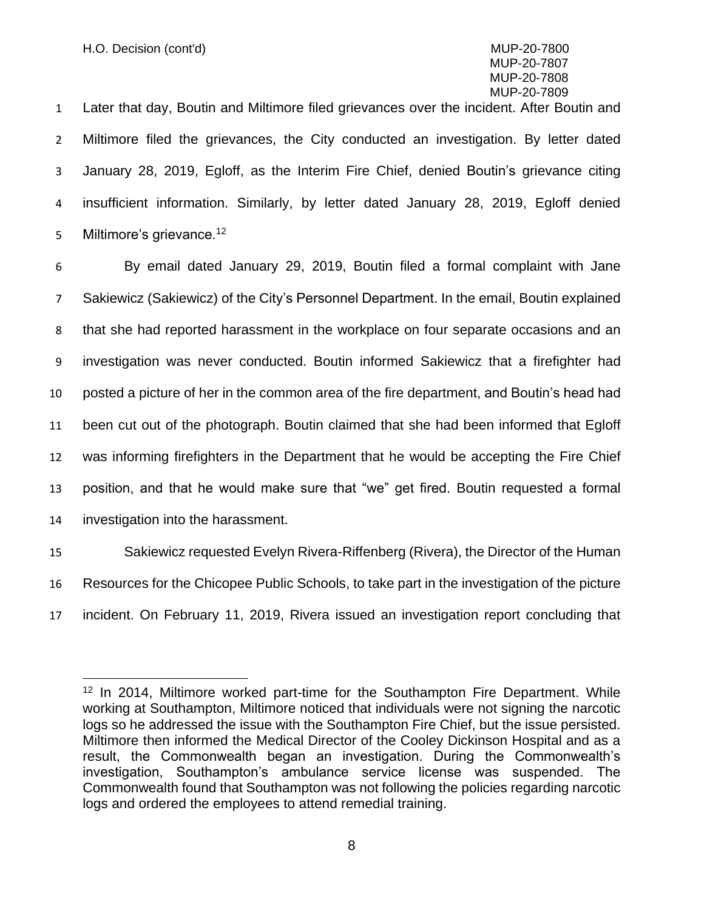Later that day, Boutin and Miltimore filed grievances over the incident. After Boutin and Miltimore filed the grievances, the City conducted an investigation. By letter dated January 28, 2019, Egloff, as the Interim Fire Chief, denied Boutin's grievance citing insufficient information. Similarly, by letter dated January 28, 2019, Egloff denied Miltimore's grievance.[12]

By email dated January 29, 2019, Boutin filed a formal complaint with Jane Sakiewicz (Sakiewicz) of the City's Personnel Department. In the email, Boutin explained that she had reported harassment in the workplace on four separate occasions and an investigation was never conducted. Boutin informed Sakiewicz that a firefighter had posted a picture of her in the common area of the fire department, and Boutin's head had been cut out of the photograph. Boutin claimed that she had been informed that Egloff was informing firefighters in the Department that he would be accepting the Fire Chief position, and that he would make sure that "we" get fired. Boutin requested a formal investigation into the harassment.

Sakiewicz requested Evelyn Rivera-Riffenberg (Rivera), the Director of the Human Resources for the Chicopee Public Schools, to take part in the investigation of the picture incident. On February 11, 2019, Rivera issued an investigation report concluding that

[12] In 2014, Miltimore worked part-time for the Southampton Fire Department. While working at Southampton, Miltimore noticed that individuals were not signing the narcotic logs so he addressed the issue with the Southampton Fire Chief, but the issue persisted. Miltimore then informed the Medical Director of the Cooley Dickinson Hospital and as a result, the Commonwealth began an investigation. During the Commonwealth's investigation, Southampton's ambulance service license was suspended. The Commonwealth found that Southampton was not following the policies regarding narcotic logs and ordered the employees to attend remedial training.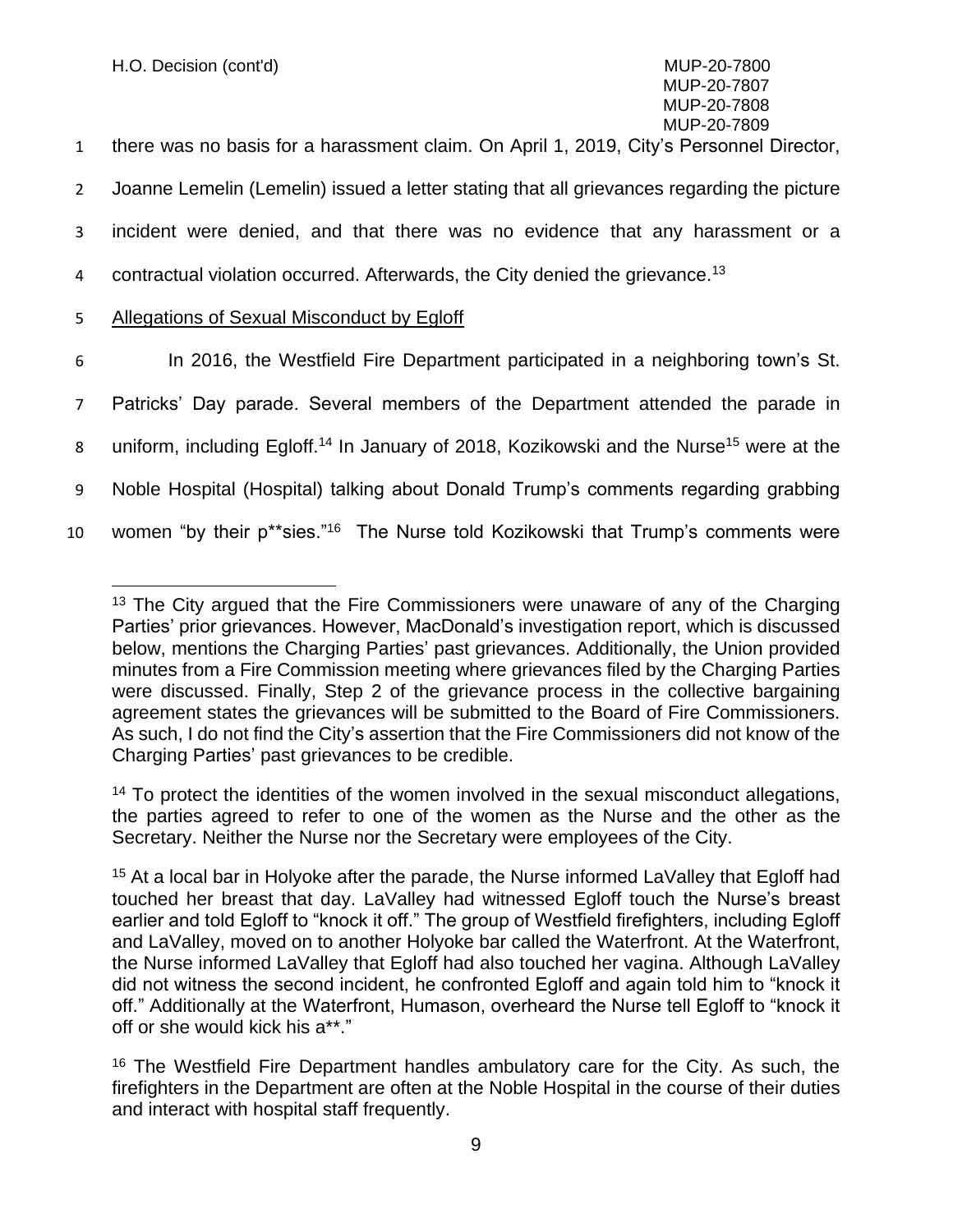there was no basis for a harassment claim. On April 1, 2019, City's Personnel Director, Joanne Lemelin (Lemelin) issued a letter stating that all grievances regarding the picture incident were denied, and that there was no evidence that any harassment or a contractual violation occurred. Afterwards, the City denied the grievance.[13]

Allegations of Sexual Misconduct by Egloff

In 2016, the Westfield Fire Department participated in a neighboring town's St. Patricks' Day parade. Several members of the Department attended the parade in uniform, including Egloff.[14] In January of 2018, Kozikowski and the Nurse[15] were at the Noble Hospital (Hospital) talking about Donald Trump's comments regarding grabbing women "by their p**sies."[16] The Nurse told Kozikowski that Trump's comments were

[13] The City argued that the Fire Commissioners were unaware of any of the Charging Parties' prior grievances. However, MacDonald's investigation report, which is discussed below, mentions the Charging Parties' past grievances. Additionally, the Union provided minutes from a Fire Commission meeting where grievances filed by the Charging Parties were discussed. Finally, Step 2 of the grievance process in the collective bargaining agreement states the grievances will be submitted to the Board of Fire Commissioners. As such, I do not find the City's assertion that the Fire Commissioners did not know of the Charging Parties' past grievances to be credible.

[14] To protect the identities of the women involved in the sexual misconduct allegations, the parties agreed to refer to one of the women as the Nurse and the other as the Secretary. Neither the Nurse nor the Secretary were employees of the City.

[15] At a local bar in Holyoke after the parade, the Nurse informed LaValley that Egloff had touched her breast that day. LaValley had witnessed Egloff touch the Nurse's breast earlier and told Egloff to "knock it off." The group of Westfield firefighters, including Egloff and LaValley, moved on to another Holyoke bar called the Waterfront. At the Waterfront, the Nurse informed LaValley that Egloff had also touched her vagina. Although LaValley did not witness the second incident, he confronted Egloff and again told him to "knock it off." Additionally at the Waterfront, Humason, overheard the Nurse tell Egloff to "knock it off or she would kick his a**."

[16] The Westfield Fire Department handles ambulatory care for the City. As such, the firefighters in the Department are often at the Noble Hospital in the course of their duties and interact with hospital staff frequently.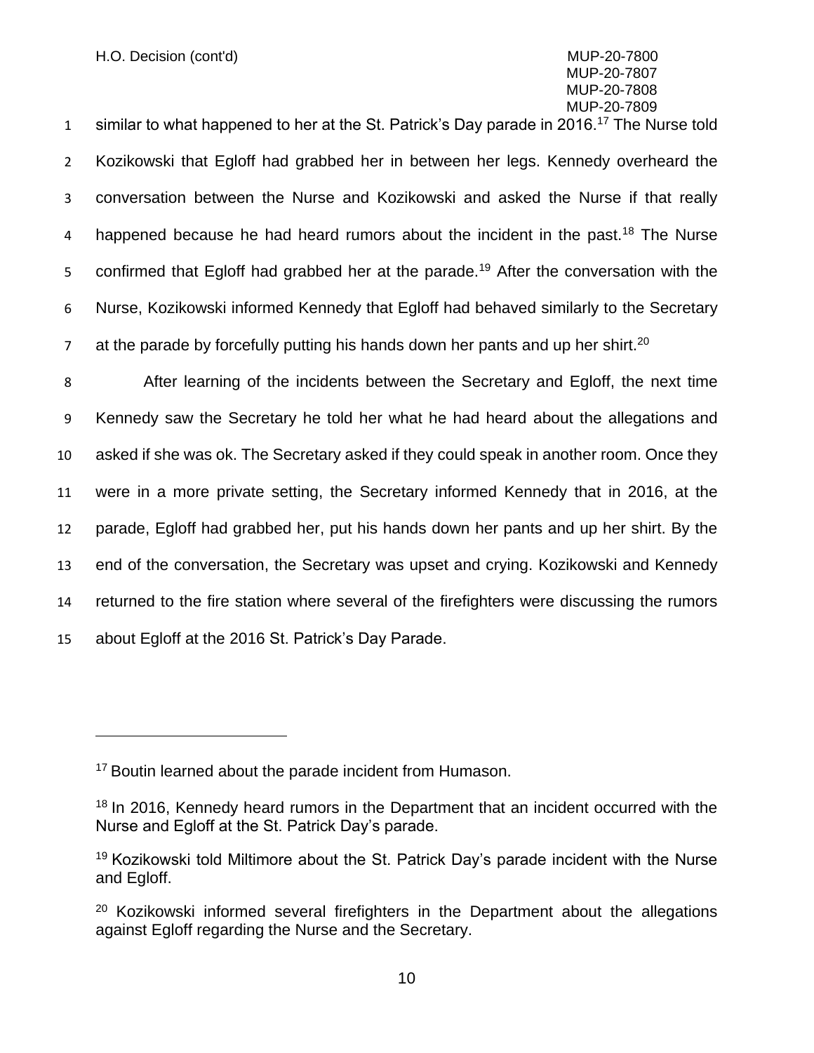similar to what happened to her at the St. Patrick's Day parade in 2016.[17] The Nurse told Kozikowski that Egloff had grabbed her in between her legs. Kennedy overheard the conversation between the Nurse and Kozikowski and asked the Nurse if that really happened because he had heard rumors about the incident in the past.[18] The Nurse confirmed that Egloff had grabbed her at the parade.[19] After the conversation with the Nurse, Kozikowski informed Kennedy that Egloff had behaved similarly to the Secretary at the parade by forcefully putting his hands down her pants and up her shirt.[20]

After learning of the incidents between the Secretary and Egloff, the next time Kennedy saw the Secretary he told her what he had heard about the allegations and asked if she was ok. The Secretary asked if they could speak in another room. Once they were in a more private setting, the Secretary informed Kennedy that in 2016, at the parade, Egloff had grabbed her, put his hands down her pants and up her shirt. By the end of the conversation, the Secretary was upset and crying. Kozikowski and Kennedy returned to the fire station where several of the firefighters were discussing the rumors about Egloff at the 2016 St. Patrick's Day Parade.

---

[17] Boutin learned about the parade incident from Humason.

[18] In 2016, Kennedy heard rumors in the Department that an incident occurred with the Nurse and Egloff at the St. Patrick Day's parade.

[19] Kozikowski told Miltimore about the St. Patrick Day's parade incident with the Nurse and Egloff.

[20] Kozikowski informed several firefighters in the Department about the allegations against Egloff regarding the Nurse and the Secretary.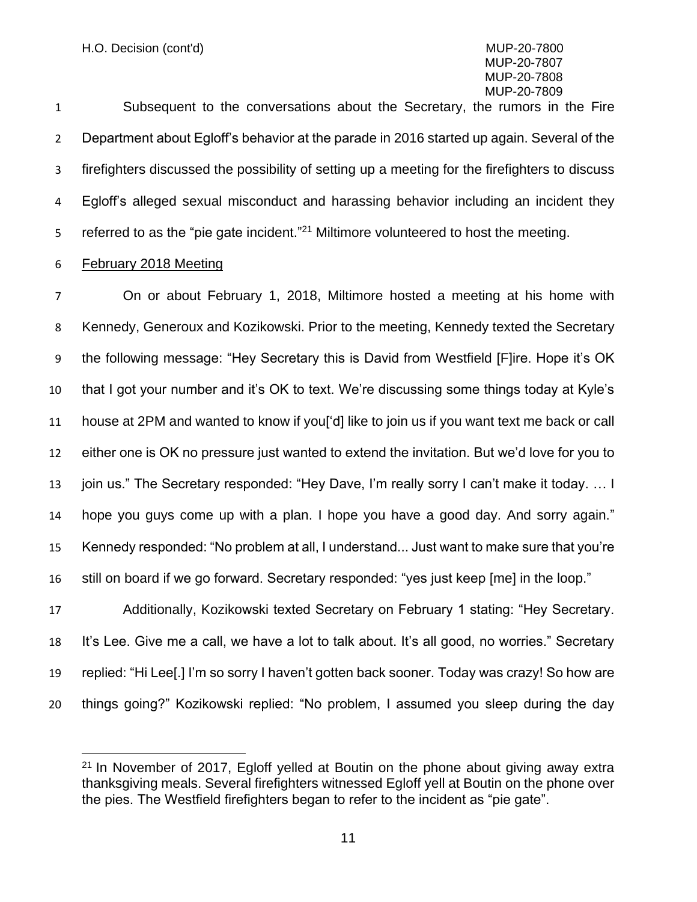Subsequent to the conversations about the Secretary, the rumors in the Fire Department about Egloff's behavior at the parade in 2016 started up again. Several of the firefighters discussed the possibility of setting up a meeting for the firefighters to discuss Egloff's alleged sexual misconduct and harassing behavior including an incident they referred to as the "pie gate incident."[21] Miltimore volunteered to host the meeting.

February 2018 Meeting

On or about February 1, 2018, Miltimore hosted a meeting at his home with Kennedy, Generoux and Kozikowski. Prior to the meeting, Kennedy texted the Secretary the following message: "Hey Secretary this is David from Westfield [F]ire. Hope it's OK that I got your number and it's OK to text. We're discussing some things today at Kyle's house at 2PM and wanted to know if you['d] like to join us if you want text me back or call either one is OK no pressure just wanted to extend the invitation. But we'd love for you to join us." The Secretary responded: "Hey Dave, I'm really sorry I can't make it today. … I hope you guys come up with a plan. I hope you have a good day. And sorry again." Kennedy responded: "No problem at all, I understand... Just want to make sure that you're still on board if we go forward. Secretary responded: "yes just keep [me] in the loop."

Additionally, Kozikowski texted Secretary on February 1 stating: "Hey Secretary. It's Lee. Give me a call, we have a lot to talk about. It's all good, no worries." Secretary replied: "Hi Lee[.] I'm so sorry I haven't gotten back sooner. Today was crazy! So how are things going?" Kozikowski replied: "No problem, I assumed you sleep during the day

[21] In November of 2017, Egloff yelled at Boutin on the phone about giving away extra thanksgiving meals. Several firefighters witnessed Egloff yell at Boutin on the phone over the pies. The Westfield firefighters began to refer to the incident as "pie gate".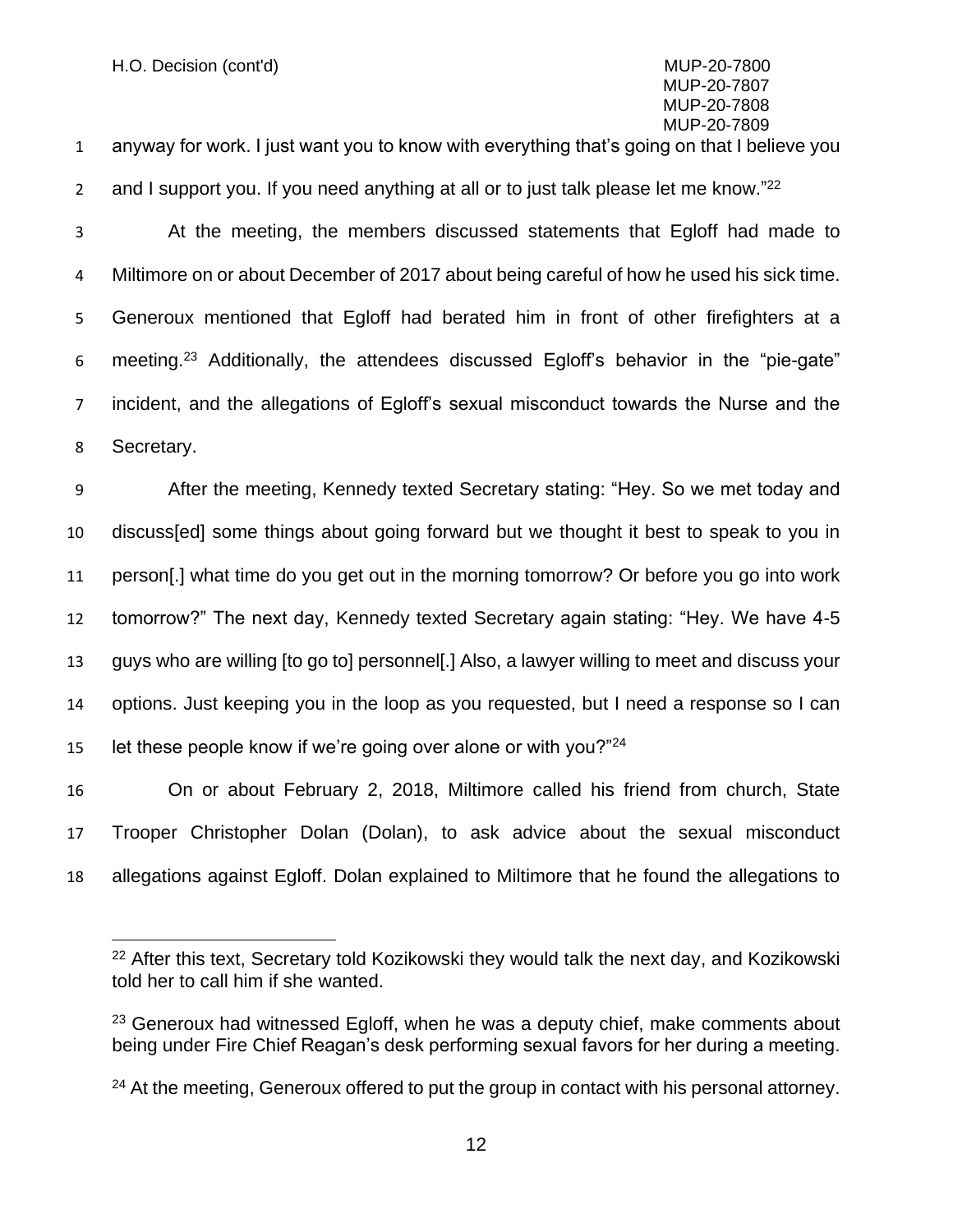anyway for work. I just want you to know with everything that's going on that I believe you and I support you. If you need anything at all or to just talk please let me know."[22]

At the meeting, the members discussed statements that Egloff had made to Miltimore on or about December of 2017 about being careful of how he used his sick time. Generoux mentioned that Egloff had berated him in front of other firefighters at a meeting.[23] Additionally, the attendees discussed Egloff's behavior in the "pie-gate" incident, and the allegations of Egloff's sexual misconduct towards the Nurse and the Secretary.

After the meeting, Kennedy texted Secretary stating: "Hey. So we met today and discuss[ed] some things about going forward but we thought it best to speak to you in person[.] what time do you get out in the morning tomorrow? Or before you go into work tomorrow?" The next day, Kennedy texted Secretary again stating: "Hey. We have 4-5 guys who are willing [to go to] personnel[.] Also, a lawyer willing to meet and discuss your options. Just keeping you in the loop as you requested, but I need a response so I can let these people know if we're going over alone or with you?"[24]

On or about February 2, 2018, Miltimore called his friend from church, State Trooper Christopher Dolan (Dolan), to ask advice about the sexual misconduct allegations against Egloff. Dolan explained to Miltimore that he found the allegations to

---

[22] After this text, Secretary told Kozikowski they would talk the next day, and Kozikowski told her to call him if she wanted.

[23] Generoux had witnessed Egloff, when he was a deputy chief, make comments about being under Fire Chief Reagan's desk performing sexual favors for her during a meeting.

[24] At the meeting, Generoux offered to put the group in contact with his personal attorney.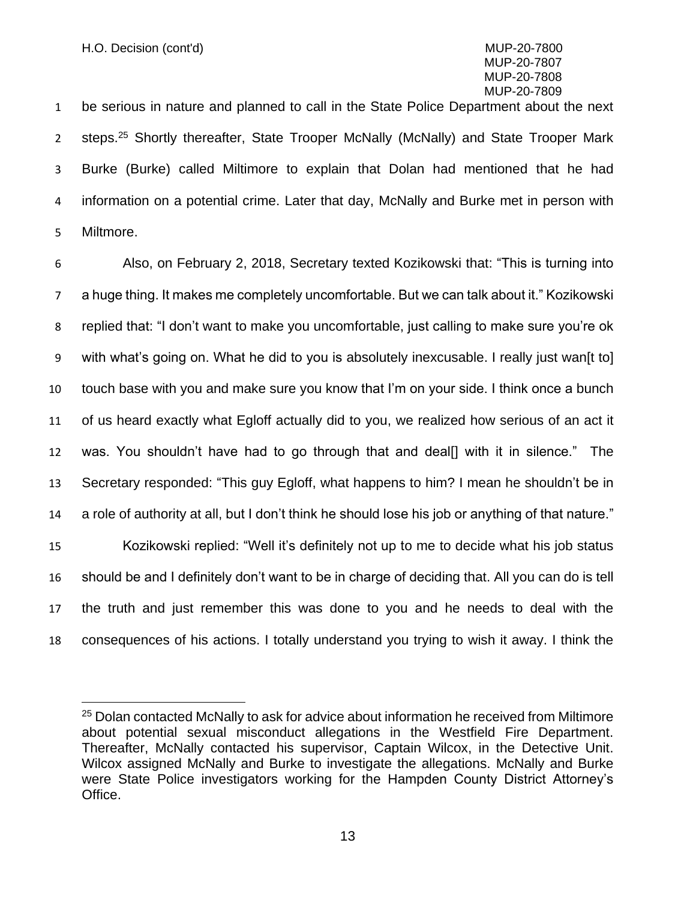be serious in nature and planned to call in the State Police Department about the next steps.[25] Shortly thereafter, State Trooper McNally (McNally) and State Trooper Mark Burke (Burke) called Miltimore to explain that Dolan had mentioned that he had information on a potential crime. Later that day, McNally and Burke met in person with Miltmore.

Also, on February 2, 2018, Secretary texted Kozikowski that: "This is turning into a huge thing. It makes me completely uncomfortable. But we can talk about it." Kozikowski replied that: "I don't want to make you uncomfortable, just calling to make sure you're ok with what's going on. What he did to you is absolutely inexcusable. I really just wan[t to] touch base with you and make sure you know that I'm on your side. I think once a bunch of us heard exactly what Egloff actually did to you, we realized how serious of an act it was. You shouldn't have had to go through that and deal[] with it in silence." The Secretary responded: "This guy Egloff, what happens to him? I mean he shouldn't be in a role of authority at all, but I don't think he should lose his job or anything of that nature."

Kozikowski replied: "Well it's definitely not up to me to decide what his job status should be and I definitely don't want to be in charge of deciding that. All you can do is tell the truth and just remember this was done to you and he needs to deal with the consequences of his actions. I totally understand you trying to wish it away. I think the

---

[25] Dolan contacted McNally to ask for advice about information he received from Miltimore about potential sexual misconduct allegations in the Westfield Fire Department. Thereafter, McNally contacted his supervisor, Captain Wilcox, in the Detective Unit. Wilcox assigned McNally and Burke to investigate the allegations. McNally and Burke were State Police investigators working for the Hampden County District Attorney's Office.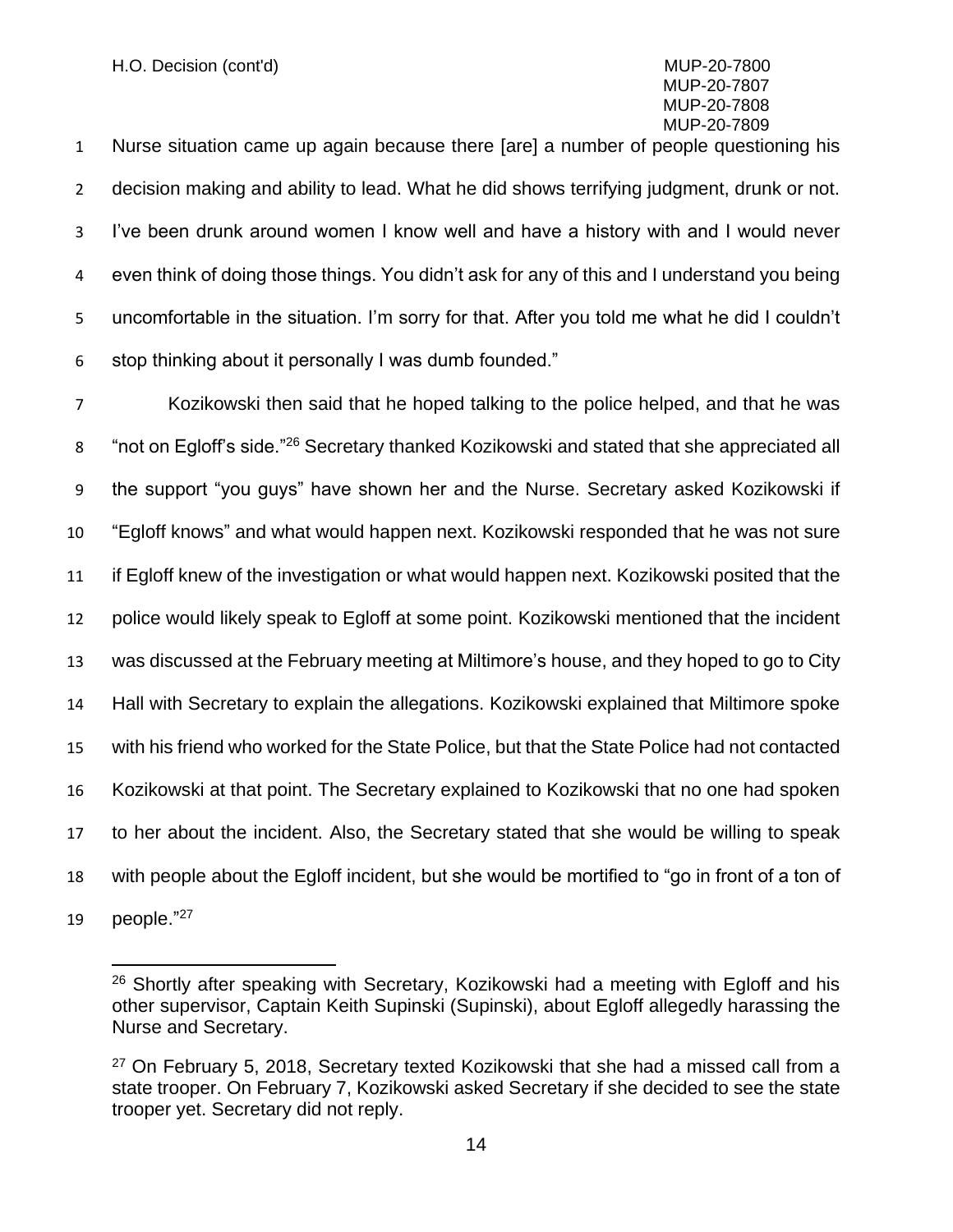Nurse situation came up again because there [are] a number of people questioning his decision making and ability to lead. What he did shows terrifying judgment, drunk or not. I've been drunk around women I know well and have a history with and I would never even think of doing those things. You didn't ask for any of this and I understand you being uncomfortable in the situation. I'm sorry for that. After you told me what he did I couldn't stop thinking about it personally I was dumb founded."

Kozikowski then said that he hoped talking to the police helped, and that he was "not on Egloff's side."[26] Secretary thanked Kozikowski and stated that she appreciated all the support "you guys" have shown her and the Nurse. Secretary asked Kozikowski if "Egloff knows" and what would happen next. Kozikowski responded that he was not sure if Egloff knew of the investigation or what would happen next. Kozikowski posited that the police would likely speak to Egloff at some point. Kozikowski mentioned that the incident was discussed at the February meeting at Miltimore's house, and they hoped to go to City Hall with Secretary to explain the allegations. Kozikowski explained that Miltimore spoke with his friend who worked for the State Police, but that the State Police had not contacted Kozikowski at that point. The Secretary explained to Kozikowski that no one had spoken to her about the incident. Also, the Secretary stated that she would be willing to speak with people about the Egloff incident, but she would be mortified to "go in front of a ton of people."[27]

---

[26] Shortly after speaking with Secretary, Kozikowski had a meeting with Egloff and his other supervisor, Captain Keith Supinski (Supinski), about Egloff allegedly harassing the Nurse and Secretary.

[27] On February 5, 2018, Secretary texted Kozikowski that she had a missed call from a state trooper. On February 7, Kozikowski asked Secretary if she decided to see the state trooper yet. Secretary did not reply.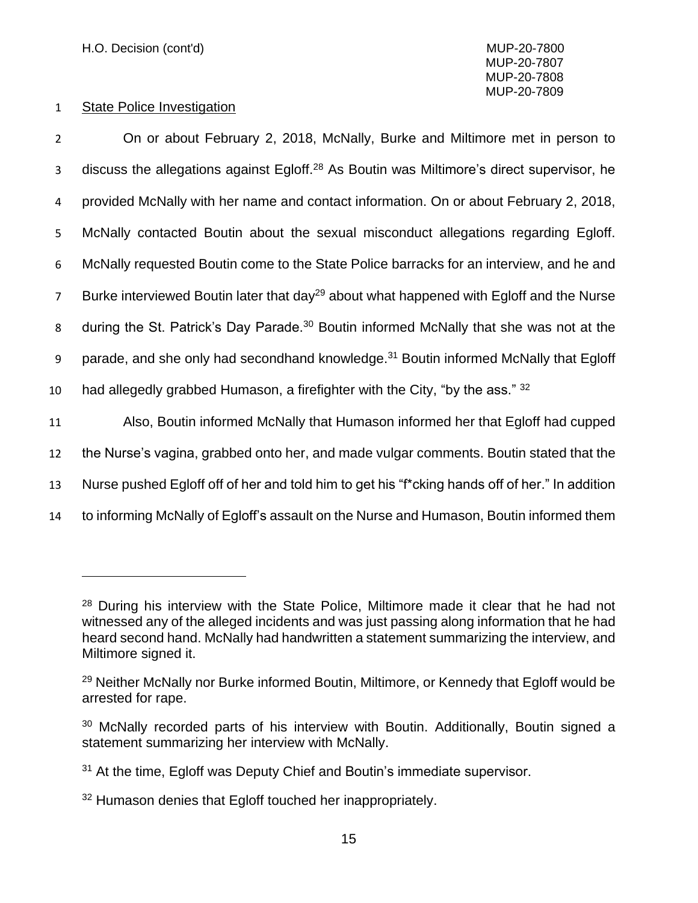State Police Investigation

On or about February 2, 2018, McNally, Burke and Miltimore met in person to discuss the allegations against Egloff.[28] As Boutin was Miltimore's direct supervisor, he provided McNally with her name and contact information. On or about February 2, 2018, McNally contacted Boutin about the sexual misconduct allegations regarding Egloff. McNally requested Boutin come to the State Police barracks for an interview, and he and Burke interviewed Boutin later that day[29] about what happened with Egloff and the Nurse during the St. Patrick's Day Parade.[30] Boutin informed McNally that she was not at the parade, and she only had secondhand knowledge.[31] Boutin informed McNally that Egloff had allegedly grabbed Humason, a firefighter with the City, "by the ass." [32]

Also, Boutin informed McNally that Humason informed her that Egloff had cupped the Nurse's vagina, grabbed onto her, and made vulgar comments. Boutin stated that the Nurse pushed Egloff off of her and told him to get his "f*cking hands off of her." In addition to informing McNally of Egloff's assault on the Nurse and Humason, Boutin informed them

---

[28] During his interview with the State Police, Miltimore made it clear that he had not witnessed any of the alleged incidents and was just passing along information that he had heard second hand. McNally had handwritten a statement summarizing the interview, and Miltimore signed it.

[29] Neither McNally nor Burke informed Boutin, Miltimore, or Kennedy that Egloff would be arrested for rape.

[30] McNally recorded parts of his interview with Boutin. Additionally, Boutin signed a statement summarizing her interview with McNally.

[31] At the time, Egloff was Deputy Chief and Boutin's immediate supervisor.

[32] Humason denies that Egloff touched her inappropriately.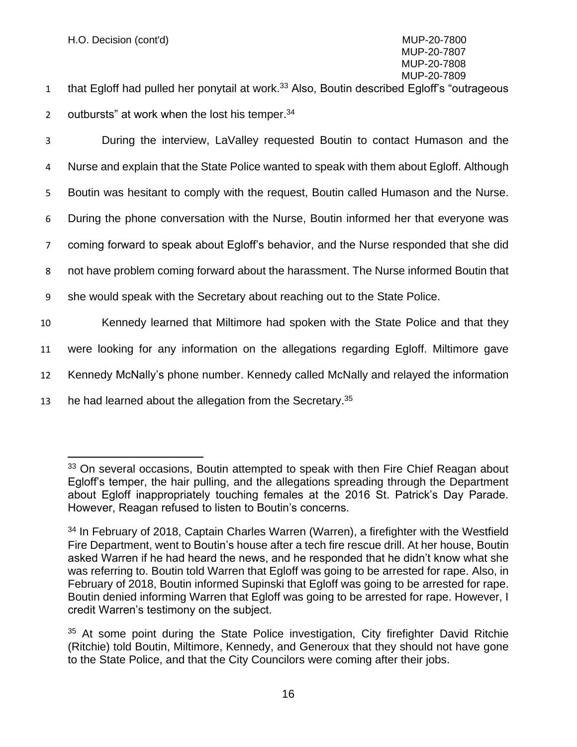that Egloff had pulled her ponytail at work.[33] Also, Boutin described Egloff's "outrageous outbursts" at work when the lost his temper.[34]

During the interview, LaValley requested Boutin to contact Humason and the Nurse and explain that the State Police wanted to speak with them about Egloff. Although Boutin was hesitant to comply with the request, Boutin called Humason and the Nurse. During the phone conversation with the Nurse, Boutin informed her that everyone was coming forward to speak about Egloff's behavior, and the Nurse responded that she did not have problem coming forward about the harassment. The Nurse informed Boutin that she would speak with the Secretary about reaching out to the State Police.

Kennedy learned that Miltimore had spoken with the State Police and that they were looking for any information on the allegations regarding Egloff. Miltimore gave Kennedy McNally's phone number. Kennedy called McNally and relayed the information he had learned about the allegation from the Secretary.[35]

---

[33] On several occasions, Boutin attempted to speak with then Fire Chief Reagan about Egloff's temper, the hair pulling, and the allegations spreading through the Department about Egloff inappropriately touching females at the 2016 St. Patrick's Day Parade. However, Reagan refused to listen to Boutin's concerns.

[34] In February of 2018, Captain Charles Warren (Warren), a firefighter with the Westfield Fire Department, went to Boutin's house after a tech fire rescue drill. At her house, Boutin asked Warren if he had heard the news, and he responded that he didn't know what she was referring to. Boutin told Warren that Egloff was going to be arrested for rape. Also, in February of 2018, Boutin informed Supinski that Egloff was going to be arrested for rape. Boutin denied informing Warren that Egloff was going to be arrested for rape. However, I credit Warren's testimony on the subject.

[35] At some point during the State Police investigation, City firefighter David Ritchie (Ritchie) told Boutin, Miltimore, Kennedy, and Generoux that they should not have gone to the State Police, and that the City Councilors were coming after their jobs.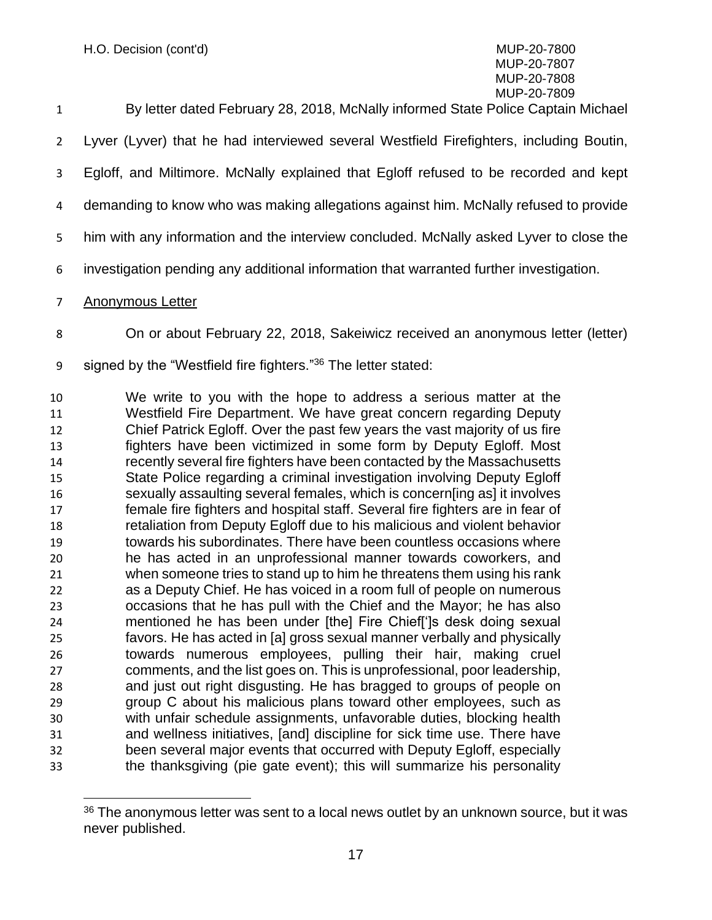By letter dated February 28, 2018, McNally informed State Police Captain Michael Lyver (Lyver) that he had interviewed several Westfield Firefighters, including Boutin, Egloff, and Miltimore. McNally explained that Egloff refused to be recorded and kept demanding to know who was making allegations against him. McNally refused to provide him with any information and the interview concluded. McNally asked Lyver to close the investigation pending any additional information that warranted further investigation.

Anonymous Letter

On or about February 22, 2018, Sakeiwicz received an anonymous letter (letter) signed by the "Westfield fire fighters."[36] The letter stated:

> We write to you with the hope to address a serious matter at the Westfield Fire Department. We have great concern regarding Deputy Chief Patrick Egloff. Over the past few years the vast majority of us fire fighters have been victimized in some form by Deputy Egloff. Most recently several fire fighters have been contacted by the Massachusetts State Police regarding a criminal investigation involving Deputy Egloff sexually assaulting several females, which is concern[ing as] it involves female fire fighters and hospital staff. Several fire fighters are in fear of retaliation from Deputy Egloff due to his malicious and violent behavior towards his subordinates. There have been countless occasions where he has acted in an unprofessional manner towards coworkers, and when someone tries to stand up to him he threatens them using his rank as a Deputy Chief. He has voiced in a room full of people on numerous occasions that he has pull with the Chief and the Mayor; he has also mentioned he has been under [the] Fire Chief[']s desk doing sexual favors. He has acted in [a] gross sexual manner verbally and physically towards numerous employees, pulling their hair, making cruel comments, and the list goes on. This is unprofessional, poor leadership, and just out right disgusting. He has bragged to groups of people on group C about his malicious plans toward other employees, such as with unfair schedule assignments, unfavorable duties, blocking health and wellness initiatives, [and] discipline for sick time use. There have been several major events that occurred with Deputy Egloff, especially the thanksgiving (pie gate event); this will summarize his personality

[36] The anonymous letter was sent to a local news outlet by an unknown source, but it was never published.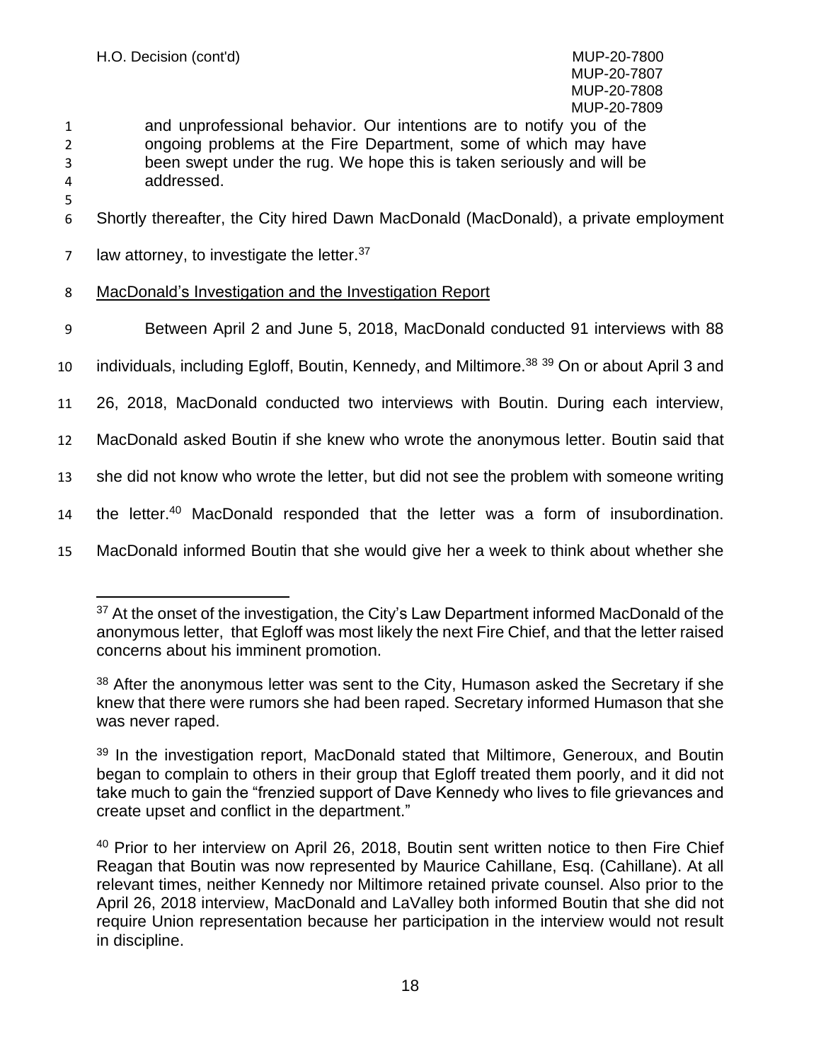> and unprofessional behavior. Our intentions are to notify you of the ongoing problems at the Fire Department, some of which may have been swept under the rug. We hope this is taken seriously and will be addressed.

Shortly thereafter, the City hired Dawn MacDonald (MacDonald), a private employment law attorney, to investigate the letter.[37]

MacDonald's Investigation and the Investigation Report

Between April 2 and June 5, 2018, MacDonald conducted 91 interviews with 88 individuals, including Egloff, Boutin, Kennedy, and Miltimore.[38] [39] On or about April 3 and 26, 2018, MacDonald conducted two interviews with Boutin. During each interview, MacDonald asked Boutin if she knew who wrote the anonymous letter. Boutin said that she did not know who wrote the letter, but did not see the problem with someone writing the letter.[40] MacDonald responded that the letter was a form of insubordination. MacDonald informed Boutin that she would give her a week to think about whether she

[37] At the onset of the investigation, the City's Law Department informed MacDonald of the anonymous letter, that Egloff was most likely the next Fire Chief, and that the letter raised concerns about his imminent promotion.

[38] After the anonymous letter was sent to the City, Humason asked the Secretary if she knew that there were rumors she had been raped. Secretary informed Humason that she was never raped.

[39] In the investigation report, MacDonald stated that Miltimore, Generoux, and Boutin began to complain to others in their group that Egloff treated them poorly, and it did not take much to gain the "frenzied support of Dave Kennedy who lives to file grievances and create upset and conflict in the department."

[40] Prior to her interview on April 26, 2018, Boutin sent written notice to then Fire Chief Reagan that Boutin was now represented by Maurice Cahillane, Esq. (Cahillane). At all relevant times, neither Kennedy nor Miltimore retained private counsel. Also prior to the April 26, 2018 interview, MacDonald and LaValley both informed Boutin that she did not require Union representation because her participation in the interview would not result in discipline.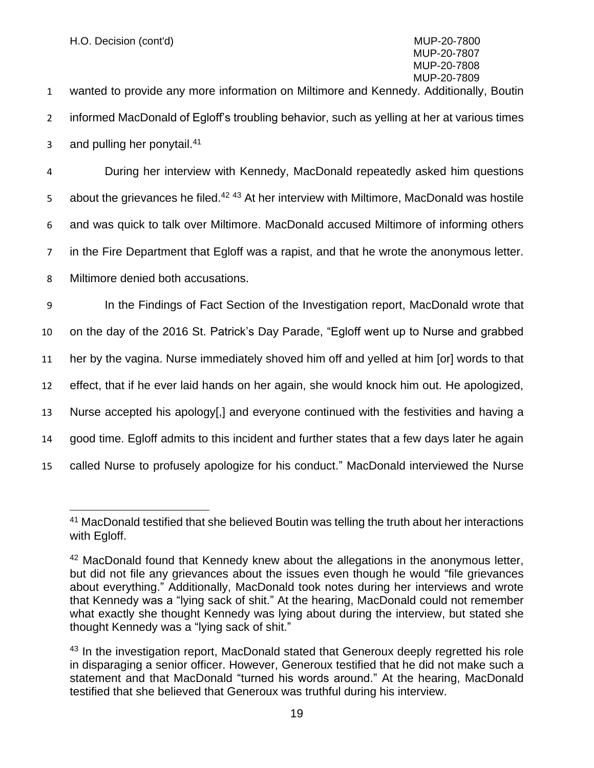wanted to provide any more information on Miltimore and Kennedy. Additionally, Boutin informed MacDonald of Egloff's troubling behavior, such as yelling at her at various times and pulling her ponytail.[41]

During her interview with Kennedy, MacDonald repeatedly asked him questions about the grievances he filed.[42] [43] At her interview with Miltimore, MacDonald was hostile and was quick to talk over Miltimore. MacDonald accused Miltimore of informing others in the Fire Department that Egloff was a rapist, and that he wrote the anonymous letter. Miltimore denied both accusations.

In the Findings of Fact Section of the Investigation report, MacDonald wrote that on the day of the 2016 St. Patrick's Day Parade, "Egloff went up to Nurse and grabbed her by the vagina. Nurse immediately shoved him off and yelled at him [or] words to that effect, that if he ever laid hands on her again, she would knock him out. He apologized, Nurse accepted his apology[,] and everyone continued with the festivities and having a good time. Egloff admits to this incident and further states that a few days later he again called Nurse to profusely apologize for his conduct." MacDonald interviewed the Nurse

---

[41] MacDonald testified that she believed Boutin was telling the truth about her interactions with Egloff.

[42] MacDonald found that Kennedy knew about the allegations in the anonymous letter, but did not file any grievances about the issues even though he would "file grievances about everything." Additionally, MacDonald took notes during her interviews and wrote that Kennedy was a "lying sack of shit." At the hearing, MacDonald could not remember what exactly she thought Kennedy was lying about during the interview, but stated she thought Kennedy was a "lying sack of shit."

[43] In the investigation report, MacDonald stated that Generoux deeply regretted his role in disparaging a senior officer. However, Generoux testified that he did not make such a statement and that MacDonald "turned his words around." At the hearing, MacDonald testified that she believed that Generoux was truthful during his interview.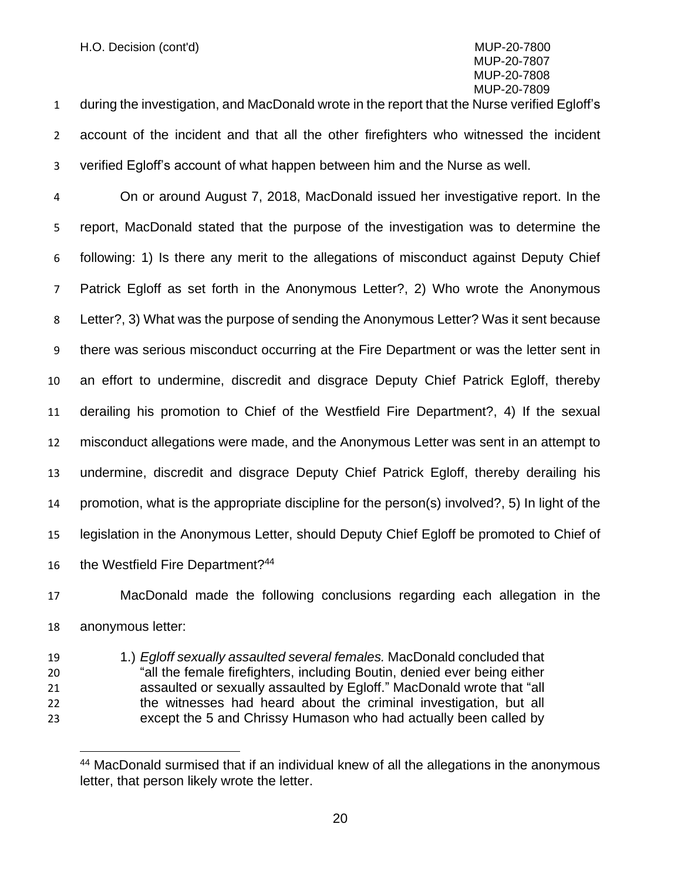during the investigation, and MacDonald wrote in the report that the Nurse verified Egloff's account of the incident and that all the other firefighters who witnessed the incident verified Egloff's account of what happen between him and the Nurse as well.

On or around August 7, 2018, MacDonald issued her investigative report. In the report, MacDonald stated that the purpose of the investigation was to determine the following: 1) Is there any merit to the allegations of misconduct against Deputy Chief Patrick Egloff as set forth in the Anonymous Letter?, 2) Who wrote the Anonymous Letter?, 3) What was the purpose of sending the Anonymous Letter? Was it sent because there was serious misconduct occurring at the Fire Department or was the letter sent in an effort to undermine, discredit and disgrace Deputy Chief Patrick Egloff, thereby derailing his promotion to Chief of the Westfield Fire Department?, 4) If the sexual misconduct allegations were made, and the Anonymous Letter was sent in an attempt to undermine, discredit and disgrace Deputy Chief Patrick Egloff, thereby derailing his promotion, what is the appropriate discipline for the person(s) involved?, 5) In light of the legislation in the Anonymous Letter, should Deputy Chief Egloff be promoted to Chief of the Westfield Fire Department?[44]

MacDonald made the following conclusions regarding each allegation in the anonymous letter:

> 1.) *Egloff sexually assaulted several females.* MacDonald concluded that "all the female firefighters, including Boutin, denied ever being either assaulted or sexually assaulted by Egloff." MacDonald wrote that "all the witnesses had heard about the criminal investigation, but all except the 5 and Chrissy Humason who had actually been called by

[44] MacDonald surmised that if an individual knew of all the allegations in the anonymous letter, that person likely wrote the letter.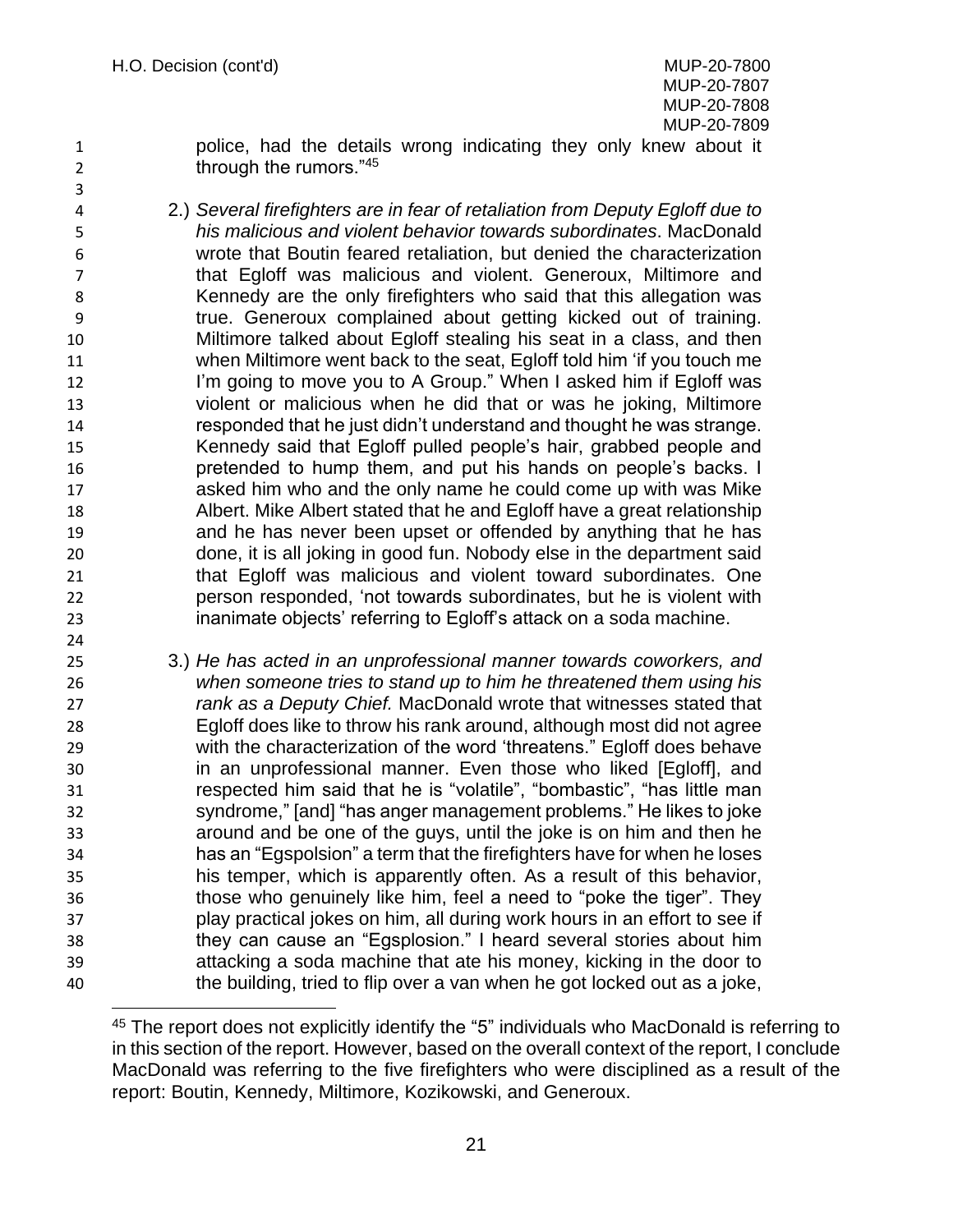police, had the details wrong indicating they only knew about it through the rumors."[45]

2.) *Several firefighters are in fear of retaliation from Deputy Egloff due to his malicious and violent behavior towards subordinates*. MacDonald wrote that Boutin feared retaliation, but denied the characterization that Egloff was malicious and violent. Generoux, Miltimore and Kennedy are the only firefighters who said that this allegation was true. Generoux complained about getting kicked out of training. Miltimore talked about Egloff stealing his seat in a class, and then when Miltimore went back to the seat, Egloff told him 'if you touch me I'm going to move you to A Group." When I asked him if Egloff was violent or malicious when he did that or was he joking, Miltimore responded that he just didn't understand and thought he was strange. Kennedy said that Egloff pulled people's hair, grabbed people and pretended to hump them, and put his hands on people's backs. I asked him who and the only name he could come up with was Mike Albert. Mike Albert stated that he and Egloff have a great relationship and he has never been upset or offended by anything that he has done, it is all joking in good fun. Nobody else in the department said that Egloff was malicious and violent toward subordinates. One person responded, 'not towards subordinates, but he is violent with inanimate objects' referring to Egloff's attack on a soda machine.

3.) *He has acted in an unprofessional manner towards coworkers, and when someone tries to stand up to him he threatened them using his rank as a Deputy Chief.* MacDonald wrote that witnesses stated that Egloff does like to throw his rank around, although most did not agree with the characterization of the word 'threatens." Egloff does behave in an unprofessional manner. Even those who liked [Egloff], and respected him said that he is "volatile", "bombastic", "has little man syndrome," [and] "has anger management problems." He likes to joke around and be one of the guys, until the joke is on him and then he has an "Egspolsion" a term that the firefighters have for when he loses his temper, which is apparently often. As a result of this behavior, those who genuinely like him, feel a need to "poke the tiger". They play practical jokes on him, all during work hours in an effort to see if they can cause an "Egsplosion." I heard several stories about him attacking a soda machine that ate his money, kicking in the door to the building, tried to flip over a van when he got locked out as a joke,

[45] The report does not explicitly identify the "5" individuals who MacDonald is referring to in this section of the report. However, based on the overall context of the report, I conclude MacDonald was referring to the five firefighters who were disciplined as a result of the report: Boutin, Kennedy, Miltimore, Kozikowski, and Generoux.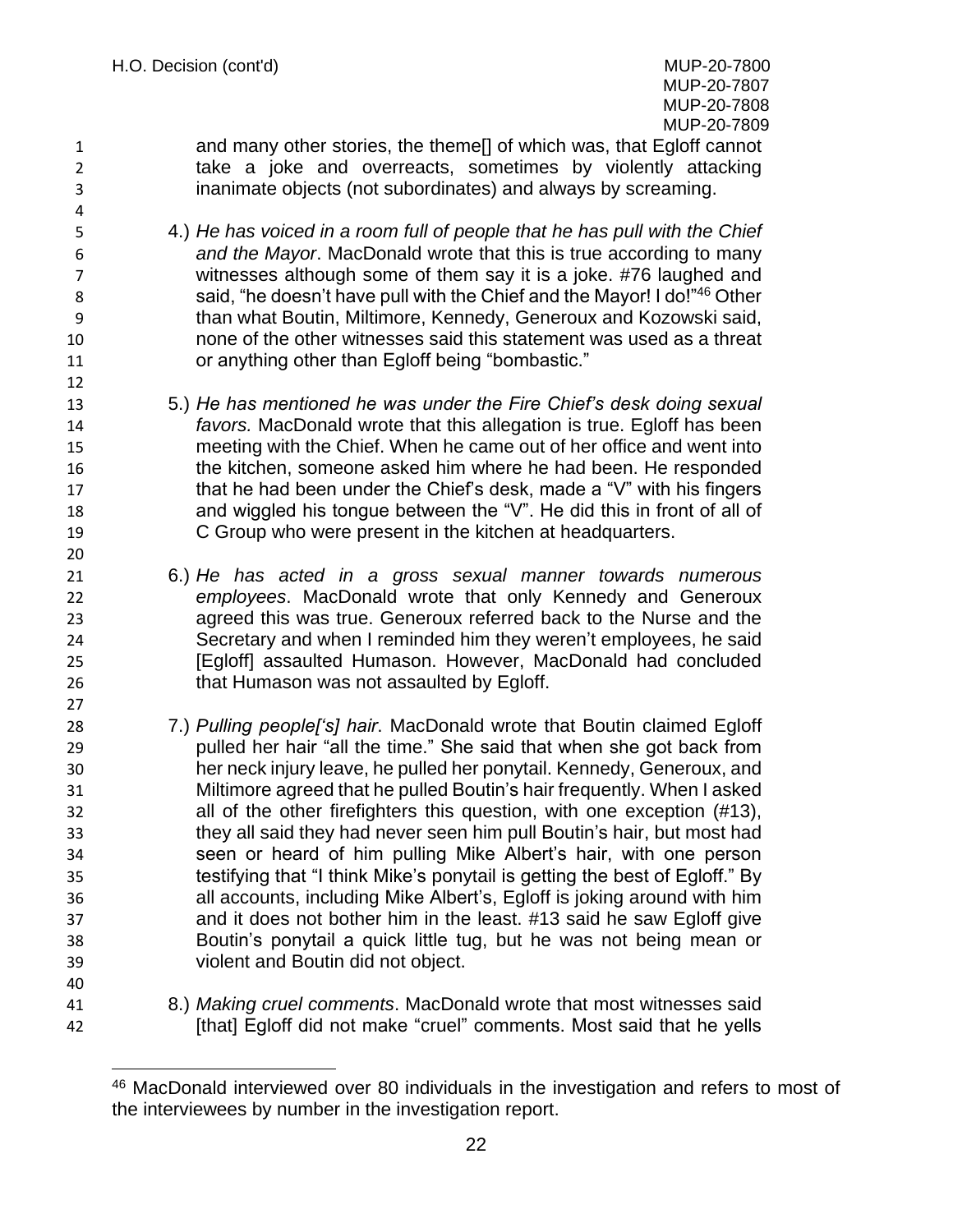and many other stories, the theme[] of which was, that Egloff cannot take a joke and overreacts, sometimes by violently attacking inanimate objects (not subordinates) and always by screaming.

4.) *He has voiced in a room full of people that he has pull with the Chief and the Mayor*. MacDonald wrote that this is true according to many witnesses although some of them say it is a joke. #76 laughed and said, "he doesn't have pull with the Chief and the Mayor! I do!"[46] Other than what Boutin, Miltimore, Kennedy, Generoux and Kozowski said, none of the other witnesses said this statement was used as a threat or anything other than Egloff being "bombastic."

5.) *He has mentioned he was under the Fire Chief's desk doing sexual favors.* MacDonald wrote that this allegation is true. Egloff has been meeting with the Chief. When he came out of her office and went into the kitchen, someone asked him where he had been. He responded that he had been under the Chief's desk, made a "V" with his fingers and wiggled his tongue between the "V". He did this in front of all of C Group who were present in the kitchen at headquarters.

6.) *He has acted in a gross sexual manner towards numerous employees*. MacDonald wrote that only Kennedy and Generoux agreed this was true. Generoux referred back to the Nurse and the Secretary and when I reminded him they weren't employees, he said [Egloff] assaulted Humason. However, MacDonald had concluded that Humason was not assaulted by Egloff.

7.) *Pulling people['s] hair*. MacDonald wrote that Boutin claimed Egloff pulled her hair "all the time." She said that when she got back from her neck injury leave, he pulled her ponytail. Kennedy, Generoux, and Miltimore agreed that he pulled Boutin's hair frequently. When I asked all of the other firefighters this question, with one exception (#13), they all said they had never seen him pull Boutin's hair, but most had seen or heard of him pulling Mike Albert's hair, with one person testifying that "I think Mike's ponytail is getting the best of Egloff." By all accounts, including Mike Albert's, Egloff is joking around with him and it does not bother him in the least. #13 said he saw Egloff give Boutin's ponytail a quick little tug, but he was not being mean or violent and Boutin did not object.

8.) *Making cruel comments*. MacDonald wrote that most witnesses said [that] Egloff did not make "cruel" comments. Most said that he yells

---

[46] MacDonald interviewed over 80 individuals in the investigation and refers to most of the interviewees by number in the investigation report.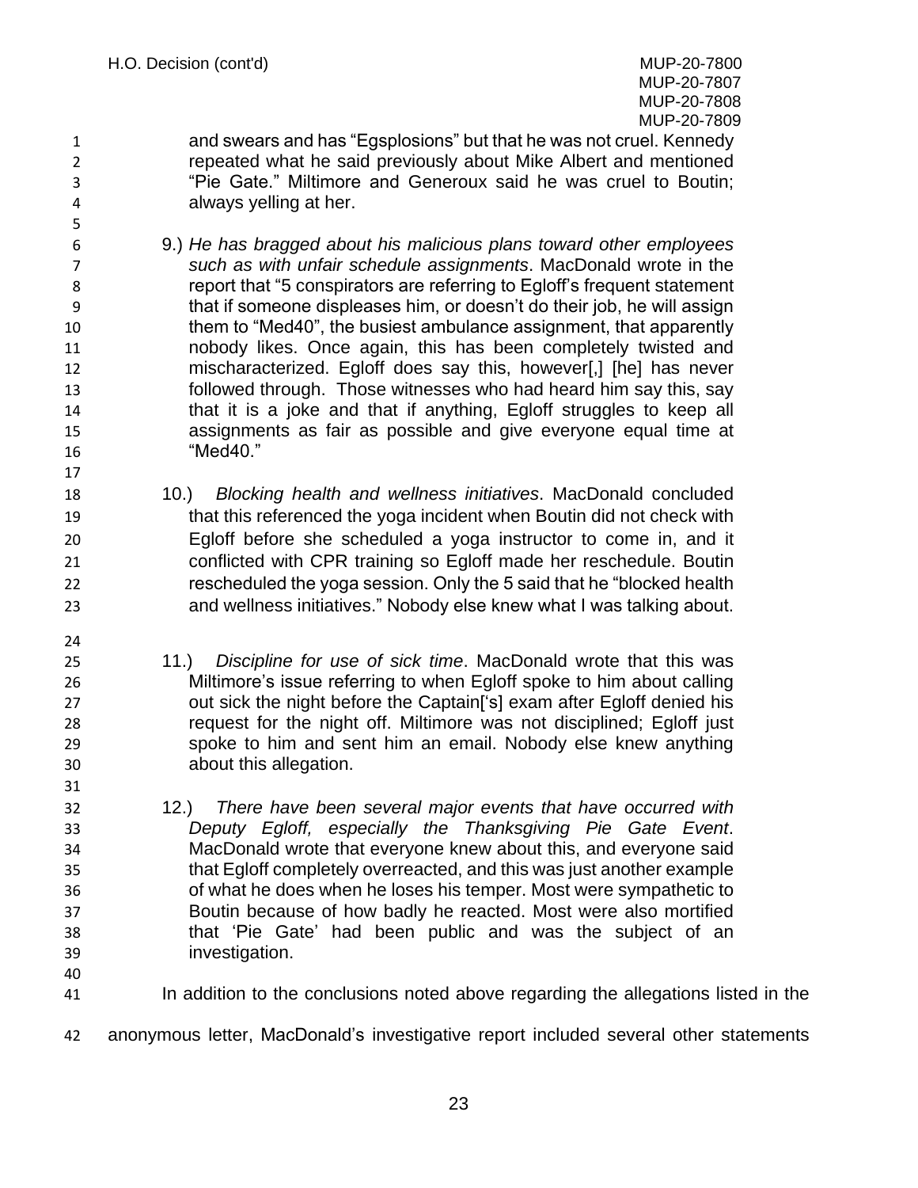and swears and has "Egsplosions" but that he was not cruel. Kennedy repeated what he said previously about Mike Albert and mentioned "Pie Gate." Miltimore and Generoux said he was cruel to Boutin; always yelling at her.

9.) *He has bragged about his malicious plans toward other employees such as with unfair schedule assignments*. MacDonald wrote in the report that "5 conspirators are referring to Egloff's frequent statement that if someone displeases him, or doesn't do their job, he will assign them to "Med40", the busiest ambulance assignment, that apparently nobody likes. Once again, this has been completely twisted and mischaracterized. Egloff does say this, however[,] [he] has never followed through. Those witnesses who had heard him say this, say that it is a joke and that if anything, Egloff struggles to keep all assignments as fair as possible and give everyone equal time at "Med40."

10.) *Blocking health and wellness initiatives*. MacDonald concluded that this referenced the yoga incident when Boutin did not check with Egloff before she scheduled a yoga instructor to come in, and it conflicted with CPR training so Egloff made her reschedule. Boutin rescheduled the yoga session. Only the 5 said that he "blocked health and wellness initiatives." Nobody else knew what I was talking about.

11.) *Discipline for use of sick time*. MacDonald wrote that this was Miltimore's issue referring to when Egloff spoke to him about calling out sick the night before the Captain['s] exam after Egloff denied his request for the night off. Miltimore was not disciplined; Egloff just spoke to him and sent him an email. Nobody else knew anything about this allegation.

12.) *There have been several major events that have occurred with Deputy Egloff, especially the Thanksgiving Pie Gate Event*. MacDonald wrote that everyone knew about this, and everyone said that Egloff completely overreacted, and this was just another example of what he does when he loses his temper. Most were sympathetic to Boutin because of how badly he reacted. Most were also mortified that 'Pie Gate' had been public and was the subject of an investigation.

In addition to the conclusions noted above regarding the allegations listed in the anonymous letter, MacDonald's investigative report included several other statements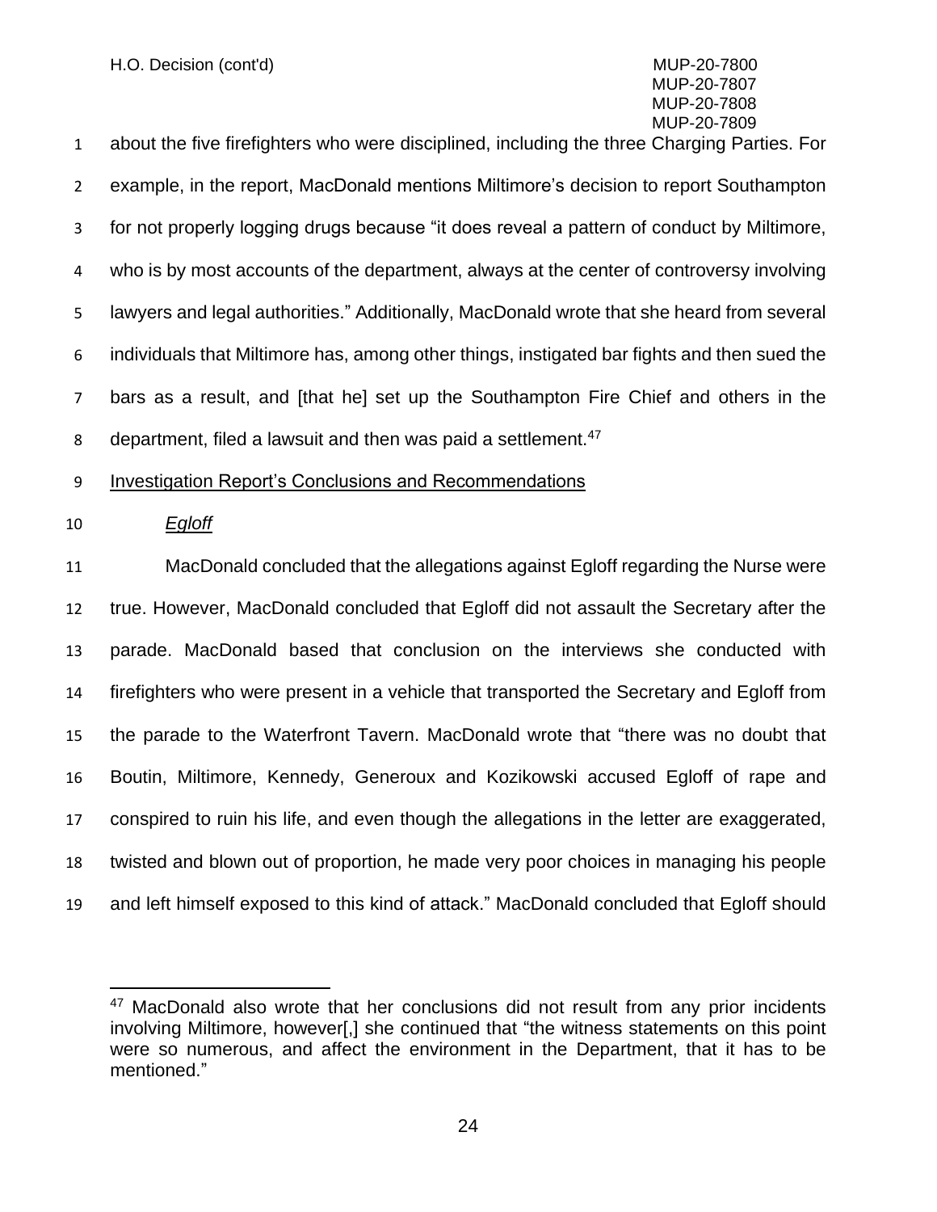about the five firefighters who were disciplined, including the three Charging Parties. For example, in the report, MacDonald mentions Miltimore's decision to report Southampton for not properly logging drugs because "it does reveal a pattern of conduct by Miltimore, who is by most accounts of the department, always at the center of controversy involving lawyers and legal authorities." Additionally, MacDonald wrote that she heard from several individuals that Miltimore has, among other things, instigated bar fights and then sued the bars as a result, and [that he] set up the Southampton Fire Chief and others in the department, filed a lawsuit and then was paid a settlement.[47]

<u>Investigation Report's Conclusions and Recommendations</u>

*<u>Egloff</u>*

MacDonald concluded that the allegations against Egloff regarding the Nurse were true. However, MacDonald concluded that Egloff did not assault the Secretary after the parade. MacDonald based that conclusion on the interviews she conducted with firefighters who were present in a vehicle that transported the Secretary and Egloff from the parade to the Waterfront Tavern. MacDonald wrote that "there was no doubt that Boutin, Miltimore, Kennedy, Generoux and Kozikowski accused Egloff of rape and conspired to ruin his life, and even though the allegations in the letter are exaggerated, twisted and blown out of proportion, he made very poor choices in managing his people and left himself exposed to this kind of attack." MacDonald concluded that Egloff should

---

[47] MacDonald also wrote that her conclusions did not result from any prior incidents involving Miltimore, however[,] she continued that "the witness statements on this point were so numerous, and affect the environment in the Department, that it has to be mentioned."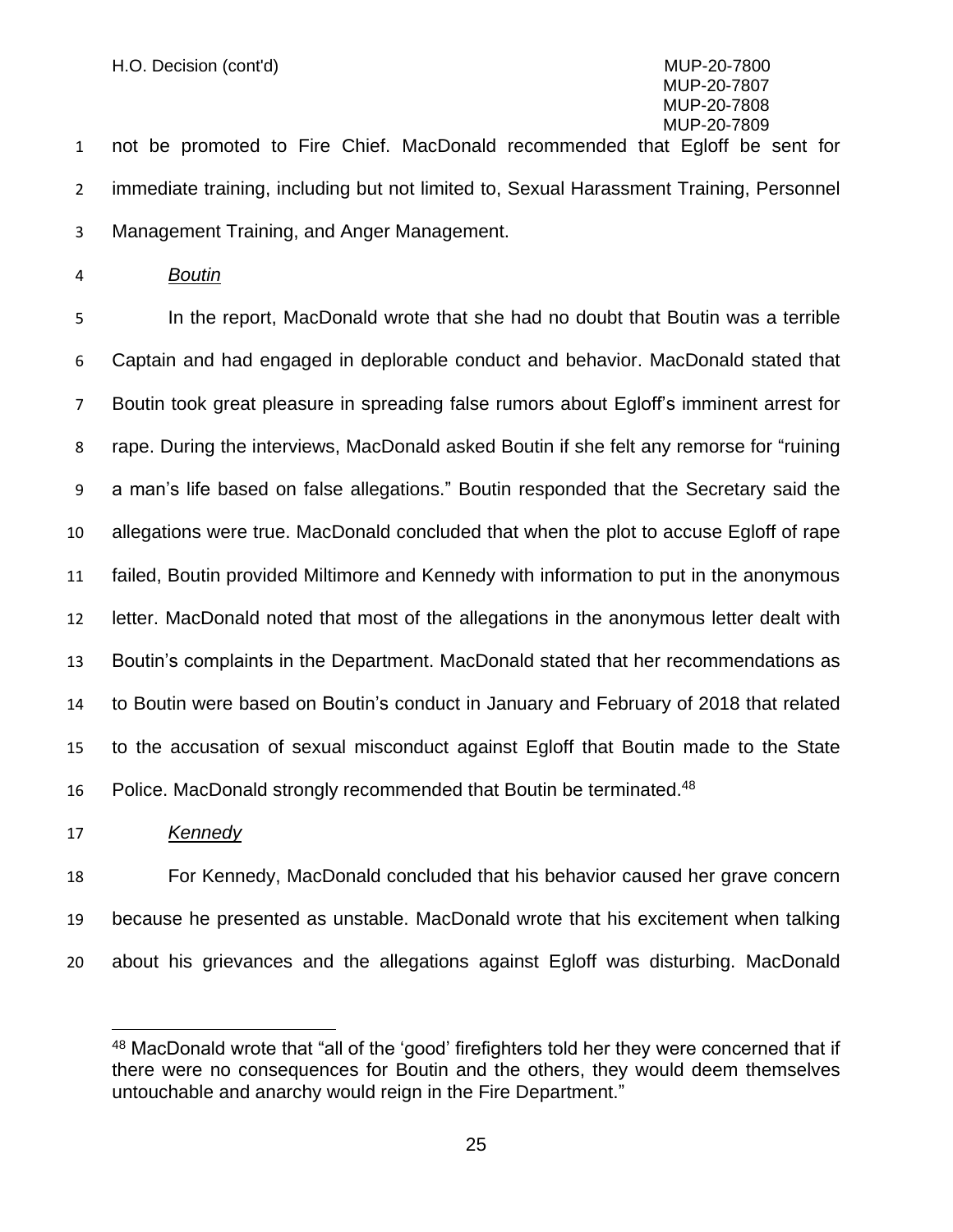not be promoted to Fire Chief. MacDonald recommended that Egloff be sent for immediate training, including but not limited to, Sexual Harassment Training, Personnel Management Training, and Anger Management.

*Boutin*

In the report, MacDonald wrote that she had no doubt that Boutin was a terrible Captain and had engaged in deplorable conduct and behavior. MacDonald stated that Boutin took great pleasure in spreading false rumors about Egloff's imminent arrest for rape. During the interviews, MacDonald asked Boutin if she felt any remorse for "ruining a man's life based on false allegations." Boutin responded that the Secretary said the allegations were true. MacDonald concluded that when the plot to accuse Egloff of rape failed, Boutin provided Miltimore and Kennedy with information to put in the anonymous letter. MacDonald noted that most of the allegations in the anonymous letter dealt with Boutin's complaints in the Department. MacDonald stated that her recommendations as to Boutin were based on Boutin's conduct in January and February of 2018 that related to the accusation of sexual misconduct against Egloff that Boutin made to the State Police. MacDonald strongly recommended that Boutin be terminated.[48]

*Kennedy*

For Kennedy, MacDonald concluded that his behavior caused her grave concern because he presented as unstable. MacDonald wrote that his excitement when talking about his grievances and the allegations against Egloff was disturbing. MacDonald

---

[48] MacDonald wrote that "all of the 'good' firefighters told her they were concerned that if there were no consequences for Boutin and the others, they would deem themselves untouchable and anarchy would reign in the Fire Department."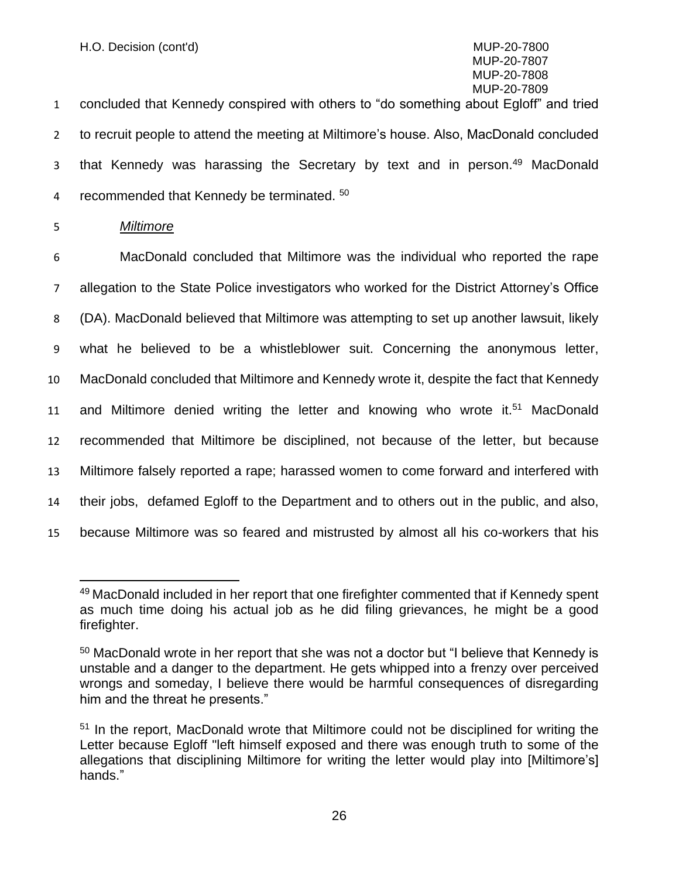concluded that Kennedy conspired with others to "do something about Egloff" and tried to recruit people to attend the meeting at Miltimore's house. Also, MacDonald concluded that Kennedy was harassing the Secretary by text and in person.[49] MacDonald recommended that Kennedy be terminated.[50]

*Miltimore*

MacDonald concluded that Miltimore was the individual who reported the rape allegation to the State Police investigators who worked for the District Attorney's Office (DA). MacDonald believed that Miltimore was attempting to set up another lawsuit, likely what he believed to be a whistleblower suit. Concerning the anonymous letter, MacDonald concluded that Miltimore and Kennedy wrote it, despite the fact that Kennedy and Miltimore denied writing the letter and knowing who wrote it.[51] MacDonald recommended that Miltimore be disciplined, not because of the letter, but because Miltimore falsely reported a rape; harassed women to come forward and interfered with their jobs, defamed Egloff to the Department and to others out in the public, and also, because Miltimore was so feared and mistrusted by almost all his co-workers that his

---

[49] MacDonald included in her report that one firefighter commented that if Kennedy spent as much time doing his actual job as he did filing grievances, he might be a good firefighter.

[50] MacDonald wrote in her report that she was not a doctor but "I believe that Kennedy is unstable and a danger to the department. He gets whipped into a frenzy over perceived wrongs and someday, I believe there would be harmful consequences of disregarding him and the threat he presents."

[51] In the report, MacDonald wrote that Miltimore could not be disciplined for writing the Letter because Egloff "left himself exposed and there was enough truth to some of the allegations that disciplining Miltimore for writing the letter would play into [Miltimore's] hands."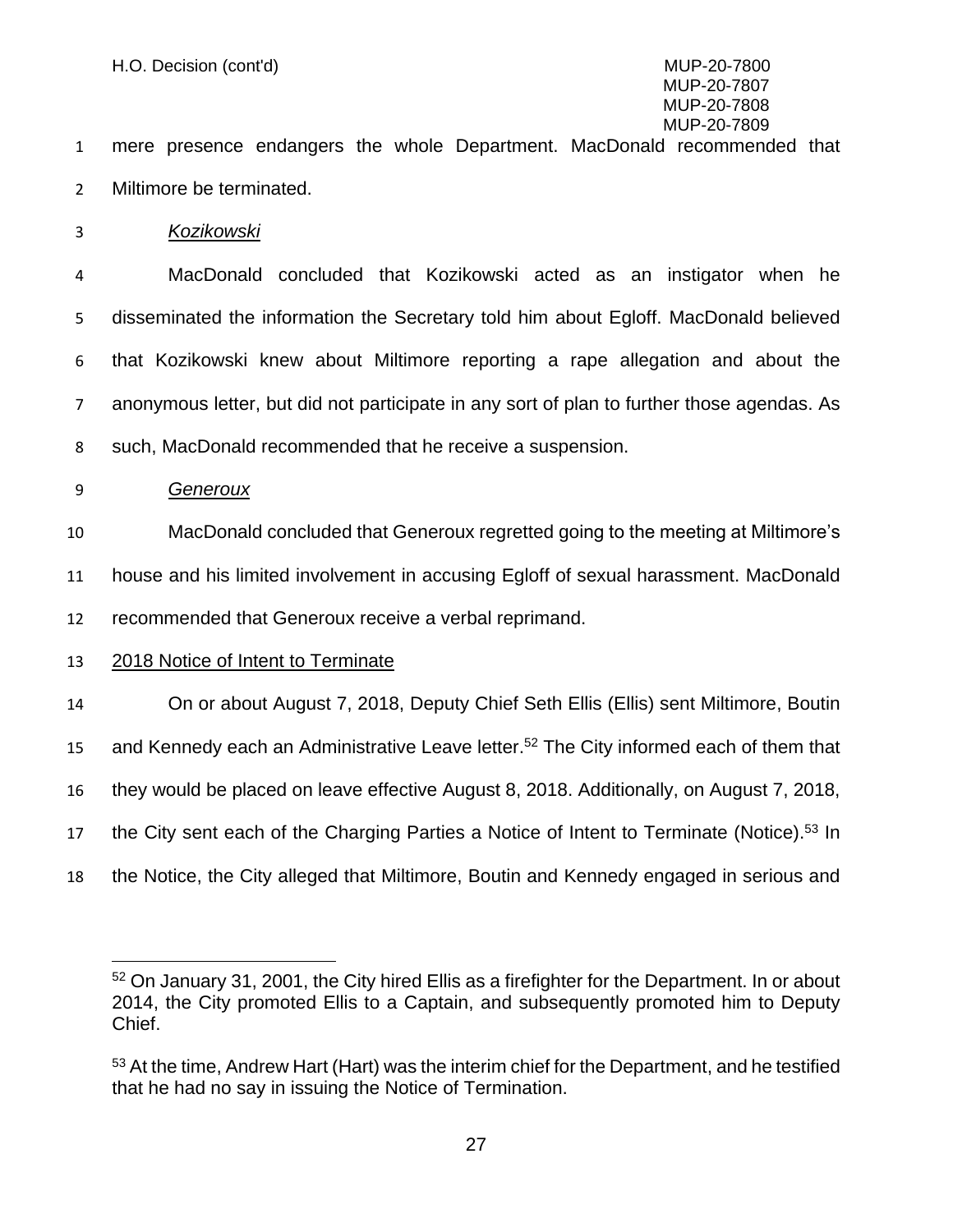mere presence endangers the whole Department. MacDonald recommended that Miltimore be terminated.

*Kozikowski*

MacDonald concluded that Kozikowski acted as an instigator when he disseminated the information the Secretary told him about Egloff. MacDonald believed that Kozikowski knew about Miltimore reporting a rape allegation and about the anonymous letter, but did not participate in any sort of plan to further those agendas. As such, MacDonald recommended that he receive a suspension.

*Generoux*

MacDonald concluded that Generoux regretted going to the meeting at Miltimore's house and his limited involvement in accusing Egloff of sexual harassment. MacDonald recommended that Generoux receive a verbal reprimand.

2018 Notice of Intent to Terminate

On or about August 7, 2018, Deputy Chief Seth Ellis (Ellis) sent Miltimore, Boutin and Kennedy each an Administrative Leave letter.[52] The City informed each of them that they would be placed on leave effective August 8, 2018. Additionally, on August 7, 2018, the City sent each of the Charging Parties a Notice of Intent to Terminate (Notice).[53] In the Notice, the City alleged that Miltimore, Boutin and Kennedy engaged in serious and

---

[52] On January 31, 2001, the City hired Ellis as a firefighter for the Department. In or about 2014, the City promoted Ellis to a Captain, and subsequently promoted him to Deputy Chief.

[53] At the time, Andrew Hart (Hart) was the interim chief for the Department, and he testified that he had no say in issuing the Notice of Termination.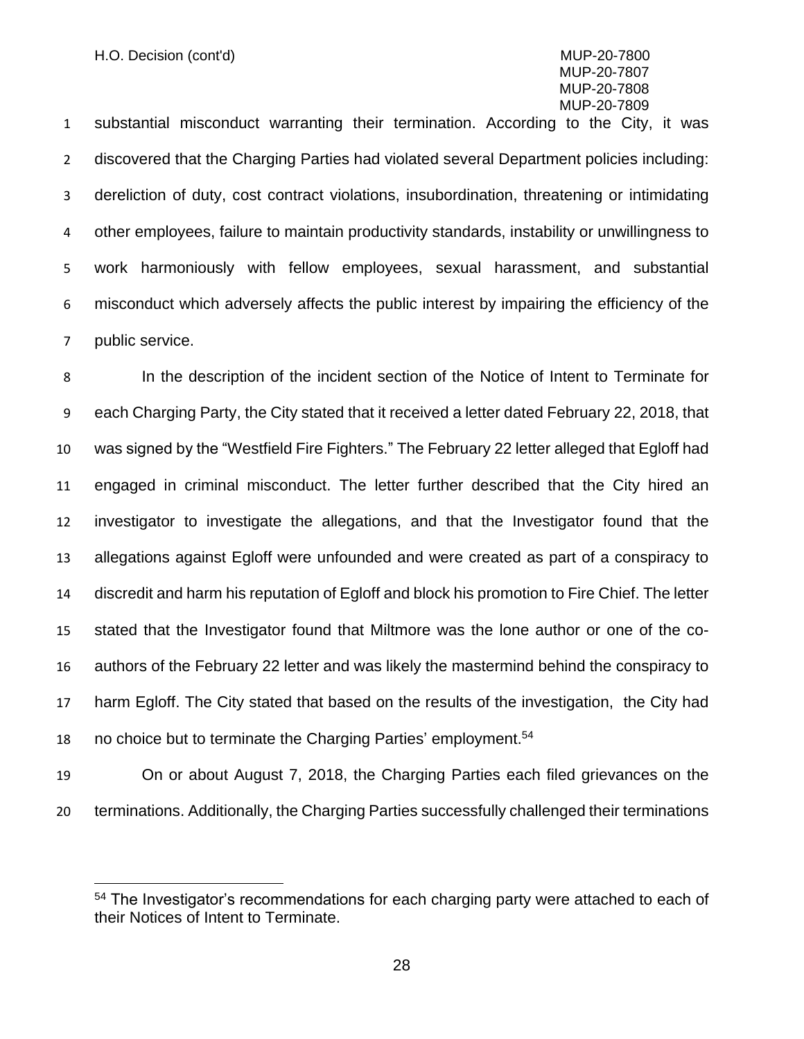substantial misconduct warranting their termination. According to the City, it was discovered that the Charging Parties had violated several Department policies including: dereliction of duty, cost contract violations, insubordination, threatening or intimidating other employees, failure to maintain productivity standards, instability or unwillingness to work harmoniously with fellow employees, sexual harassment, and substantial misconduct which adversely affects the public interest by impairing the efficiency of the public service.

In the description of the incident section of the Notice of Intent to Terminate for each Charging Party, the City stated that it received a letter dated February 22, 2018, that was signed by the "Westfield Fire Fighters." The February 22 letter alleged that Egloff had engaged in criminal misconduct. The letter further described that the City hired an investigator to investigate the allegations, and that the Investigator found that the allegations against Egloff were unfounded and were created as part of a conspiracy to discredit and harm his reputation of Egloff and block his promotion to Fire Chief. The letter stated that the Investigator found that Miltmore was the lone author or one of the co-authors of the February 22 letter and was likely the mastermind behind the conspiracy to harm Egloff. The City stated that based on the results of the investigation, the City had no choice but to terminate the Charging Parties' employment.[54]

On or about August 7, 2018, the Charging Parties each filed grievances on the terminations. Additionally, the Charging Parties successfully challenged their terminations

[54] The Investigator's recommendations for each charging party were attached to each of their Notices of Intent to Terminate.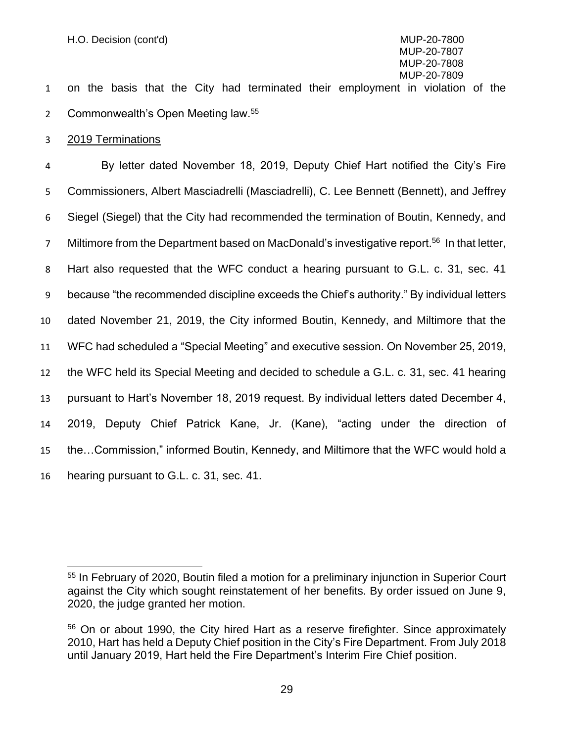on the basis that the City had terminated their employment in violation of the Commonwealth's Open Meeting law.[55]

2019 Terminations

By letter dated November 18, 2019, Deputy Chief Hart notified the City's Fire Commissioners, Albert Masciadrelli (Masciadrelli), C. Lee Bennett (Bennett), and Jeffrey Siegel (Siegel) that the City had recommended the termination of Boutin, Kennedy, and Miltimore from the Department based on MacDonald's investigative report.[56] In that letter, Hart also requested that the WFC conduct a hearing pursuant to G.L. c. 31, sec. 41 because "the recommended discipline exceeds the Chief's authority." By individual letters dated November 21, 2019, the City informed Boutin, Kennedy, and Miltimore that the WFC had scheduled a "Special Meeting" and executive session. On November 25, 2019, the WFC held its Special Meeting and decided to schedule a G.L. c. 31, sec. 41 hearing pursuant to Hart's November 18, 2019 request. By individual letters dated December 4, 2019, Deputy Chief Patrick Kane, Jr. (Kane), "acting under the direction of the…Commission," informed Boutin, Kennedy, and Miltimore that the WFC would hold a hearing pursuant to G.L. c. 31, sec. 41.

---

[55] In February of 2020, Boutin filed a motion for a preliminary injunction in Superior Court against the City which sought reinstatement of her benefits. By order issued on June 9, 2020, the judge granted her motion.

[56] On or about 1990, the City hired Hart as a reserve firefighter. Since approximately 2010, Hart has held a Deputy Chief position in the City's Fire Department. From July 2018 until January 2019, Hart held the Fire Department's Interim Fire Chief position.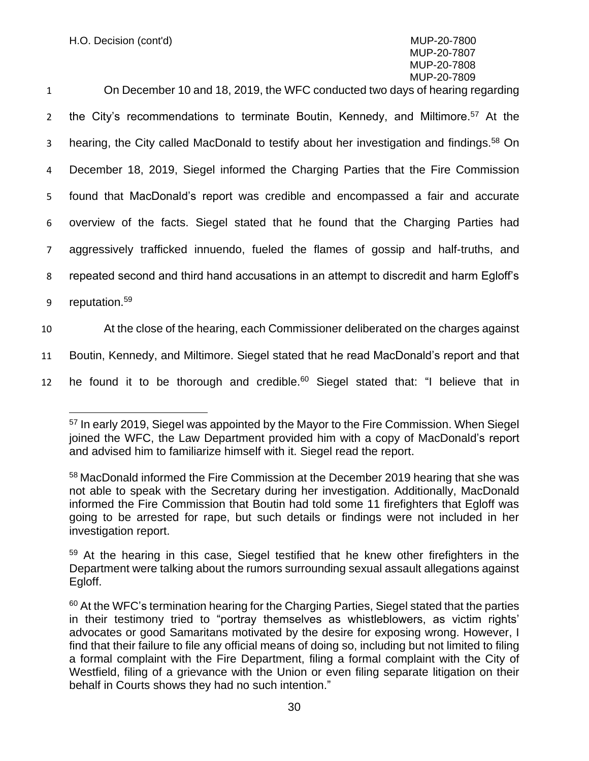On December 10 and 18, 2019, the WFC conducted two days of hearing regarding the City's recommendations to terminate Boutin, Kennedy, and Miltimore.[57] At the hearing, the City called MacDonald to testify about her investigation and findings.[58] On December 18, 2019, Siegel informed the Charging Parties that the Fire Commission found that MacDonald's report was credible and encompassed a fair and accurate overview of the facts. Siegel stated that he found that the Charging Parties had aggressively trafficked innuendo, fueled the flames of gossip and half-truths, and repeated second and third hand accusations in an attempt to discredit and harm Egloff's reputation.[59]

At the close of the hearing, each Commissioner deliberated on the charges against Boutin, Kennedy, and Miltimore. Siegel stated that he read MacDonald's report and that he found it to be thorough and credible.[60] Siegel stated that: "I believe that in

---

[57] In early 2019, Siegel was appointed by the Mayor to the Fire Commission. When Siegel joined the WFC, the Law Department provided him with a copy of MacDonald's report and advised him to familiarize himself with it. Siegel read the report.

[58] MacDonald informed the Fire Commission at the December 2019 hearing that she was not able to speak with the Secretary during her investigation. Additionally, MacDonald informed the Fire Commission that Boutin had told some 11 firefighters that Egloff was going to be arrested for rape, but such details or findings were not included in her investigation report.

[59] At the hearing in this case, Siegel testified that he knew other firefighters in the Department were talking about the rumors surrounding sexual assault allegations against Egloff.

[60] At the WFC's termination hearing for the Charging Parties, Siegel stated that the parties in their testimony tried to "portray themselves as whistleblowers, as victim rights' advocates or good Samaritans motivated by the desire for exposing wrong. However, I find that their failure to file any official means of doing so, including but not limited to filing a formal complaint with the Fire Department, filing a formal complaint with the City of Westfield, filing of a grievance with the Union or even filing separate litigation on their behalf in Courts shows they had no such intention."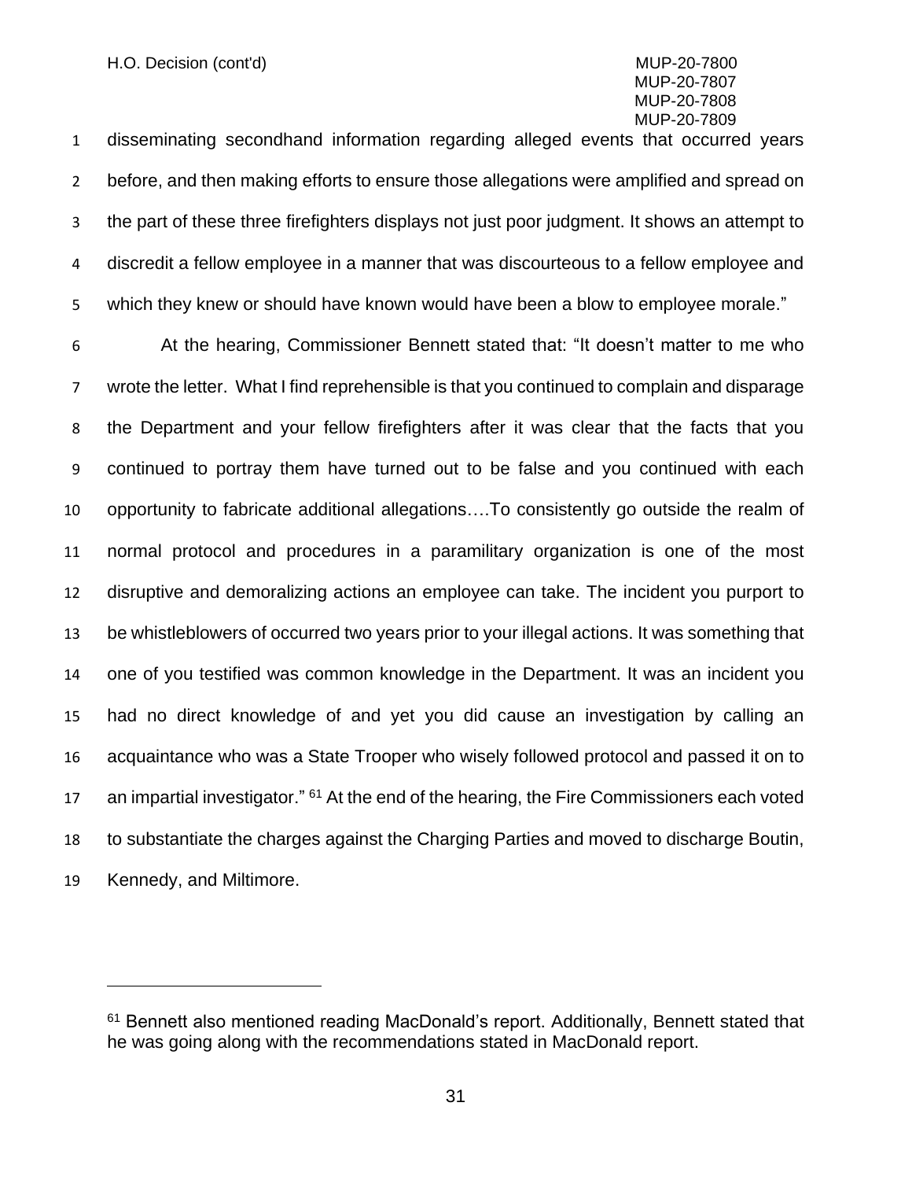disseminating secondhand information regarding alleged events that occurred years before, and then making efforts to ensure those allegations were amplified and spread on the part of these three firefighters displays not just poor judgment. It shows an attempt to discredit a fellow employee in a manner that was discourteous to a fellow employee and which they knew or should have known would have been a blow to employee morale."

At the hearing, Commissioner Bennett stated that: "It doesn't matter to me who wrote the letter. What I find reprehensible is that you continued to complain and disparage the Department and your fellow firefighters after it was clear that the facts that you continued to portray them have turned out to be false and you continued with each opportunity to fabricate additional allegations….To consistently go outside the realm of normal protocol and procedures in a paramilitary organization is one of the most disruptive and demoralizing actions an employee can take. The incident you purport to be whistleblowers of occurred two years prior to your illegal actions. It was something that one of you testified was common knowledge in the Department. It was an incident you had no direct knowledge of and yet you did cause an investigation by calling an acquaintance who was a State Trooper who wisely followed protocol and passed it on to an impartial investigator." [61] At the end of the hearing, the Fire Commissioners each voted to substantiate the charges against the Charging Parties and moved to discharge Boutin, Kennedy, and Miltimore.

---

[61] Bennett also mentioned reading MacDonald's report. Additionally, Bennett stated that he was going along with the recommendations stated in MacDonald report.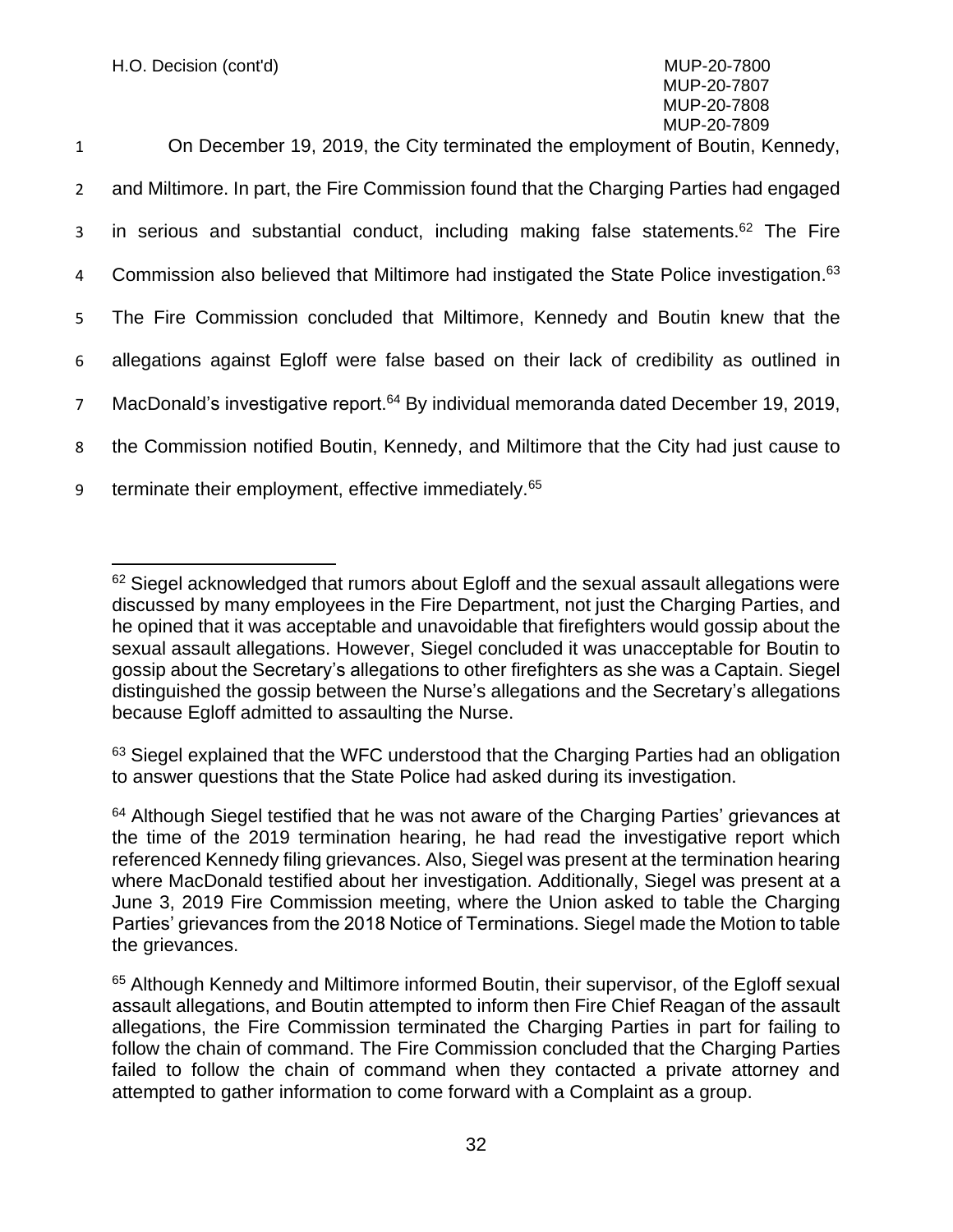On December 19, 2019, the City terminated the employment of Boutin, Kennedy, and Miltimore. In part, the Fire Commission found that the Charging Parties had engaged in serious and substantial conduct, including making false statements.[62] The Fire Commission also believed that Miltimore had instigated the State Police investigation.[63] The Fire Commission concluded that Miltimore, Kennedy and Boutin knew that the allegations against Egloff were false based on their lack of credibility as outlined in MacDonald's investigative report.[64] By individual memoranda dated December 19, 2019, the Commission notified Boutin, Kennedy, and Miltimore that the City had just cause to terminate their employment, effective immediately.[65]

---

[62] Siegel acknowledged that rumors about Egloff and the sexual assault allegations were discussed by many employees in the Fire Department, not just the Charging Parties, and he opined that it was acceptable and unavoidable that firefighters would gossip about the sexual assault allegations. However, Siegel concluded it was unacceptable for Boutin to gossip about the Secretary's allegations to other firefighters as she was a Captain. Siegel distinguished the gossip between the Nurse's allegations and the Secretary's allegations because Egloff admitted to assaulting the Nurse.

[63] Siegel explained that the WFC understood that the Charging Parties had an obligation to answer questions that the State Police had asked during its investigation.

[64] Although Siegel testified that he was not aware of the Charging Parties' grievances at the time of the 2019 termination hearing, he had read the investigative report which referenced Kennedy filing grievances. Also, Siegel was present at the termination hearing where MacDonald testified about her investigation. Additionally, Siegel was present at a June 3, 2019 Fire Commission meeting, where the Union asked to table the Charging Parties' grievances from the 2018 Notice of Terminations. Siegel made the Motion to table the grievances.

[65] Although Kennedy and Miltimore informed Boutin, their supervisor, of the Egloff sexual assault allegations, and Boutin attempted to inform then Fire Chief Reagan of the assault allegations, the Fire Commission terminated the Charging Parties in part for failing to follow the chain of command. The Fire Commission concluded that the Charging Parties failed to follow the chain of command when they contacted a private attorney and attempted to gather information to come forward with a Complaint as a group.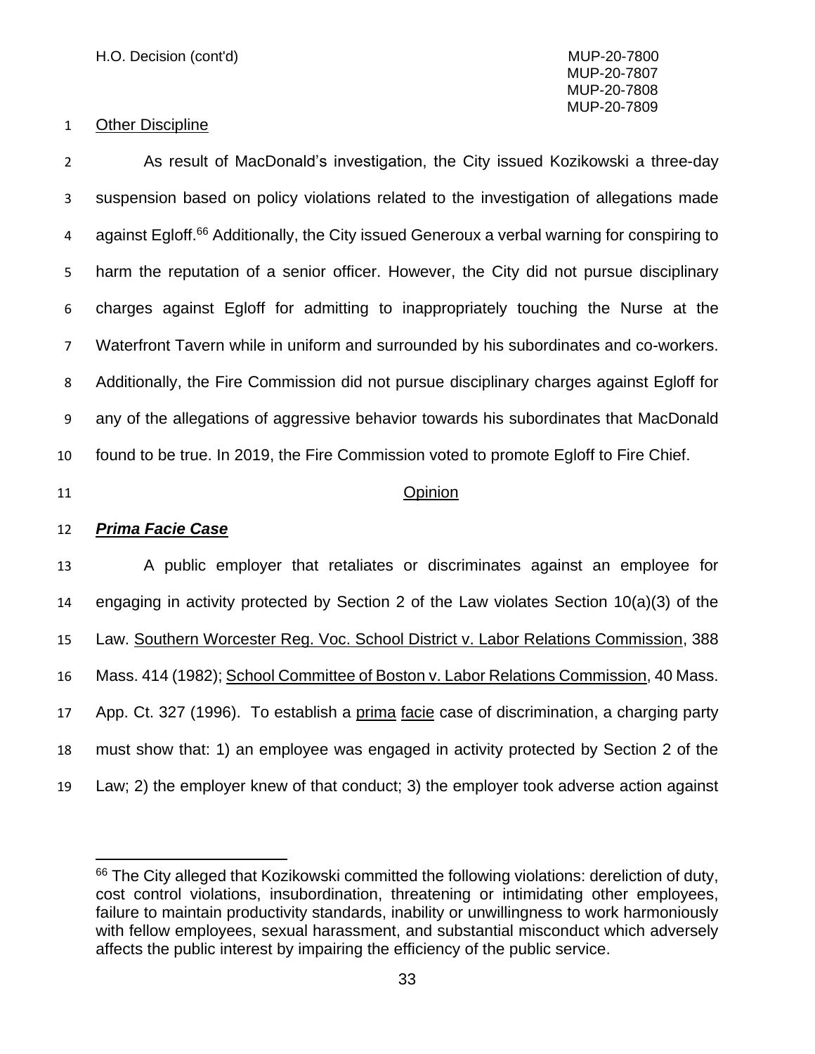Other Discipline

As result of MacDonald's investigation, the City issued Kozikowski a three-day suspension based on policy violations related to the investigation of allegations made against Egloff.[66] Additionally, the City issued Generoux a verbal warning for conspiring to harm the reputation of a senior officer. However, the City did not pursue disciplinary charges against Egloff for admitting to inappropriately touching the Nurse at the Waterfront Tavern while in uniform and surrounded by his subordinates and co-workers. Additionally, the Fire Commission did not pursue disciplinary charges against Egloff for any of the allegations of aggressive behavior towards his subordinates that MacDonald found to be true. In 2019, the Fire Commission voted to promote Egloff to Fire Chief.

## Opinion

### ***Prima Facie Case***

A public employer that retaliates or discriminates against an employee for engaging in activity protected by Section 2 of the Law violates Section 10(a)(3) of the Law. Southern Worcester Reg. Voc. School District v. Labor Relations Commission, 388 Mass. 414 (1982); School Committee of Boston v. Labor Relations Commission, 40 Mass. App. Ct. 327 (1996). To establish a prima facie case of discrimination, a charging party must show that: 1) an employee was engaged in activity protected by Section 2 of the Law; 2) the employer knew of that conduct; 3) the employer took adverse action against

---

[66] The City alleged that Kozikowski committed the following violations: dereliction of duty, cost control violations, insubordination, threatening or intimidating other employees, failure to maintain productivity standards, inability or unwillingness to work harmoniously with fellow employees, sexual harassment, and substantial misconduct which adversely affects the public interest by impairing the efficiency of the public service.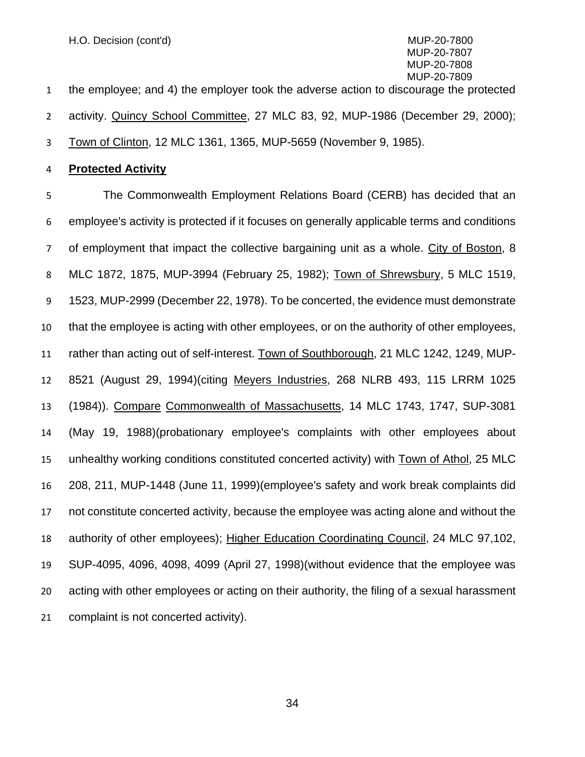the employee; and 4) the employer took the adverse action to discourage the protected activity. Quincy School Committee, 27 MLC 83, 92, MUP-1986 (December 29, 2000); Town of Clinton, 12 MLC 1361, 1365, MUP-5659 (November 9, 1985).

**Protected Activity**

The Commonwealth Employment Relations Board (CERB) has decided that an employee's activity is protected if it focuses on generally applicable terms and conditions of employment that impact the collective bargaining unit as a whole. City of Boston, 8 MLC 1872, 1875, MUP-3994 (February 25, 1982); Town of Shrewsbury, 5 MLC 1519, 1523, MUP-2999 (December 22, 1978). To be concerted, the evidence must demonstrate that the employee is acting with other employees, or on the authority of other employees, rather than acting out of self-interest. Town of Southborough, 21 MLC 1242, 1249, MUP-8521 (August 29, 1994)(citing Meyers Industries, 268 NLRB 493, 115 LRRM 1025 (1984)). Compare Commonwealth of Massachusetts, 14 MLC 1743, 1747, SUP-3081 (May 19, 1988)(probationary employee's complaints with other employees about unhealthy working conditions constituted concerted activity) with Town of Athol, 25 MLC 208, 211, MUP-1448 (June 11, 1999)(employee's safety and work break complaints did not constitute concerted activity, because the employee was acting alone and without the authority of other employees); Higher Education Coordinating Council, 24 MLC 97,102, SUP-4095, 4096, 4098, 4099 (April 27, 1998)(without evidence that the employee was acting with other employees or acting on their authority, the filing of a sexual harassment complaint is not concerted activity).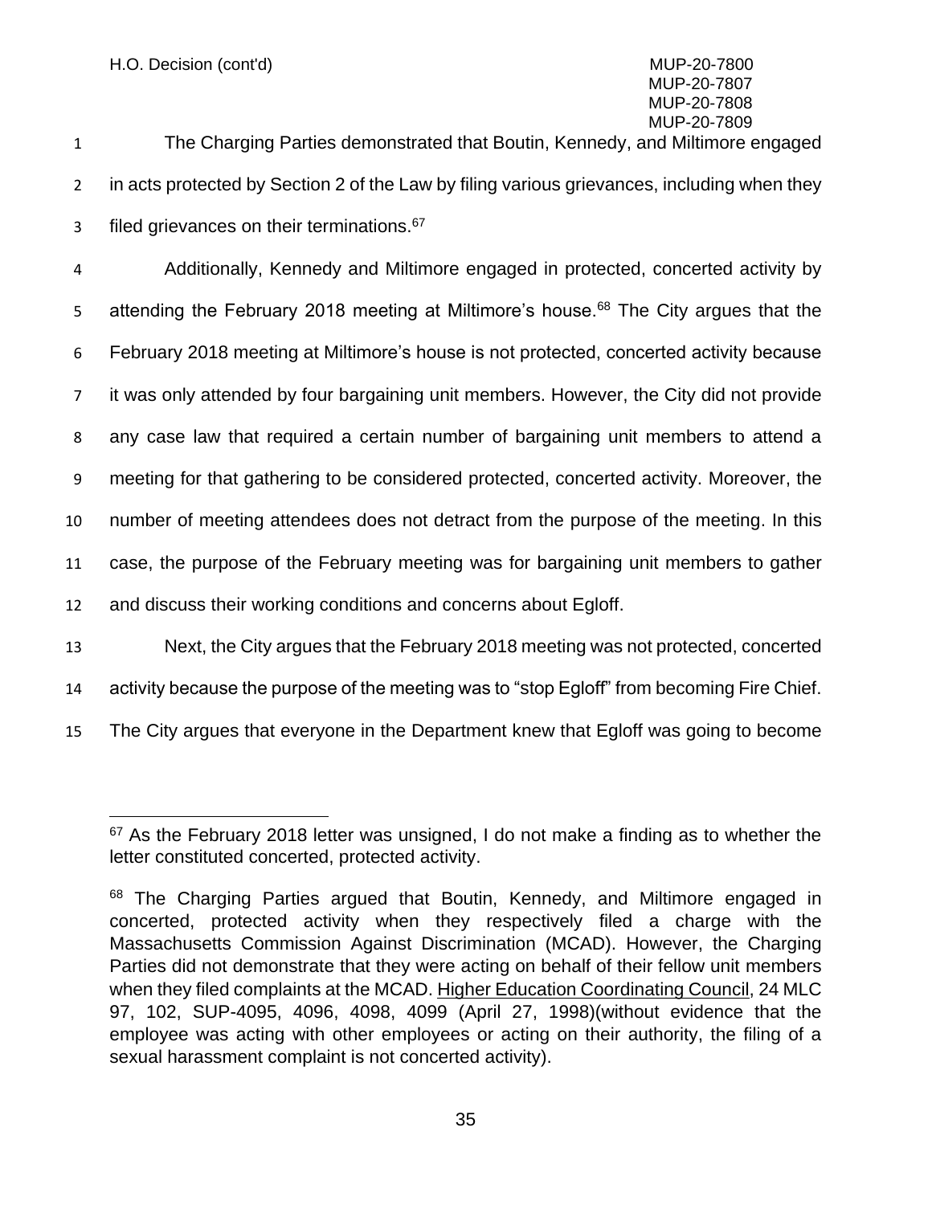The Charging Parties demonstrated that Boutin, Kennedy, and Miltimore engaged in acts protected by Section 2 of the Law by filing various grievances, including when they filed grievances on their terminations.[67]

Additionally, Kennedy and Miltimore engaged in protected, concerted activity by attending the February 2018 meeting at Miltimore's house.[68] The City argues that the February 2018 meeting at Miltimore's house is not protected, concerted activity because it was only attended by four bargaining unit members. However, the City did not provide any case law that required a certain number of bargaining unit members to attend a meeting for that gathering to be considered protected, concerted activity. Moreover, the number of meeting attendees does not detract from the purpose of the meeting. In this case, the purpose of the February meeting was for bargaining unit members to gather and discuss their working conditions and concerns about Egloff.

Next, the City argues that the February 2018 meeting was not protected, concerted activity because the purpose of the meeting was to "stop Egloff" from becoming Fire Chief. The City argues that everyone in the Department knew that Egloff was going to become

---

[67] As the February 2018 letter was unsigned, I do not make a finding as to whether the letter constituted concerted, protected activity.

[68] The Charging Parties argued that Boutin, Kennedy, and Miltimore engaged in concerted, protected activity when they respectively filed a charge with the Massachusetts Commission Against Discrimination (MCAD). However, the Charging Parties did not demonstrate that they were acting on behalf of their fellow unit members when they filed complaints at the MCAD. Higher Education Coordinating Council, 24 MLC 97, 102, SUP-4095, 4096, 4098, 4099 (April 27, 1998)(without evidence that the employee was acting with other employees or acting on their authority, the filing of a sexual harassment complaint is not concerted activity).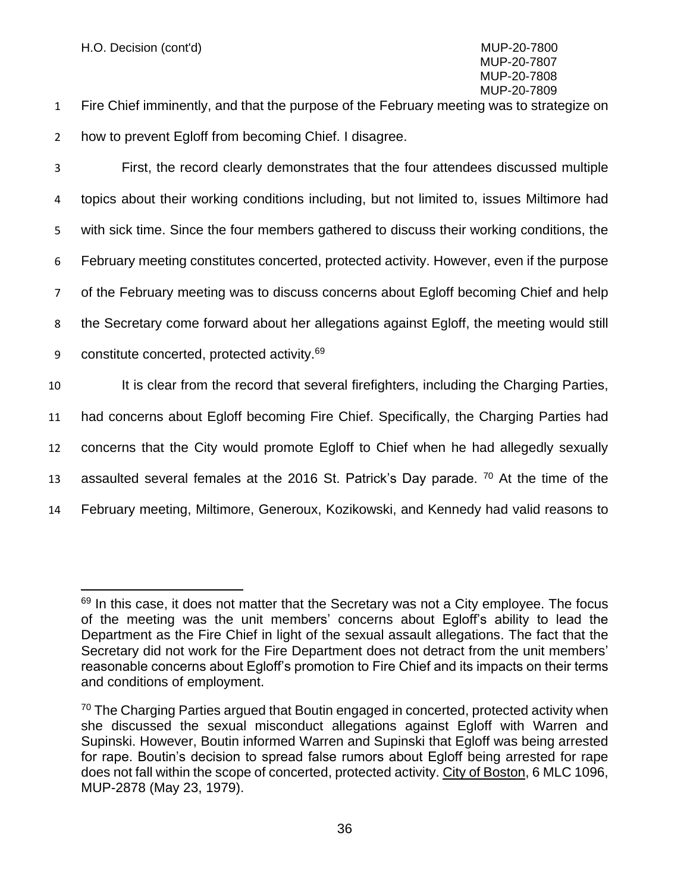Fire Chief imminently, and that the purpose of the February meeting was to strategize on how to prevent Egloff from becoming Chief. I disagree.

First, the record clearly demonstrates that the four attendees discussed multiple topics about their working conditions including, but not limited to, issues Miltimore had with sick time. Since the four members gathered to discuss their working conditions, the February meeting constitutes concerted, protected activity. However, even if the purpose of the February meeting was to discuss concerns about Egloff becoming Chief and help the Secretary come forward about her allegations against Egloff, the meeting would still constitute concerted, protected activity.[69]

It is clear from the record that several firefighters, including the Charging Parties, had concerns about Egloff becoming Fire Chief. Specifically, the Charging Parties had concerns that the City would promote Egloff to Chief when he had allegedly sexually assaulted several females at the 2016 St. Patrick's Day parade. [70] At the time of the February meeting, Miltimore, Generoux, Kozikowski, and Kennedy had valid reasons to

---

[69] In this case, it does not matter that the Secretary was not a City employee. The focus of the meeting was the unit members' concerns about Egloff's ability to lead the Department as the Fire Chief in light of the sexual assault allegations. The fact that the Secretary did not work for the Fire Department does not detract from the unit members' reasonable concerns about Egloff's promotion to Fire Chief and its impacts on their terms and conditions of employment.

[70] The Charging Parties argued that Boutin engaged in concerted, protected activity when she discussed the sexual misconduct allegations against Egloff with Warren and Supinski. However, Boutin informed Warren and Supinski that Egloff was being arrested for rape. Boutin's decision to spread false rumors about Egloff being arrested for rape does not fall within the scope of concerted, protected activity. City of Boston, 6 MLC 1096, MUP-2878 (May 23, 1979).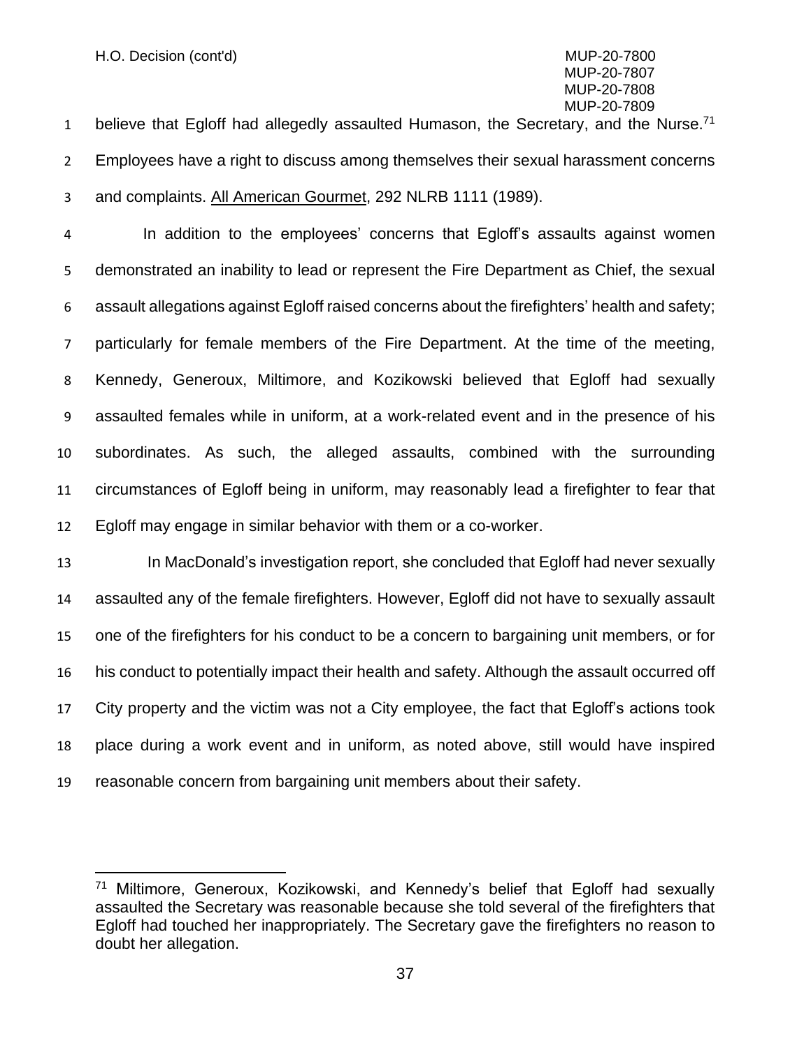believe that Egloff had allegedly assaulted Humason, the Secretary, and the Nurse.[71] Employees have a right to discuss among themselves their sexual harassment concerns and complaints. All American Gourmet, 292 NLRB 1111 (1989).

In addition to the employees' concerns that Egloff's assaults against women demonstrated an inability to lead or represent the Fire Department as Chief, the sexual assault allegations against Egloff raised concerns about the firefighters' health and safety; particularly for female members of the Fire Department. At the time of the meeting, Kennedy, Generoux, Miltimore, and Kozikowski believed that Egloff had sexually assaulted females while in uniform, at a work-related event and in the presence of his subordinates. As such, the alleged assaults, combined with the surrounding circumstances of Egloff being in uniform, may reasonably lead a firefighter to fear that Egloff may engage in similar behavior with them or a co-worker.

In MacDonald's investigation report, she concluded that Egloff had never sexually assaulted any of the female firefighters. However, Egloff did not have to sexually assault one of the firefighters for his conduct to be a concern to bargaining unit members, or for his conduct to potentially impact their health and safety. Although the assault occurred off City property and the victim was not a City employee, the fact that Egloff's actions took place during a work event and in uniform, as noted above, still would have inspired reasonable concern from bargaining unit members about their safety.

---

[71] Miltimore, Generoux, Kozikowski, and Kennedy's belief that Egloff had sexually assaulted the Secretary was reasonable because she told several of the firefighters that Egloff had touched her inappropriately. The Secretary gave the firefighters no reason to doubt her allegation.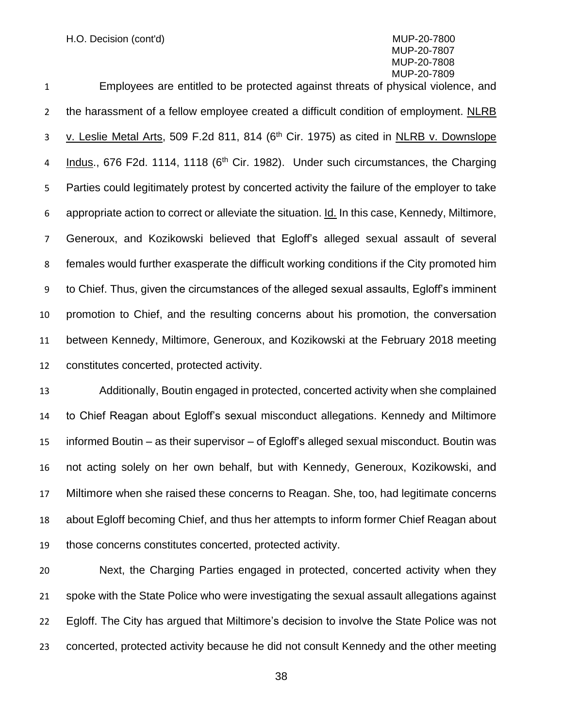Employees are entitled to be protected against threats of physical violence, and the harassment of a fellow employee created a difficult condition of employment. NLRB v. Leslie Metal Arts, 509 F.2d 811, 814 (6th Cir. 1975) as cited in NLRB v. Downslope Indus., 676 F2d. 1114, 1118 (6th Cir. 1982). Under such circumstances, the Charging Parties could legitimately protest by concerted activity the failure of the employer to take appropriate action to correct or alleviate the situation. Id. In this case, Kennedy, Miltimore, Generoux, and Kozikowski believed that Egloff's alleged sexual assault of several females would further exasperate the difficult working conditions if the City promoted him to Chief. Thus, given the circumstances of the alleged sexual assaults, Egloff's imminent promotion to Chief, and the resulting concerns about his promotion, the conversation between Kennedy, Miltimore, Generoux, and Kozikowski at the February 2018 meeting constitutes concerted, protected activity.

Additionally, Boutin engaged in protected, concerted activity when she complained to Chief Reagan about Egloff's sexual misconduct allegations. Kennedy and Miltimore informed Boutin – as their supervisor – of Egloff's alleged sexual misconduct. Boutin was not acting solely on her own behalf, but with Kennedy, Generoux, Kozikowski, and Miltimore when she raised these concerns to Reagan. She, too, had legitimate concerns about Egloff becoming Chief, and thus her attempts to inform former Chief Reagan about those concerns constitutes concerted, protected activity.

Next, the Charging Parties engaged in protected, concerted activity when they spoke with the State Police who were investigating the sexual assault allegations against Egloff. The City has argued that Miltimore's decision to involve the State Police was not concerted, protected activity because he did not consult Kennedy and the other meeting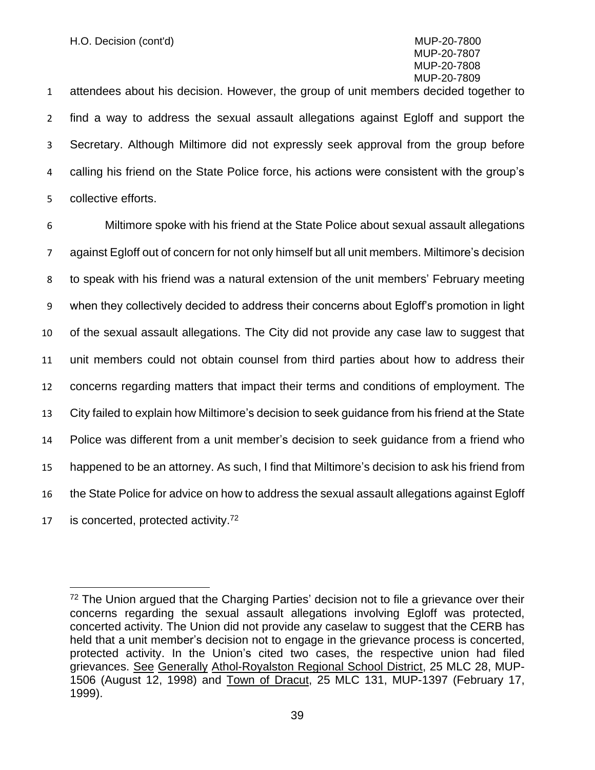attendees about his decision. However, the group of unit members decided together to find a way to address the sexual assault allegations against Egloff and support the Secretary. Although Miltimore did not expressly seek approval from the group before calling his friend on the State Police force, his actions were consistent with the group's collective efforts.

Miltimore spoke with his friend at the State Police about sexual assault allegations against Egloff out of concern for not only himself but all unit members. Miltimore's decision to speak with his friend was a natural extension of the unit members' February meeting when they collectively decided to address their concerns about Egloff's promotion in light of the sexual assault allegations. The City did not provide any case law to suggest that unit members could not obtain counsel from third parties about how to address their concerns regarding matters that impact their terms and conditions of employment. The City failed to explain how Miltimore's decision to seek guidance from his friend at the State Police was different from a unit member's decision to seek guidance from a friend who happened to be an attorney. As such, I find that Miltimore's decision to ask his friend from the State Police for advice on how to address the sexual assault allegations against Egloff is concerted, protected activity.[72]

---

[72] The Union argued that the Charging Parties' decision not to file a grievance over their concerns regarding the sexual assault allegations involving Egloff was protected, concerted activity. The Union did not provide any caselaw to suggest that the CERB has held that a unit member's decision not to engage in the grievance process is concerted, protected activity. In the Union's cited two cases, the respective union had filed grievances. See Generally Athol-Royalston Regional School District, 25 MLC 28, MUP-1506 (August 12, 1998) and Town of Dracut, 25 MLC 131, MUP-1397 (February 17, 1999).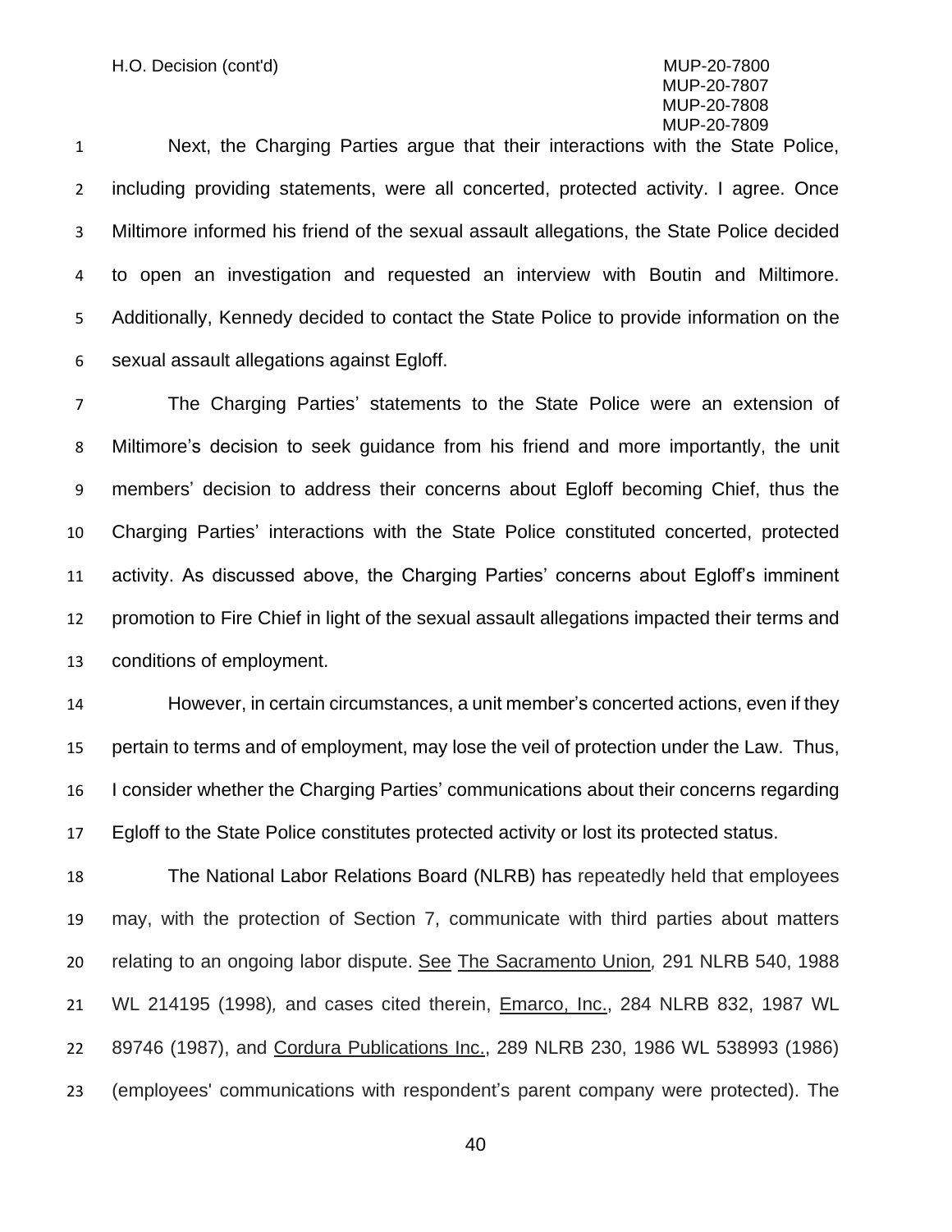Next, the Charging Parties argue that their interactions with the State Police, including providing statements, were all concerted, protected activity. I agree. Once Miltimore informed his friend of the sexual assault allegations, the State Police decided to open an investigation and requested an interview with Boutin and Miltimore. Additionally, Kennedy decided to contact the State Police to provide information on the sexual assault allegations against Egloff.

The Charging Parties' statements to the State Police were an extension of Miltimore's decision to seek guidance from his friend and more importantly, the unit members' decision to address their concerns about Egloff becoming Chief, thus the Charging Parties' interactions with the State Police constituted concerted, protected activity. As discussed above, the Charging Parties' concerns about Egloff's imminent promotion to Fire Chief in light of the sexual assault allegations impacted their terms and conditions of employment.

However, in certain circumstances, a unit member's concerted actions, even if they pertain to terms and of employment, may lose the veil of protection under the Law. Thus, I consider whether the Charging Parties' communications about their concerns regarding Egloff to the State Police constitutes protected activity or lost its protected status.

The National Labor Relations Board (NLRB) has repeatedly held that employees may, with the protection of Section 7, communicate with third parties about matters relating to an ongoing labor dispute. See The Sacramento Union, 291 NLRB 540, 1988 WL 214195 (1998), and cases cited therein, Emarco, Inc., 284 NLRB 832, 1987 WL 89746 (1987), and Cordura Publications Inc., 289 NLRB 230, 1986 WL 538993 (1986) (employees' communications with respondent's parent company were protected). The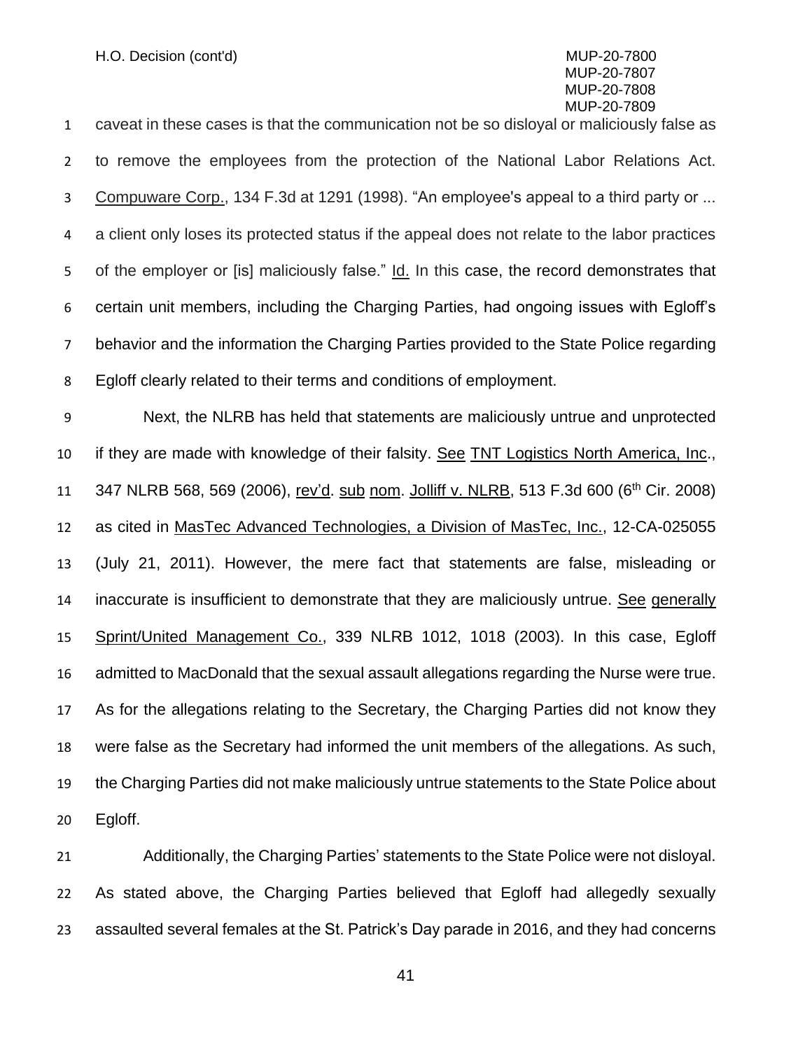caveat in these cases is that the communication not be so disloyal or maliciously false as to remove the employees from the protection of the National Labor Relations Act. Compuware Corp., 134 F.3d at 1291 (1998). "An employee's appeal to a third party or ... a client only loses its protected status if the appeal does not relate to the labor practices of the employer or [is] maliciously false." Id. In this case, the record demonstrates that certain unit members, including the Charging Parties, had ongoing issues with Egloff's behavior and the information the Charging Parties provided to the State Police regarding Egloff clearly related to their terms and conditions of employment.

Next, the NLRB has held that statements are maliciously untrue and unprotected if they are made with knowledge of their falsity. See TNT Logistics North America, Inc., 347 NLRB 568, 569 (2006), rev'd. sub nom. Jolliff v. NLRB, 513 F.3d 600 (6th Cir. 2008) as cited in MasTec Advanced Technologies, a Division of MasTec, Inc., 12-CA-025055 (July 21, 2011). However, the mere fact that statements are false, misleading or inaccurate is insufficient to demonstrate that they are maliciously untrue. See generally Sprint/United Management Co., 339 NLRB 1012, 1018 (2003). In this case, Egloff admitted to MacDonald that the sexual assault allegations regarding the Nurse were true. As for the allegations relating to the Secretary, the Charging Parties did not know they were false as the Secretary had informed the unit members of the allegations. As such, the Charging Parties did not make maliciously untrue statements to the State Police about Egloff.

Additionally, the Charging Parties' statements to the State Police were not disloyal. As stated above, the Charging Parties believed that Egloff had allegedly sexually assaulted several females at the St. Patrick's Day parade in 2016, and they had concerns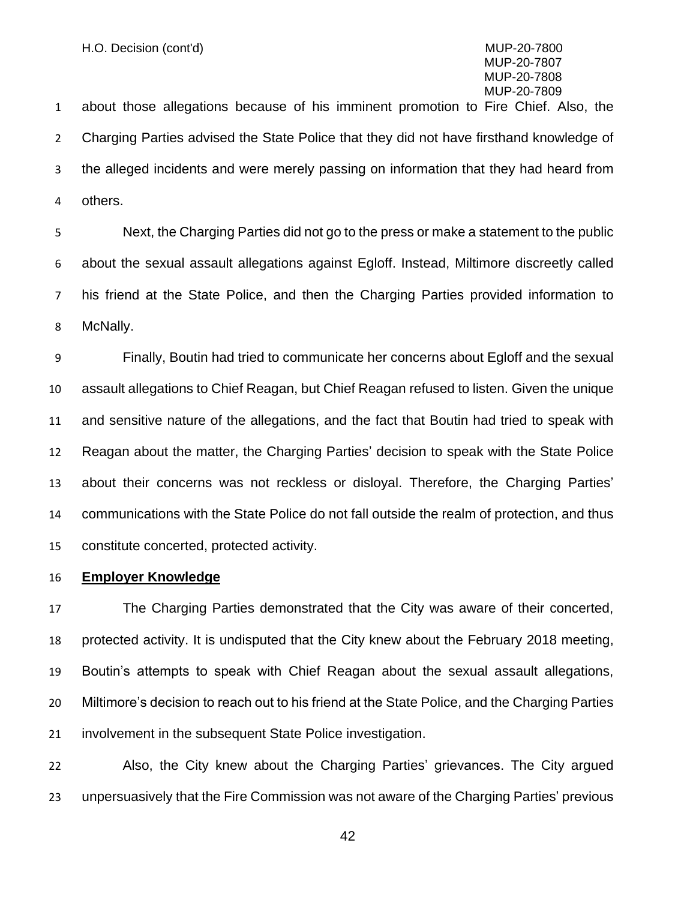about those allegations because of his imminent promotion to Fire Chief. Also, the Charging Parties advised the State Police that they did not have firsthand knowledge of the alleged incidents and were merely passing on information that they had heard from others.

Next, the Charging Parties did not go to the press or make a statement to the public about the sexual assault allegations against Egloff. Instead, Miltimore discreetly called his friend at the State Police, and then the Charging Parties provided information to McNally.

Finally, Boutin had tried to communicate her concerns about Egloff and the sexual assault allegations to Chief Reagan, but Chief Reagan refused to listen. Given the unique and sensitive nature of the allegations, and the fact that Boutin had tried to speak with Reagan about the matter, the Charging Parties' decision to speak with the State Police about their concerns was not reckless or disloyal. Therefore, the Charging Parties' communications with the State Police do not fall outside the realm of protection, and thus constitute concerted, protected activity.

**Employer Knowledge**

The Charging Parties demonstrated that the City was aware of their concerted, protected activity. It is undisputed that the City knew about the February 2018 meeting, Boutin's attempts to speak with Chief Reagan about the sexual assault allegations, Miltimore's decision to reach out to his friend at the State Police, and the Charging Parties involvement in the subsequent State Police investigation.

Also, the City knew about the Charging Parties' grievances. The City argued unpersuasively that the Fire Commission was not aware of the Charging Parties' previous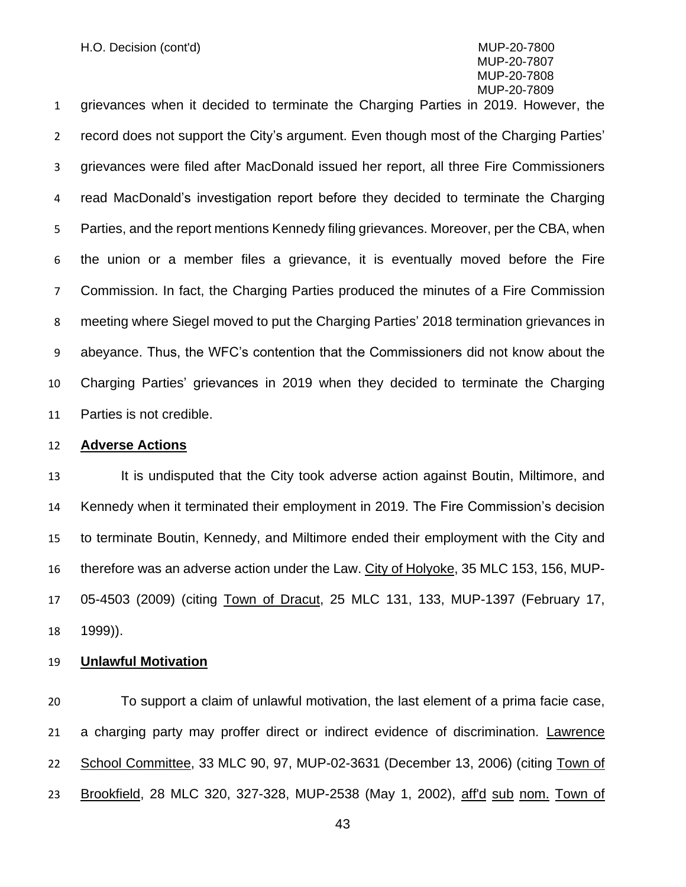grievances when it decided to terminate the Charging Parties in 2019. However, the record does not support the City's argument. Even though most of the Charging Parties' grievances were filed after MacDonald issued her report, all three Fire Commissioners read MacDonald's investigation report before they decided to terminate the Charging Parties, and the report mentions Kennedy filing grievances. Moreover, per the CBA, when the union or a member files a grievance, it is eventually moved before the Fire Commission. In fact, the Charging Parties produced the minutes of a Fire Commission meeting where Siegel moved to put the Charging Parties' 2018 termination grievances in abeyance. Thus, the WFC's contention that the Commissioners did not know about the Charging Parties' grievances in 2019 when they decided to terminate the Charging Parties is not credible.

**Adverse Actions**

It is undisputed that the City took adverse action against Boutin, Miltimore, and Kennedy when it terminated their employment in 2019. The Fire Commission's decision to terminate Boutin, Kennedy, and Miltimore ended their employment with the City and therefore was an adverse action under the Law. City of Holyoke, 35 MLC 153, 156, MUP-05-4503 (2009) (citing Town of Dracut, 25 MLC 131, 133, MUP-1397 (February 17, 1999)).

**Unlawful Motivation**

To support a claim of unlawful motivation, the last element of a prima facie case, a charging party may proffer direct or indirect evidence of discrimination. Lawrence School Committee, 33 MLC 90, 97, MUP-02-3631 (December 13, 2006) (citing Town of Brookfield, 28 MLC 320, 327-328, MUP-2538 (May 1, 2002), aff'd sub nom. Town of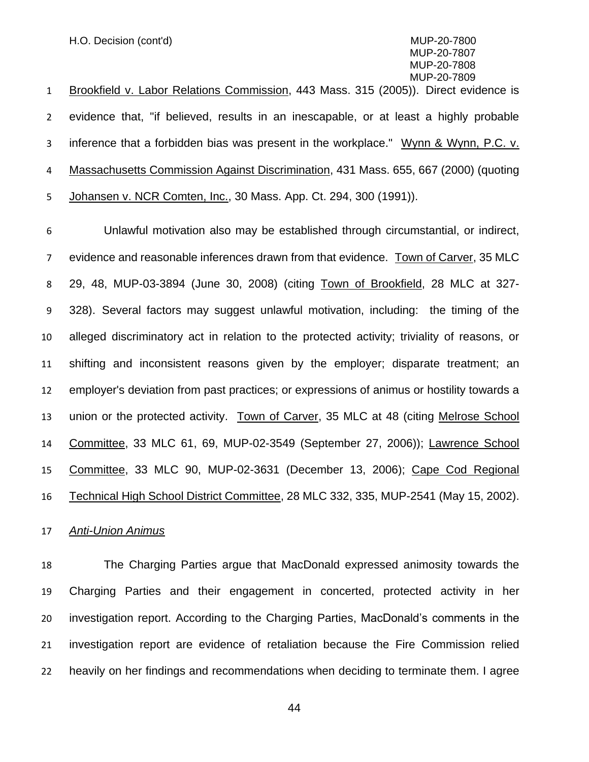Brookfield v. Labor Relations Commission, 443 Mass. 315 (2005)). Direct evidence is evidence that, "if believed, results in an inescapable, or at least a highly probable inference that a forbidden bias was present in the workplace." Wynn & Wynn, P.C. v. Massachusetts Commission Against Discrimination, 431 Mass. 655, 667 (2000) (quoting Johansen v. NCR Comten, Inc., 30 Mass. App. Ct. 294, 300 (1991)).

Unlawful motivation also may be established through circumstantial, or indirect, evidence and reasonable inferences drawn from that evidence. Town of Carver, 35 MLC 29, 48, MUP-03-3894 (June 30, 2008) (citing Town of Brookfield, 28 MLC at 327-328). Several factors may suggest unlawful motivation, including: the timing of the alleged discriminatory act in relation to the protected activity; triviality of reasons, or shifting and inconsistent reasons given by the employer; disparate treatment; an employer's deviation from past practices; or expressions of animus or hostility towards a union or the protected activity. Town of Carver, 35 MLC at 48 (citing Melrose School Committee, 33 MLC 61, 69, MUP-02-3549 (September 27, 2006)); Lawrence School Committee, 33 MLC 90, MUP-02-3631 (December 13, 2006); Cape Cod Regional Technical High School District Committee, 28 MLC 332, 335, MUP-2541 (May 15, 2002).

*Anti-Union Animus*

The Charging Parties argue that MacDonald expressed animosity towards the Charging Parties and their engagement in concerted, protected activity in her investigation report. According to the Charging Parties, MacDonald's comments in the investigation report are evidence of retaliation because the Fire Commission relied heavily on her findings and recommendations when deciding to terminate them. I agree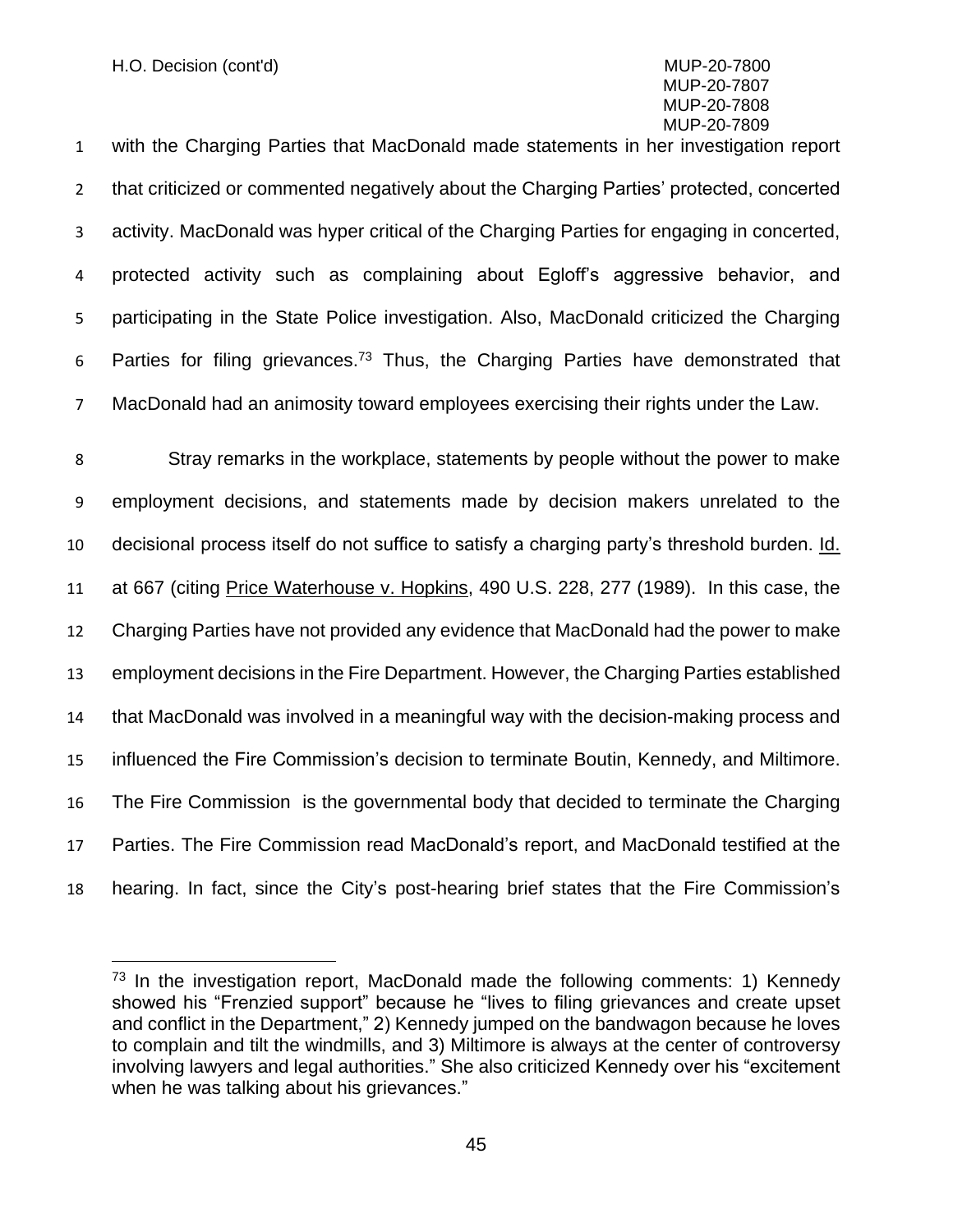with the Charging Parties that MacDonald made statements in her investigation report that criticized or commented negatively about the Charging Parties' protected, concerted activity. MacDonald was hyper critical of the Charging Parties for engaging in concerted, protected activity such as complaining about Egloff's aggressive behavior, and participating in the State Police investigation. Also, MacDonald criticized the Charging Parties for filing grievances.[73] Thus, the Charging Parties have demonstrated that MacDonald had an animosity toward employees exercising their rights under the Law.

Stray remarks in the workplace, statements by people without the power to make employment decisions, and statements made by decision makers unrelated to the decisional process itself do not suffice to satisfy a charging party's threshold burden. Id. at 667 (citing Price Waterhouse v. Hopkins, 490 U.S. 228, 277 (1989). In this case, the Charging Parties have not provided any evidence that MacDonald had the power to make employment decisions in the Fire Department. However, the Charging Parties established that MacDonald was involved in a meaningful way with the decision-making process and influenced the Fire Commission's decision to terminate Boutin, Kennedy, and Miltimore. The Fire Commission is the governmental body that decided to terminate the Charging Parties. The Fire Commission read MacDonald's report, and MacDonald testified at the hearing. In fact, since the City's post-hearing brief states that the Fire Commission's

[73] In the investigation report, MacDonald made the following comments: 1) Kennedy showed his "Frenzied support" because he "lives to filing grievances and create upset and conflict in the Department," 2) Kennedy jumped on the bandwagon because he loves to complain and tilt the windmills, and 3) Miltimore is always at the center of controversy involving lawyers and legal authorities." She also criticized Kennedy over his "excitement when he was talking about his grievances."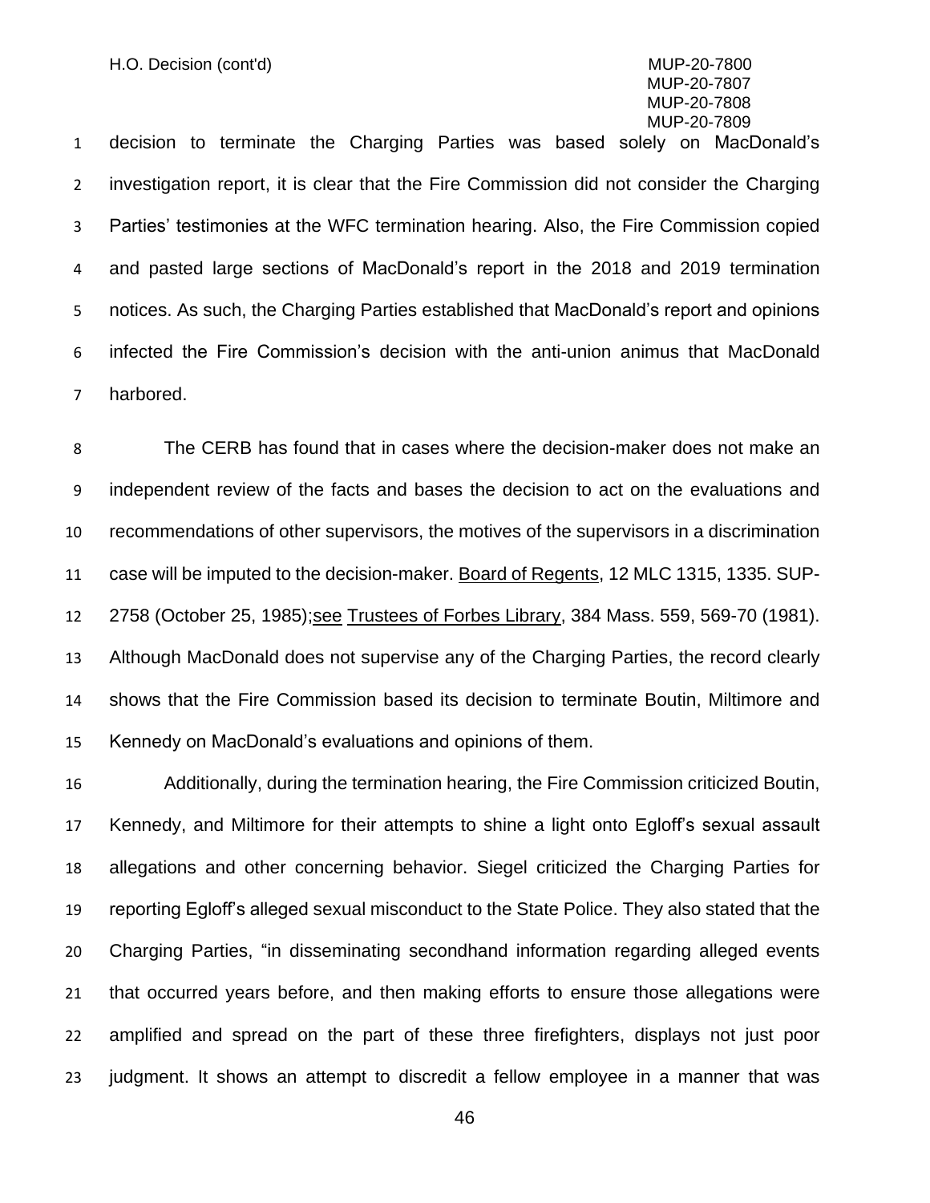decision to terminate the Charging Parties was based solely on MacDonald's investigation report, it is clear that the Fire Commission did not consider the Charging Parties' testimonies at the WFC termination hearing. Also, the Fire Commission copied and pasted large sections of MacDonald's report in the 2018 and 2019 termination notices. As such, the Charging Parties established that MacDonald's report and opinions infected the Fire Commission's decision with the anti-union animus that MacDonald harbored.

The CERB has found that in cases where the decision-maker does not make an independent review of the facts and bases the decision to act on the evaluations and recommendations of other supervisors, the motives of the supervisors in a discrimination case will be imputed to the decision-maker. Board of Regents, 12 MLC 1315, 1335. SUP-2758 (October 25, 1985);see Trustees of Forbes Library, 384 Mass. 559, 569-70 (1981). Although MacDonald does not supervise any of the Charging Parties, the record clearly shows that the Fire Commission based its decision to terminate Boutin, Miltimore and Kennedy on MacDonald's evaluations and opinions of them.

Additionally, during the termination hearing, the Fire Commission criticized Boutin, Kennedy, and Miltimore for their attempts to shine a light onto Egloff's sexual assault allegations and other concerning behavior. Siegel criticized the Charging Parties for reporting Egloff's alleged sexual misconduct to the State Police. They also stated that the Charging Parties, "in disseminating secondhand information regarding alleged events that occurred years before, and then making efforts to ensure those allegations were amplified and spread on the part of these three firefighters, displays not just poor judgment. It shows an attempt to discredit a fellow employee in a manner that was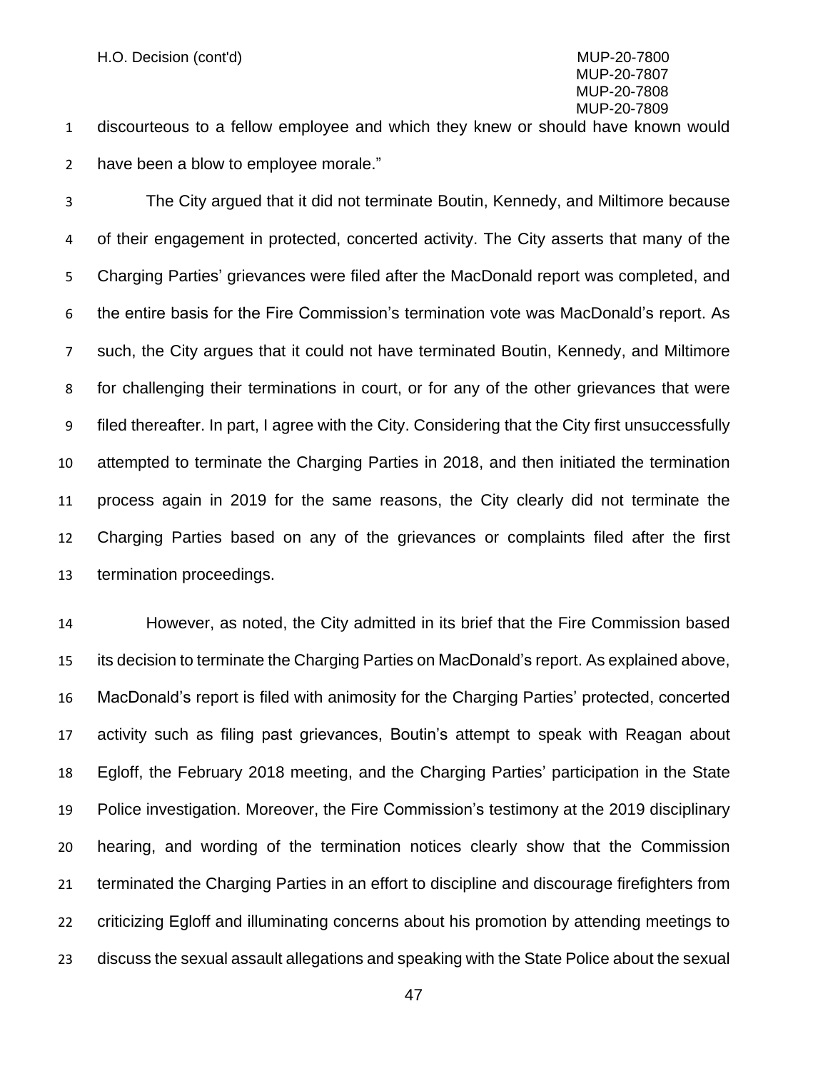discourteous to a fellow employee and which they knew or should have known would have been a blow to employee morale."

The City argued that it did not terminate Boutin, Kennedy, and Miltimore because of their engagement in protected, concerted activity. The City asserts that many of the Charging Parties' grievances were filed after the MacDonald report was completed, and the entire basis for the Fire Commission's termination vote was MacDonald's report. As such, the City argues that it could not have terminated Boutin, Kennedy, and Miltimore for challenging their terminations in court, or for any of the other grievances that were filed thereafter. In part, I agree with the City. Considering that the City first unsuccessfully attempted to terminate the Charging Parties in 2018, and then initiated the termination process again in 2019 for the same reasons, the City clearly did not terminate the Charging Parties based on any of the grievances or complaints filed after the first termination proceedings.

However, as noted, the City admitted in its brief that the Fire Commission based its decision to terminate the Charging Parties on MacDonald's report. As explained above, MacDonald's report is filed with animosity for the Charging Parties' protected, concerted activity such as filing past grievances, Boutin's attempt to speak with Reagan about Egloff, the February 2018 meeting, and the Charging Parties' participation in the State Police investigation. Moreover, the Fire Commission's testimony at the 2019 disciplinary hearing, and wording of the termination notices clearly show that the Commission terminated the Charging Parties in an effort to discipline and discourage firefighters from criticizing Egloff and illuminating concerns about his promotion by attending meetings to discuss the sexual assault allegations and speaking with the State Police about the sexual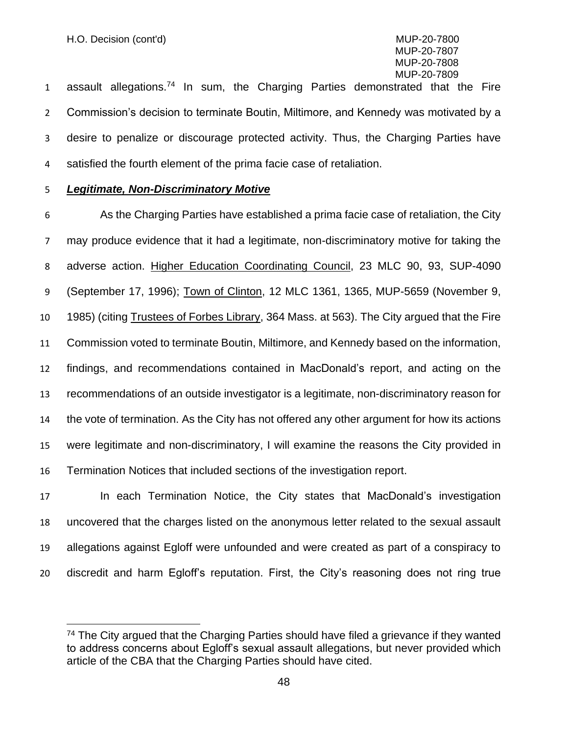assault allegations.[74] In sum, the Charging Parties demonstrated that the Fire Commission's decision to terminate Boutin, Miltimore, and Kennedy was motivated by a desire to penalize or discourage protected activity. Thus, the Charging Parties have satisfied the fourth element of the prima facie case of retaliation.

***Legitimate, Non-Discriminatory Motive***

As the Charging Parties have established a prima facie case of retaliation, the City may produce evidence that it had a legitimate, non-discriminatory motive for taking the adverse action. Higher Education Coordinating Council, 23 MLC 90, 93, SUP-4090 (September 17, 1996); Town of Clinton, 12 MLC 1361, 1365, MUP-5659 (November 9, 1985) (citing Trustees of Forbes Library, 364 Mass. at 563). The City argued that the Fire Commission voted to terminate Boutin, Miltimore, and Kennedy based on the information, findings, and recommendations contained in MacDonald's report, and acting on the recommendations of an outside investigator is a legitimate, non-discriminatory reason for the vote of termination. As the City has not offered any other argument for how its actions were legitimate and non-discriminatory, I will examine the reasons the City provided in Termination Notices that included sections of the investigation report.

In each Termination Notice, the City states that MacDonald's investigation uncovered that the charges listed on the anonymous letter related to the sexual assault allegations against Egloff were unfounded and were created as part of a conspiracy to discredit and harm Egloff's reputation. First, the City's reasoning does not ring true

---

[74] The City argued that the Charging Parties should have filed a grievance if they wanted to address concerns about Egloff's sexual assault allegations, but never provided which article of the CBA that the Charging Parties should have cited.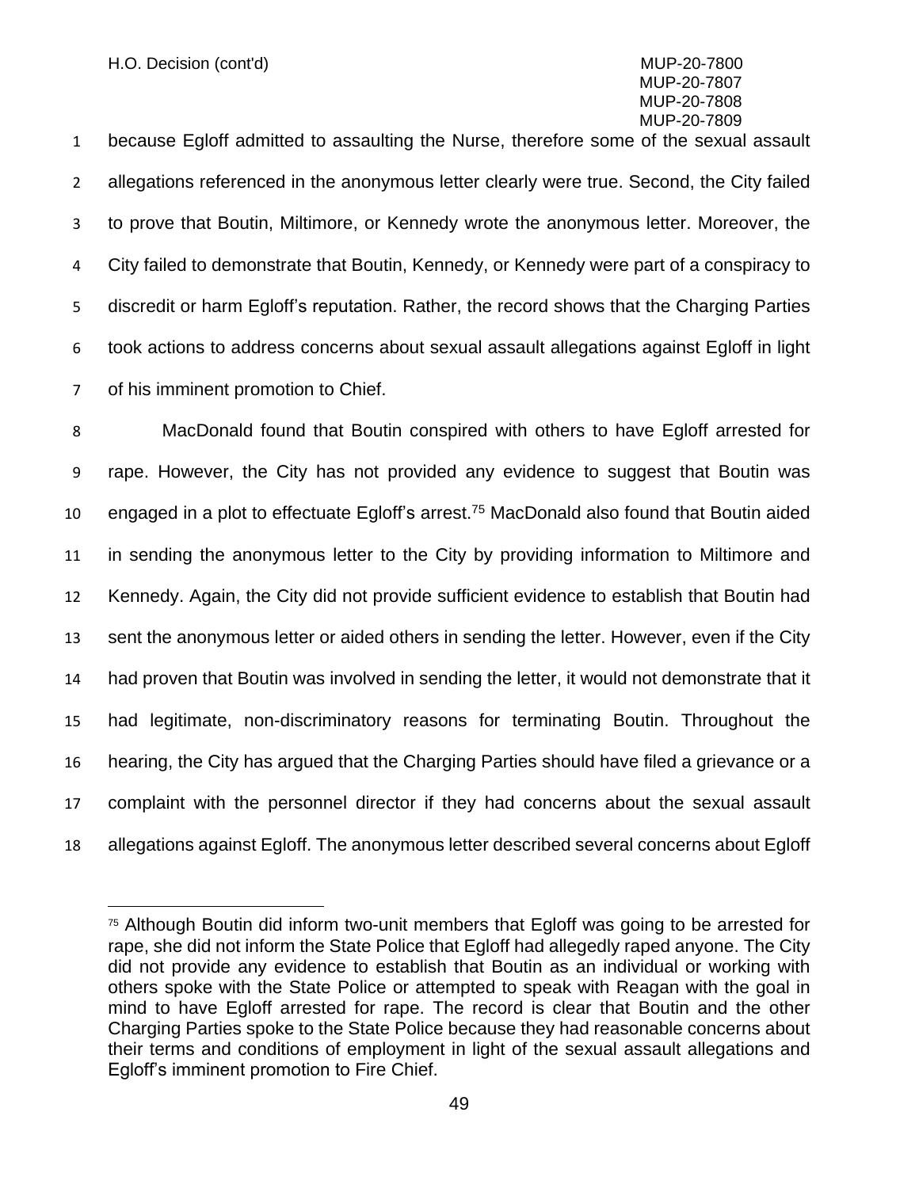because Egloff admitted to assaulting the Nurse, therefore some of the sexual assault allegations referenced in the anonymous letter clearly were true. Second, the City failed to prove that Boutin, Miltimore, or Kennedy wrote the anonymous letter. Moreover, the City failed to demonstrate that Boutin, Kennedy, or Kennedy were part of a conspiracy to discredit or harm Egloff's reputation. Rather, the record shows that the Charging Parties took actions to address concerns about sexual assault allegations against Egloff in light of his imminent promotion to Chief.

MacDonald found that Boutin conspired with others to have Egloff arrested for rape. However, the City has not provided any evidence to suggest that Boutin was engaged in a plot to effectuate Egloff's arrest.[75] MacDonald also found that Boutin aided in sending the anonymous letter to the City by providing information to Miltimore and Kennedy. Again, the City did not provide sufficient evidence to establish that Boutin had sent the anonymous letter or aided others in sending the letter. However, even if the City had proven that Boutin was involved in sending the letter, it would not demonstrate that it had legitimate, non-discriminatory reasons for terminating Boutin. Throughout the hearing, the City has argued that the Charging Parties should have filed a grievance or a complaint with the personnel director if they had concerns about the sexual assault allegations against Egloff. The anonymous letter described several concerns about Egloff

---

[75] Although Boutin did inform two-unit members that Egloff was going to be arrested for rape, she did not inform the State Police that Egloff had allegedly raped anyone. The City did not provide any evidence to establish that Boutin as an individual or working with others spoke with the State Police or attempted to speak with Reagan with the goal in mind to have Egloff arrested for rape. The record is clear that Boutin and the other Charging Parties spoke to the State Police because they had reasonable concerns about their terms and conditions of employment in light of the sexual assault allegations and Egloff's imminent promotion to Fire Chief.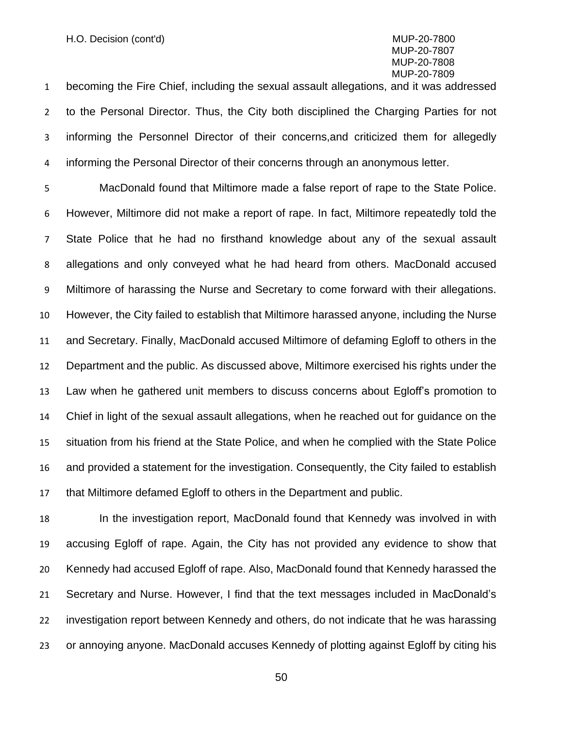becoming the Fire Chief, including the sexual assault allegations, and it was addressed to the Personal Director. Thus, the City both disciplined the Charging Parties for not informing the Personnel Director of their concerns,and criticized them for allegedly informing the Personal Director of their concerns through an anonymous letter.

MacDonald found that Miltimore made a false report of rape to the State Police. However, Miltimore did not make a report of rape. In fact, Miltimore repeatedly told the State Police that he had no firsthand knowledge about any of the sexual assault allegations and only conveyed what he had heard from others. MacDonald accused Miltimore of harassing the Nurse and Secretary to come forward with their allegations. However, the City failed to establish that Miltimore harassed anyone, including the Nurse and Secretary. Finally, MacDonald accused Miltimore of defaming Egloff to others in the Department and the public. As discussed above, Miltimore exercised his rights under the Law when he gathered unit members to discuss concerns about Egloff's promotion to Chief in light of the sexual assault allegations, when he reached out for guidance on the situation from his friend at the State Police, and when he complied with the State Police and provided a statement for the investigation. Consequently, the City failed to establish that Miltimore defamed Egloff to others in the Department and public.

In the investigation report, MacDonald found that Kennedy was involved in with accusing Egloff of rape. Again, the City has not provided any evidence to show that Kennedy had accused Egloff of rape. Also, MacDonald found that Kennedy harassed the Secretary and Nurse. However, I find that the text messages included in MacDonald's investigation report between Kennedy and others, do not indicate that he was harassing or annoying anyone. MacDonald accuses Kennedy of plotting against Egloff by citing his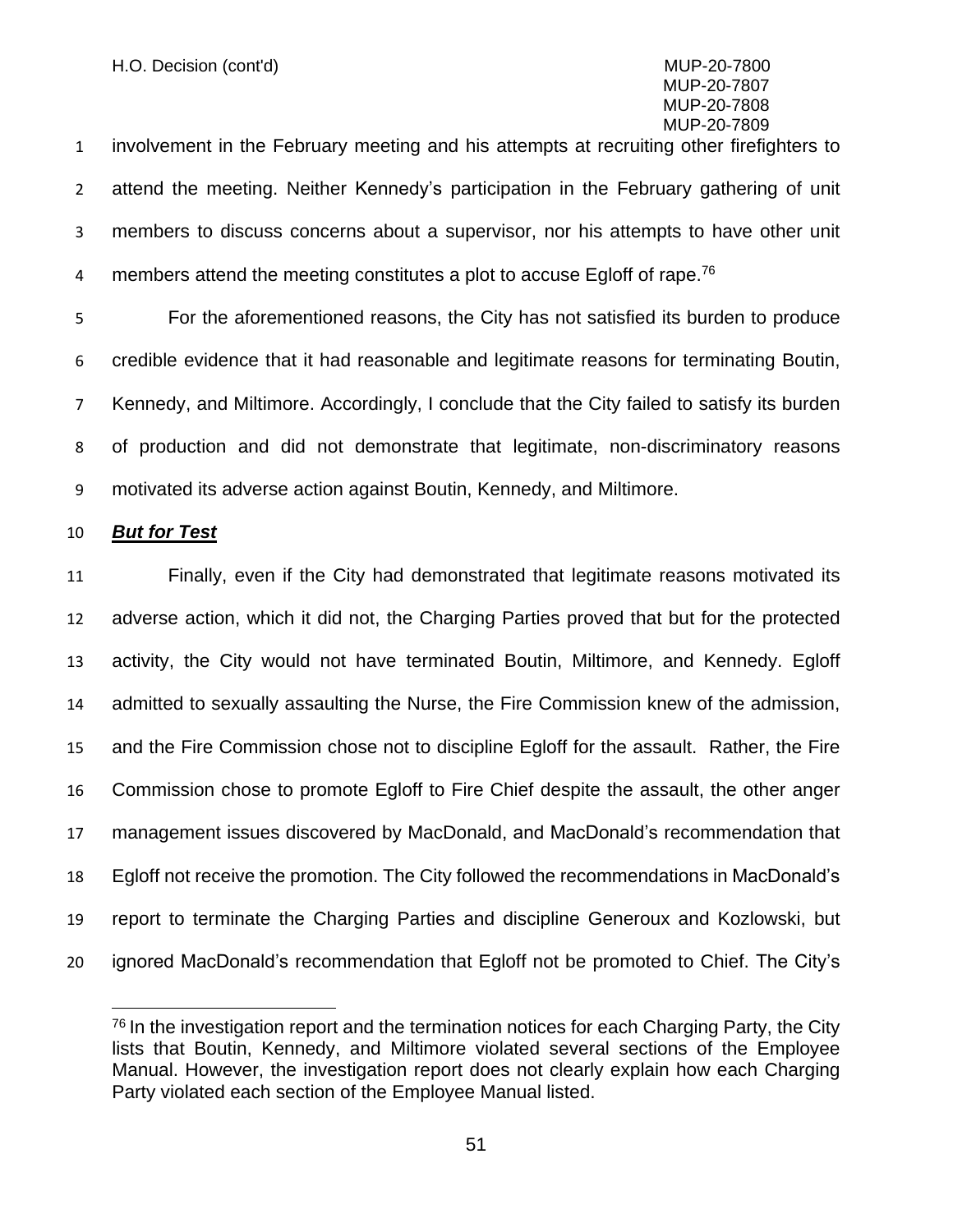involvement in the February meeting and his attempts at recruiting other firefighters to attend the meeting. Neither Kennedy's participation in the February gathering of unit members to discuss concerns about a supervisor, nor his attempts to have other unit members attend the meeting constitutes a plot to accuse Egloff of rape.[76]

For the aforementioned reasons, the City has not satisfied its burden to produce credible evidence that it had reasonable and legitimate reasons for terminating Boutin, Kennedy, and Miltimore. Accordingly, I conclude that the City failed to satisfy its burden of production and did not demonstrate that legitimate, non-discriminatory reasons motivated its adverse action against Boutin, Kennedy, and Miltimore.

***But for Test***

Finally, even if the City had demonstrated that legitimate reasons motivated its adverse action, which it did not, the Charging Parties proved that but for the protected activity, the City would not have terminated Boutin, Miltimore, and Kennedy. Egloff admitted to sexually assaulting the Nurse, the Fire Commission knew of the admission, and the Fire Commission chose not to discipline Egloff for the assault. Rather, the Fire Commission chose to promote Egloff to Fire Chief despite the assault, the other anger management issues discovered by MacDonald, and MacDonald's recommendation that Egloff not receive the promotion. The City followed the recommendations in MacDonald's report to terminate the Charging Parties and discipline Generoux and Kozlowski, but ignored MacDonald's recommendation that Egloff not be promoted to Chief. The City's

---

[76] In the investigation report and the termination notices for each Charging Party, the City lists that Boutin, Kennedy, and Miltimore violated several sections of the Employee Manual. However, the investigation report does not clearly explain how each Charging Party violated each section of the Employee Manual listed.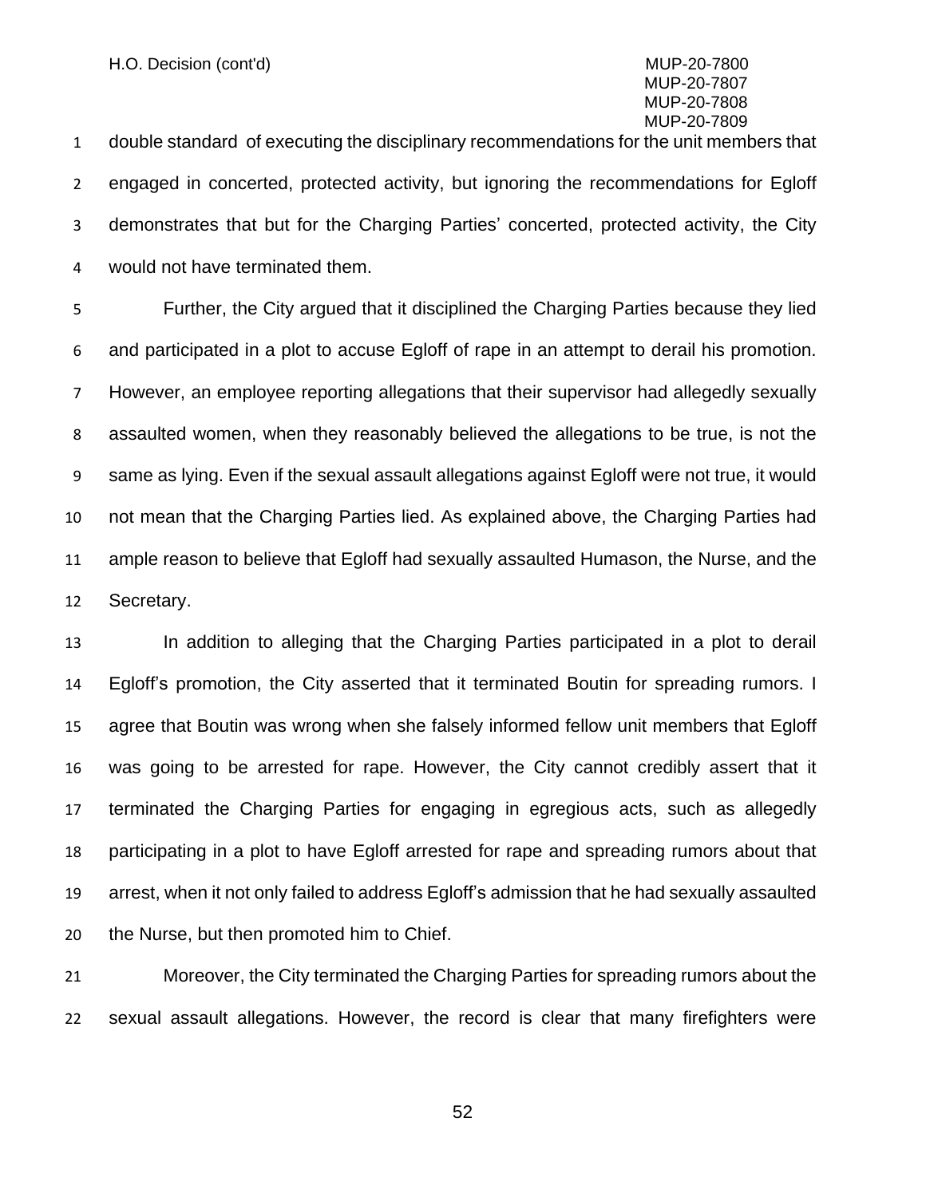double standard of executing the disciplinary recommendations for the unit members that engaged in concerted, protected activity, but ignoring the recommendations for Egloff demonstrates that but for the Charging Parties' concerted, protected activity, the City would not have terminated them.

Further, the City argued that it disciplined the Charging Parties because they lied and participated in a plot to accuse Egloff of rape in an attempt to derail his promotion. However, an employee reporting allegations that their supervisor had allegedly sexually assaulted women, when they reasonably believed the allegations to be true, is not the same as lying. Even if the sexual assault allegations against Egloff were not true, it would not mean that the Charging Parties lied. As explained above, the Charging Parties had ample reason to believe that Egloff had sexually assaulted Humason, the Nurse, and the Secretary.

In addition to alleging that the Charging Parties participated in a plot to derail Egloff's promotion, the City asserted that it terminated Boutin for spreading rumors. I agree that Boutin was wrong when she falsely informed fellow unit members that Egloff was going to be arrested for rape. However, the City cannot credibly assert that it terminated the Charging Parties for engaging in egregious acts, such as allegedly participating in a plot to have Egloff arrested for rape and spreading rumors about that arrest, when it not only failed to address Egloff's admission that he had sexually assaulted the Nurse, but then promoted him to Chief.

Moreover, the City terminated the Charging Parties for spreading rumors about the sexual assault allegations. However, the record is clear that many firefighters were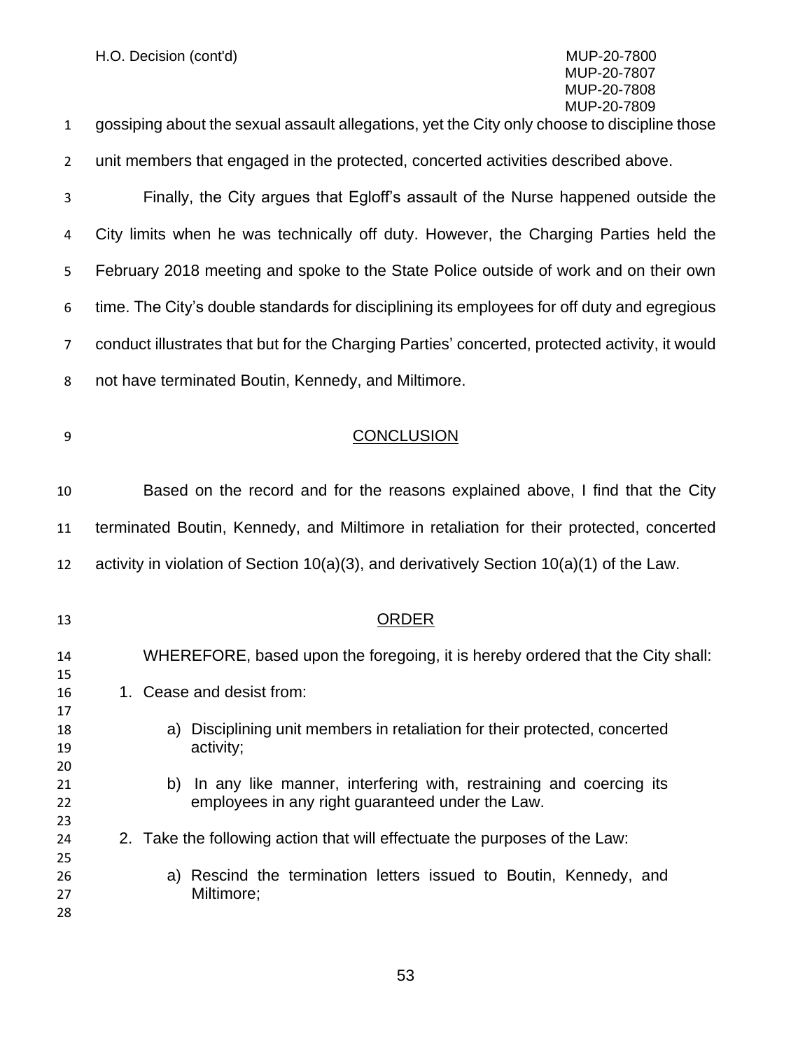gossiping about the sexual assault allegations, yet the City only choose to discipline those unit members that engaged in the protected, concerted activities described above.

Finally, the City argues that Egloff's assault of the Nurse happened outside the City limits when he was technically off duty. However, the Charging Parties held the February 2018 meeting and spoke to the State Police outside of work and on their own time. The City's double standards for disciplining its employees for off duty and egregious conduct illustrates that but for the Charging Parties' concerted, protected activity, it would not have terminated Boutin, Kennedy, and Miltimore.

## CONCLUSION

Based on the record and for the reasons explained above, I find that the City terminated Boutin, Kennedy, and Miltimore in retaliation for their protected, concerted activity in violation of Section 10(a)(3), and derivatively Section 10(a)(1) of the Law.

## ORDER

WHEREFORE, based upon the foregoing, it is hereby ordered that the City shall:

1. Cease and desist from:

   a) Disciplining unit members in retaliation for their protected, concerted activity;

   b) In any like manner, interfering with, restraining and coercing its employees in any right guaranteed under the Law.

2. Take the following action that will effectuate the purposes of the Law:

   a) Rescind the termination letters issued to Boutin, Kennedy, and Miltimore;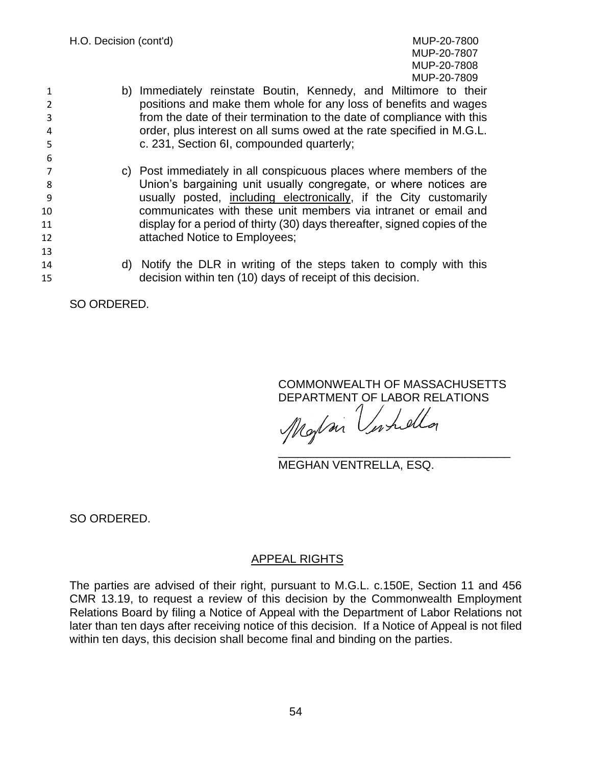b) Immediately reinstate Boutin, Kennedy, and Miltimore to their positions and make them whole for any loss of benefits and wages from the date of their termination to the date of compliance with this order, plus interest on all sums owed at the rate specified in M.G.L. c. 231, Section 6I, compounded quarterly;

c) Post immediately in all conspicuous places where members of the Union's bargaining unit usually congregate, or where notices are usually posted, including electronically, if the City customarily communicates with these unit members via intranet or email and display for a period of thirty (30) days thereafter, signed copies of the attached Notice to Employees;

d) Notify the DLR in writing of the steps taken to comply with this decision within ten (10) days of receipt of this decision.

SO ORDERED.

COMMONWEALTH OF MASSACHUSETTS
DEPARTMENT OF LABOR RELATIONS

MEGHAN VENTRELLA, ESQ.

SO ORDERED.

## APPEAL RIGHTS

The parties are advised of their right, pursuant to M.G.L. c.150E, Section 11 and 456 CMR 13.19, to request a review of this decision by the Commonwealth Employment Relations Board by filing a Notice of Appeal with the Department of Labor Relations not later than ten days after receiving notice of this decision. If a Notice of Appeal is not filed within ten days, this decision shall become final and binding on the parties.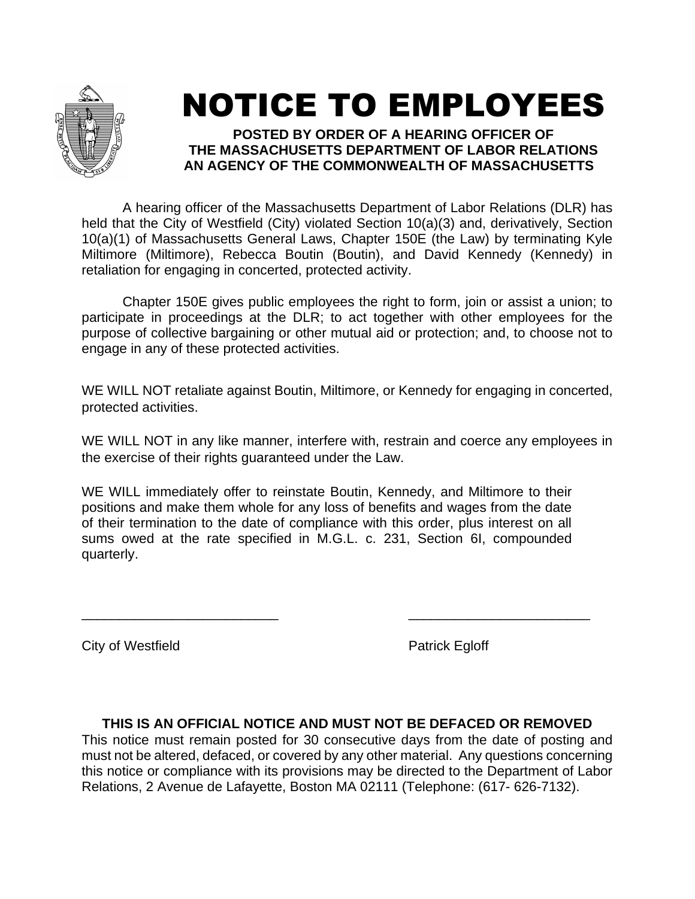# NOTICE TO EMPLOYEES

**POSTED BY ORDER OF A HEARING OFFICER OF THE MASSACHUSETTS DEPARTMENT OF LABOR RELATIONS AN AGENCY OF THE COMMONWEALTH OF MASSACHUSETTS**

A hearing officer of the Massachusetts Department of Labor Relations (DLR) has held that the City of Westfield (City) violated Section 10(a)(3) and, derivatively, Section 10(a)(1) of Massachusetts General Laws, Chapter 150E (the Law) by terminating Kyle Miltimore (Miltimore), Rebecca Boutin (Boutin), and David Kennedy (Kennedy) in retaliation for engaging in concerted, protected activity.

Chapter 150E gives public employees the right to form, join or assist a union; to participate in proceedings at the DLR; to act together with other employees for the purpose of collective bargaining or other mutual aid or protection; and, to choose not to engage in any of these protected activities.

WE WILL NOT retaliate against Boutin, Miltimore, or Kennedy for engaging in concerted, protected activities.

WE WILL NOT in any like manner, interfere with, restrain and coerce any employees in the exercise of their rights guaranteed under the Law.

WE WILL immediately offer to reinstate Boutin, Kennedy, and Miltimore to their positions and make them whole for any loss of benefits and wages from the date of their termination to the date of compliance with this order, plus interest on all sums owed at the rate specified in M.G.L. c. 231, Section 6I, compounded quarterly.

___________________________ ___________________________

City of Westfield Patrick Egloff

**THIS IS AN OFFICIAL NOTICE AND MUST NOT BE DEFACED OR REMOVED**

This notice must remain posted for 30 consecutive days from the date of posting and must not be altered, defaced, or covered by any other material. Any questions concerning this notice or compliance with its provisions may be directed to the Department of Labor Relations, 2 Avenue de Lafayette, Boston MA 02111 (Telephone: (617- 626-7132).